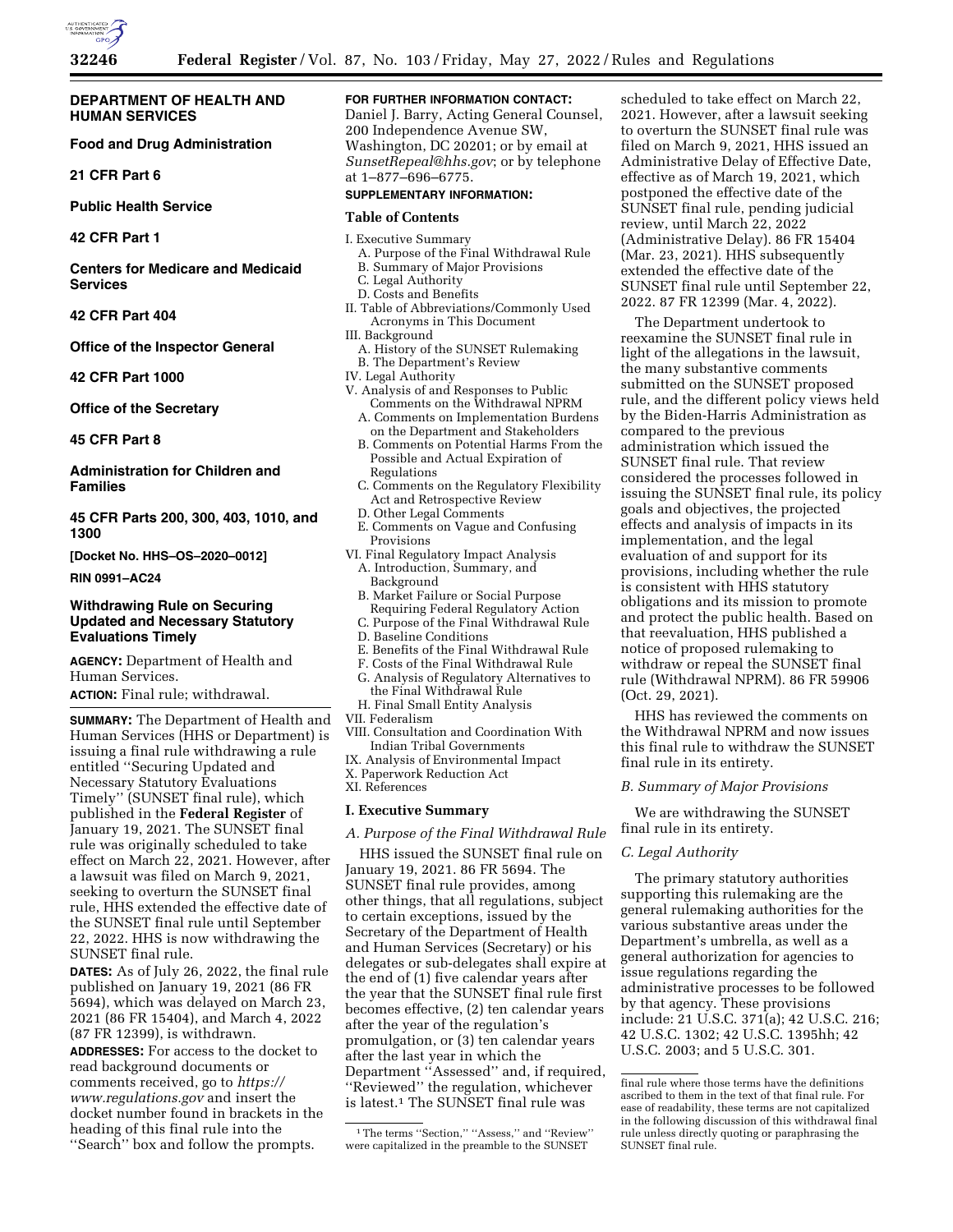**DEPARTMENT OF HEALTH AND HUMAN SERVICES**

**Food and Drug Administration**

**21 CFR Part 6**

**Public Health Service**

**42 CFR Part 1**

**Centers for Medicare and Medicaid Services**

**42 CFR Part 404**

**Office of the Inspector General**

**42 CFR Part 1000**

**Office of the Secretary**

**45 CFR Part 8**

**Administration for Children and Families**

**45 CFR Parts 200, 300, 403, 1010, and 1300**

**[Docket No. HHS–OS–2020–0012]**

**RIN 0991–AC24**

# Withdrawing Rule on Securing Updated and Necessary Statutory Evaluations Timely

**AGENCY:** Department of Health and Human Services.

**ACTION:** Final rule; withdrawal.

**SUMMARY:** The Department of Health and Human Services (HHS or Department) is issuing a final rule withdrawing a rule entitled ''Securing Updated and Necessary Statutory Evaluations Timely'' (SUNSET final rule), which published in the **Federal Register** of January 19, 2021. The SUNSET final rule was originally scheduled to take effect on March 22, 2021. However, after a lawsuit was filed on March 9, 2021, seeking to overturn the SUNSET final rule, HHS extended the effective date of the SUNSET final rule until September 22, 2022. HHS is now withdrawing the SUNSET final rule.

**DATES:** As of July 26, 2022, the final rule published on January 19, 2021 (86 FR 5694), which was delayed on March 23, 2021 (86 FR 15404), and March 4, 2022 (87 FR 12399), is withdrawn.

**ADDRESSES:** For access to the docket to read background documents or comments received, go to *https://www.regulations.gov* and insert the docket number found in brackets in the heading of this final rule into the ''Search'' box and follow the prompts.

**FOR FURTHER INFORMATION CONTACT:** Daniel J. Barry, Acting General Counsel, 200 Independence Avenue SW, Washington, DC 20201; or by email at *SunsetRepeal@hhs.gov*; or by telephone at 1–877–696–6775.

**SUPPLEMENTARY INFORMATION:**

**Table of Contents**

I. Executive Summary
  A. Purpose of the Final Withdrawal Rule
  B. Summary of Major Provisions
  C. Legal Authority
  D. Costs and Benefits
II. Table of Abbreviations/Commonly Used Acronyms in This Document
III. Background
  A. History of the SUNSET Rulemaking
  B. The Department's Review
IV. Legal Authority
V. Analysis of and Responses to Public Comments on the Withdrawal NPRM
  A. Comments on Implementation Burdens on the Department and Stakeholders
  B. Comments on Potential Harms From the Possible and Actual Expiration of Regulations
  C. Comments on the Regulatory Flexibility Act and Retrospective Review
  D. Other Legal Comments
  E. Comments on Vague and Confusing Provisions
VI. Final Regulatory Impact Analysis
  A. Introduction, Summary, and Background
  B. Market Failure or Social Purpose Requiring Federal Regulatory Action
  C. Purpose of the Final Withdrawal Rule
  D. Baseline Conditions
  E. Benefits of the Final Withdrawal Rule
  F. Costs of the Final Withdrawal Rule
  G. Analysis of Regulatory Alternatives to the Final Withdrawal Rule
  H. Final Small Entity Analysis
VII. Federalism
VIII. Consultation and Coordination With Indian Tribal Governments
IX. Analysis of Environmental Impact
X. Paperwork Reduction Act
XI. References

## I. Executive Summary

### *A. Purpose of the Final Withdrawal Rule*

HHS issued the SUNSET final rule on January 19, 2021. 86 FR 5694. The SUNSET final rule provides, among other things, that all regulations, subject to certain exceptions, issued by the Secretary of the Department of Health and Human Services (Secretary) or his delegates or sub-delegates shall expire at the end of (1) five calendar years after the year that the SUNSET final rule first becomes effective, (2) ten calendar years after the year of the regulation's promulgation, or (3) ten calendar years after the last year in which the Department ''Assessed'' and, if required, ''Reviewed'' the regulation, whichever is latest.[1] The SUNSET final rule was scheduled to take effect on March 22, 2021. However, after a lawsuit seeking to overturn the SUNSET final rule was filed on March 9, 2021, HHS issued an Administrative Delay of Effective Date, effective as of March 19, 2021, which postponed the effective date of the SUNSET final rule, pending judicial review, until March 22, 2022 (Administrative Delay). 86 FR 15404 (Mar. 23, 2021). HHS subsequently extended the effective date of the SUNSET final rule until September 22, 2022. 87 FR 12399 (Mar. 4, 2022).

The Department undertook to reexamine the SUNSET final rule in light of the allegations in the lawsuit, the many substantive comments submitted on the SUNSET proposed rule, and the different policy views held by the Biden-Harris Administration as compared to the previous administration which issued the SUNSET final rule. That review considered the processes followed in issuing the SUNSET final rule, its policy goals and objectives, the projected effects and analysis of impacts in its implementation, and the legal evaluation of and support for its provisions, including whether the rule is consistent with HHS statutory obligations and its mission to promote and protect the public health. Based on that reevaluation, HHS published a notice of proposed rulemaking to withdraw or repeal the SUNSET final rule (Withdrawal NPRM). 86 FR 59906 (Oct. 29, 2021).

HHS has reviewed the comments on the Withdrawal NPRM and now issues this final rule to withdraw the SUNSET final rule in its entirety.

### *B. Summary of Major Provisions*

We are withdrawing the SUNSET final rule in its entirety.

### *C. Legal Authority*

The primary statutory authorities supporting this rulemaking are the general rulemaking authorities for the various substantive areas under the Department's umbrella, as well as a general authorization for agencies to issue regulations regarding the administrative processes to be followed by that agency. These provisions include: 21 U.S.C. 371(a); 42 U.S.C. 216; 42 U.S.C. 1302; 42 U.S.C. 1395hh; 42 U.S.C. 2003; and 5 U.S.C. 301.

[1] The terms ''Section,'' ''Assess,'' and ''Review'' were capitalized in the preamble to the SUNSET final rule where those terms have the definitions ascribed to them in the text of that final rule. For ease of readability, these terms are not capitalized in the following discussion of this withdrawal final rule unless directly quoting or paraphrasing the SUNSET final rule.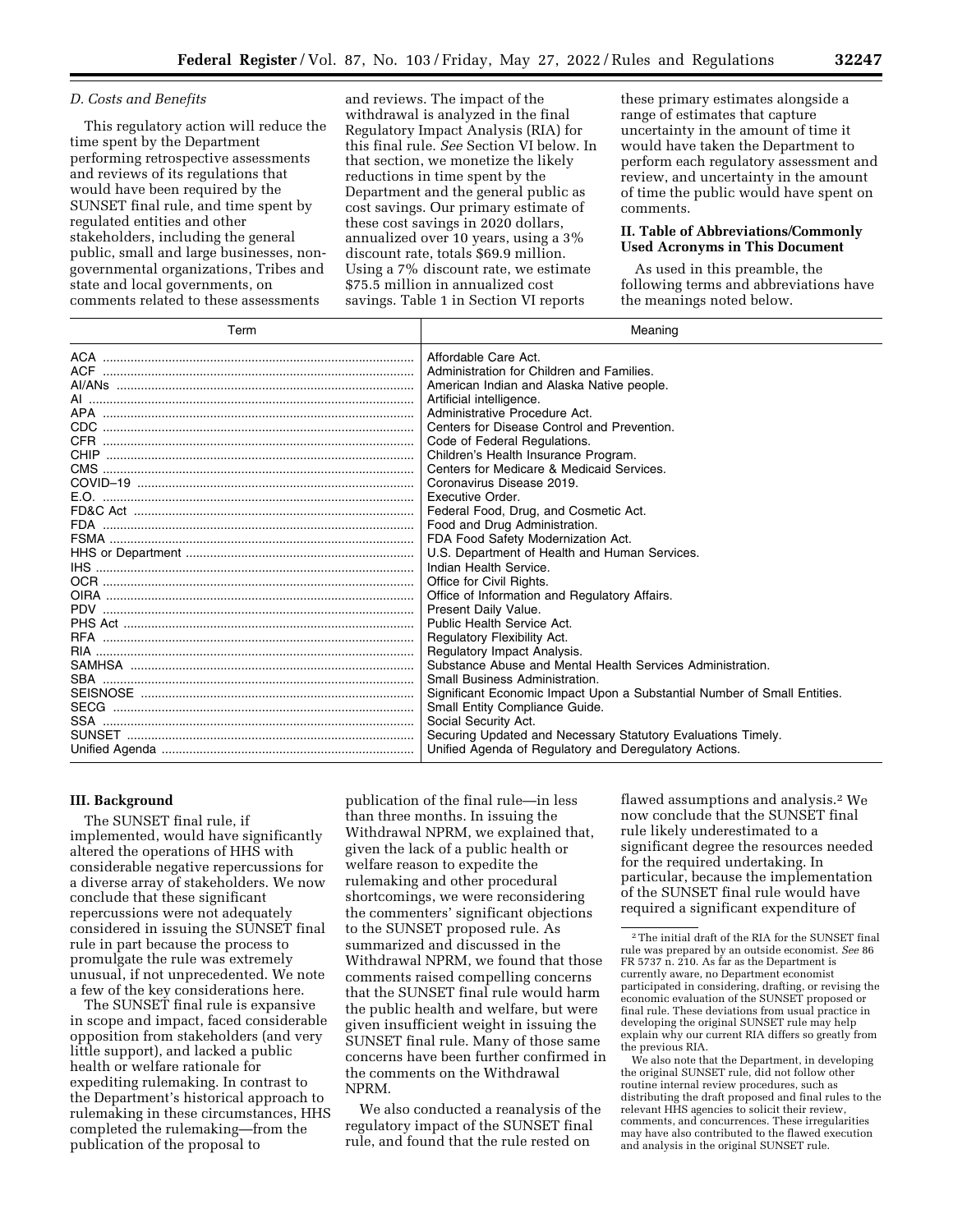### D. Costs and Benefits

This regulatory action will reduce the time spent by the Department performing retrospective assessments and reviews of its regulations that would have been required by the SUNSET final rule, and time spent by regulated entities and other stakeholders, including the general public, small and large businesses, non-governmental organizations, Tribes and state and local governments, on comments related to these assessments and reviews. The impact of the withdrawal is analyzed in the final Regulatory Impact Analysis (RIA) for this final rule. *See* Section VI below. In that section, we monetize the likely reductions in time spent by the Department and the general public as cost savings. Our primary estimate of these cost savings in 2020 dollars, annualized over 10 years, using a 3% discount rate, totals $69.9 million. Using a 7% discount rate, we estimate $75.5 million in annualized cost savings. Table 1 in Section VI reports these primary estimates alongside a range of estimates that capture uncertainty in the amount of time it would have taken the Department to perform each regulatory assessment and review, and uncertainty in the amount of time the public would have spent on comments.

## II. Table of Abbreviations/Commonly Used Acronyms in This Document

As used in this preamble, the following terms and abbreviations have the meanings noted below.

| Term | Meaning |
|---|---|
| ACA | Affordable Care Act. |
| ACF | Administration for Children and Families. |
| AI/ANs | American Indian and Alaska Native people. |
| AI | Artificial intelligence. |
| APA | Administrative Procedure Act. |
| CDC | Centers for Disease Control and Prevention. |
| CFR | Code of Federal Regulations. |
| CHIP | Children's Health Insurance Program. |
| CMS | Centers for Medicare & Medicaid Services. |
| COVID–19 | Coronavirus Disease 2019. |
| E.O. | Executive Order. |
| FD&C Act | Federal Food, Drug, and Cosmetic Act. |
| FDA | Food and Drug Administration. |
| FSMA | FDA Food Safety Modernization Act. |
| HHS or Department | U.S. Department of Health and Human Services. |
| IHS | Indian Health Service. |
| OCR | Office for Civil Rights. |
| OIRA | Office of Information and Regulatory Affairs. |
| PDV | Present Daily Value. |
| PHS Act | Public Health Service Act. |
| RFA | Regulatory Flexibility Act. |
| RIA | Regulatory Impact Analysis. |
| SAMHSA | Substance Abuse and Mental Health Services Administration. |
| SBA | Small Business Administration. |
| SEISNOSE | Significant Economic Impact Upon a Substantial Number of Small Entities. |
| SECG | Small Entity Compliance Guide. |
| SSA | Social Security Act. |
| SUNSET | Securing Updated and Necessary Statutory Evaluations Timely. |
| Unified Agenda | Unified Agenda of Regulatory and Deregulatory Actions. |

## III. Background

The SUNSET final rule, if implemented, would have significantly altered the operations of HHS with considerable negative repercussions for a diverse array of stakeholders. We now conclude that these significant repercussions were not adequately considered in issuing the SUNSET final rule in part because the process to promulgate the rule was extremely unusual, if not unprecedented. We note a few of the key considerations here.

The SUNSET final rule is expansive in scope and impact, faced considerable opposition from stakeholders (and very little support), and lacked a public health or welfare rationale for expediting rulemaking. In contrast to the Department's historical approach to rulemaking in these circumstances, HHS completed the rulemaking—from the publication of the proposal to publication of the final rule—in less than three months. In issuing the Withdrawal NPRM, we explained that, given the lack of a public health or welfare reason to expedite the rulemaking and other procedural shortcomings, we were reconsidering the commenters' significant objections to the SUNSET proposed rule. As summarized and discussed in the Withdrawal NPRM, we found that those comments raised compelling concerns that the SUNSET final rule would harm the public health and welfare, but were given insufficient weight in issuing the SUNSET final rule. Many of those same concerns have been further confirmed in the comments on the Withdrawal NPRM.

We also conducted a reanalysis of the regulatory impact of the SUNSET final rule, and found that the rule rested on flawed assumptions and analysis.[2] We now conclude that the SUNSET final rule likely underestimated to a significant degree the resources needed for the required undertaking. In particular, because the implementation of the SUNSET final rule would have required a significant expenditure of

[2] The initial draft of the RIA for the SUNSET final rule was prepared by an outside economist. *See* 86 FR 5737 n. 210. As far as the Department is currently aware, no Department economist participated in considering, drafting, or revising the economic evaluation of the SUNSET proposed or final rule. These deviations from usual practice in developing the original SUNSET rule may help explain why our current RIA differs so greatly from the previous RIA.

We also note that the Department, in developing the original SUNSET rule, did not follow other routine internal review procedures, such as distributing the draft proposed and final rules to the relevant HHS agencies to solicit their review, comments, and concurrences. These irregularities may have also contributed to the flawed execution and analysis in the original SUNSET rule.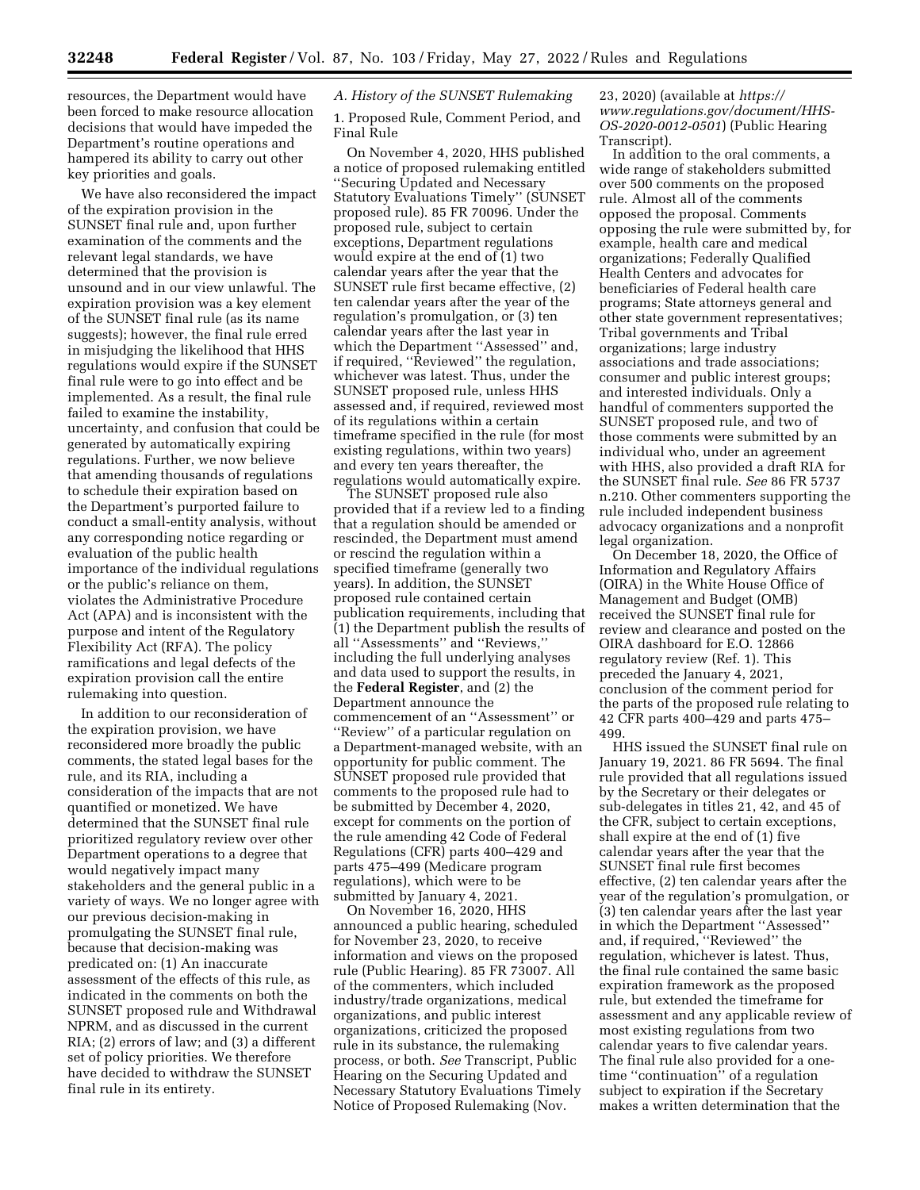resources, the Department would have been forced to make resource allocation decisions that would have impeded the Department's routine operations and hampered its ability to carry out other key priorities and goals.

We have also reconsidered the impact of the expiration provision in the SUNSET final rule and, upon further examination of the comments and the relevant legal standards, we have determined that the provision is unsound and in our view unlawful. The expiration provision was a key element of the SUNSET final rule (as its name suggests); however, the final rule erred in misjudging the likelihood that HHS regulations would expire if the SUNSET final rule were to go into effect and be implemented. As a result, the final rule failed to examine the instability, uncertainty, and confusion that could be generated by automatically expiring regulations. Further, we now believe that amending thousands of regulations to schedule their expiration based on the Department's purported failure to conduct a small-entity analysis, without any corresponding notice regarding or evaluation of the public health importance of the individual regulations or the public's reliance on them, violates the Administrative Procedure Act (APA) and is inconsistent with the purpose and intent of the Regulatory Flexibility Act (RFA). The policy ramifications and legal defects of the expiration provision call the entire rulemaking into question.

In addition to our reconsideration of the expiration provision, we have reconsidered more broadly the public comments, the stated legal bases for the rule, and its RIA, including a consideration of the impacts that are not quantified or monetized. We have determined that the SUNSET final rule prioritized regulatory review over other Department operations to a degree that would negatively impact many stakeholders and the general public in a variety of ways. We no longer agree with our previous decision-making in promulgating the SUNSET final rule, because that decision-making was predicated on: (1) An inaccurate assessment of the effects of this rule, as indicated in the comments on both the SUNSET proposed rule and Withdrawal NPRM, and as discussed in the current RIA; (2) errors of law; and (3) a different set of policy priorities. We therefore have decided to withdraw the SUNSET final rule in its entirety.

### *A. History of the SUNSET Rulemaking*

1. Proposed Rule, Comment Period, and Final Rule

On November 4, 2020, HHS published a notice of proposed rulemaking entitled ''Securing Updated and Necessary Statutory Evaluations Timely'' (SUNSET proposed rule). 85 FR 70096. Under the proposed rule, subject to certain exceptions, Department regulations would expire at the end of (1) two calendar years after the year that the SUNSET rule first became effective, (2) ten calendar years after the year of the regulation's promulgation, or (3) ten calendar years after the last year in which the Department ''Assessed'' and, if required, ''Reviewed'' the regulation, whichever was latest. Thus, under the SUNSET proposed rule, unless HHS assessed and, if required, reviewed most of its regulations within a certain timeframe specified in the rule (for most existing regulations, within two years) and every ten years thereafter, the regulations would automatically expire.

The SUNSET proposed rule also provided that if a review led to a finding that a regulation should be amended or rescinded, the Department must amend or rescind the regulation within a specified timeframe (generally two years). In addition, the SUNSET proposed rule contained certain publication requirements, including that (1) the Department publish the results of all ''Assessments'' and ''Reviews,'' including the full underlying analyses and data used to support the results, in the **Federal Register**, and (2) the Department announce the commencement of an ''Assessment'' or ''Review'' of a particular regulation on a Department-managed website, with an opportunity for public comment. The SUNSET proposed rule provided that comments to the proposed rule had to be submitted by December 4, 2020, except for comments on the portion of the rule amending 42 Code of Federal Regulations (CFR) parts 400–429 and parts 475–499 (Medicare program regulations), which were to be submitted by January 4, 2021.

On November 16, 2020, HHS announced a public hearing, scheduled for November 23, 2020, to receive information and views on the proposed rule (Public Hearing). 85 FR 73007. All of the commenters, which included industry/trade organizations, medical organizations, and public interest organizations, criticized the proposed rule in its substance, the rulemaking process, or both. *See* Transcript, Public Hearing on the Securing Updated and Necessary Statutory Evaluations Timely Notice of Proposed Rulemaking (Nov. 23, 2020) (available at *https://www.regulations.gov/document/HHS-OS-2020-0012-0501*) (Public Hearing Transcript).

In addition to the oral comments, a wide range of stakeholders submitted over 500 comments on the proposed rule. Almost all of the comments opposed the proposal. Comments opposing the rule were submitted by, for example, health care and medical organizations; Federally Qualified Health Centers and advocates for beneficiaries of Federal health care programs; State attorneys general and other state government representatives; Tribal governments and Tribal organizations; large industry associations and trade associations; consumer and public interest groups; and interested individuals. Only a handful of commenters supported the SUNSET proposed rule, and two of those comments were submitted by an individual who, under an agreement with HHS, also provided a draft RIA for the SUNSET final rule. *See* 86 FR 5737 n.210. Other commenters supporting the rule included independent business advocacy organizations and a nonprofit legal organization.

On December 18, 2020, the Office of Information and Regulatory Affairs (OIRA) in the White House Office of Management and Budget (OMB) received the SUNSET final rule for review and clearance and posted on the OIRA dashboard for E.O. 12866 regulatory review (Ref. 1). This preceded the January 4, 2021, conclusion of the comment period for the parts of the proposed rule relating to 42 CFR parts 400–429 and parts 475–499.

HHS issued the SUNSET final rule on January 19, 2021. 86 FR 5694. The final rule provided that all regulations issued by the Secretary or their delegates or sub-delegates in titles 21, 42, and 45 of the CFR, subject to certain exceptions, shall expire at the end of (1) five calendar years after the year that the SUNSET final rule first becomes effective, (2) ten calendar years after the year of the regulation's promulgation, or (3) ten calendar years after the last year in which the Department ''Assessed'' and, if required, ''Reviewed'' the regulation, whichever is latest. Thus, the final rule contained the same basic expiration framework as the proposed rule, but extended the timeframe for assessment and any applicable review of most existing regulations from two calendar years to five calendar years. The final rule also provided for a one-time ''continuation'' of a regulation subject to expiration if the Secretary makes a written determination that the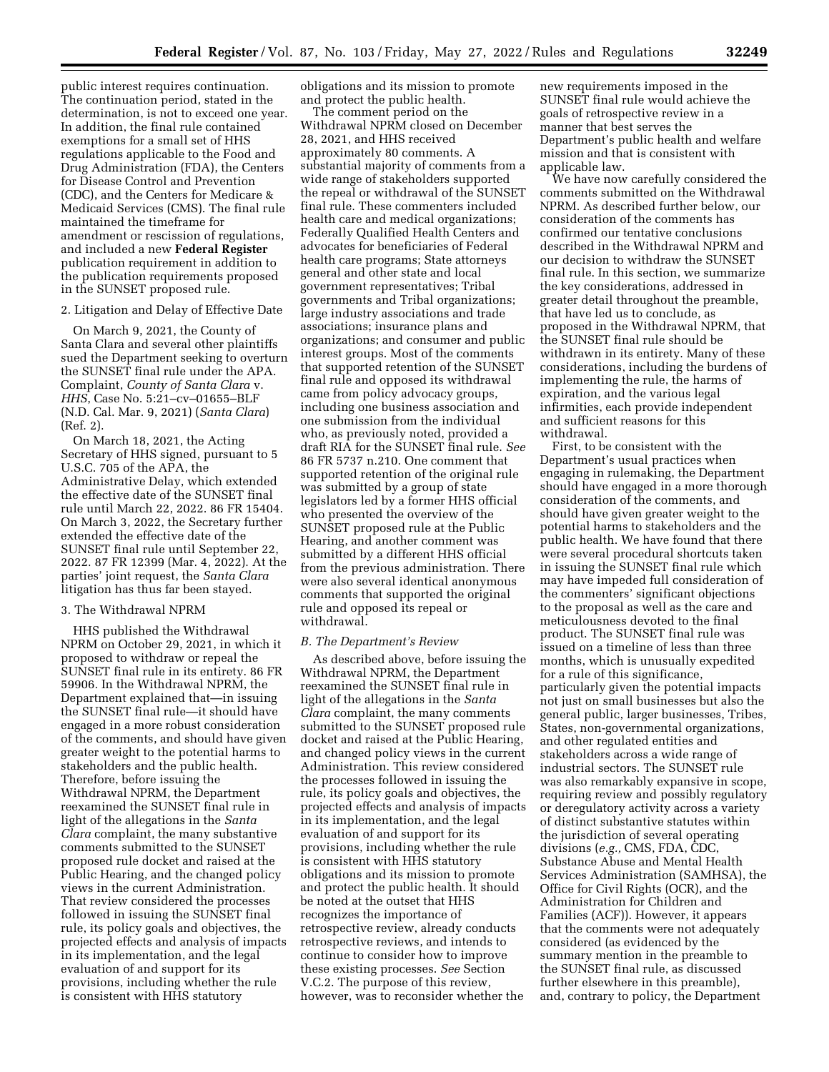public interest requires continuation. The continuation period, stated in the determination, is not to exceed one year. In addition, the final rule contained exemptions for a small set of HHS regulations applicable to the Food and Drug Administration (FDA), the Centers for Disease Control and Prevention (CDC), and the Centers for Medicare & Medicaid Services (CMS). The final rule maintained the timeframe for amendment or rescission of regulations, and included a new **Federal Register** publication requirement in addition to the publication requirements proposed in the SUNSET proposed rule.

2. Litigation and Delay of Effective Date

On March 9, 2021, the County of Santa Clara and several other plaintiffs sued the Department seeking to overturn the SUNSET final rule under the APA. Complaint, *County of Santa Clara* v. *HHS*, Case No. 5:21–cv–01655–BLF (N.D. Cal. Mar. 9, 2021) (*Santa Clara*) (Ref. 2).

On March 18, 2021, the Acting Secretary of HHS signed, pursuant to 5 U.S.C. 705 of the APA, the Administrative Delay, which extended the effective date of the SUNSET final rule until March 22, 2022. 86 FR 15404. On March 3, 2022, the Secretary further extended the effective date of the SUNSET final rule until September 22, 2022. 87 FR 12399 (Mar. 4, 2022). At the parties' joint request, the *Santa Clara* litigation has thus far been stayed.

3. The Withdrawal NPRM

HHS published the Withdrawal NPRM on October 29, 2021, in which it proposed to withdraw or repeal the SUNSET final rule in its entirety. 86 FR 59906. In the Withdrawal NPRM, the Department explained that—in issuing the SUNSET final rule—it should have engaged in a more robust consideration of the comments, and should have given greater weight to the potential harms to stakeholders and the public health. Therefore, before issuing the Withdrawal NPRM, the Department reexamined the SUNSET final rule in light of the allegations in the *Santa Clara* complaint, the many substantive comments submitted to the SUNSET proposed rule docket and raised at the Public Hearing, and the changed policy views in the current Administration. That review considered the processes followed in issuing the SUNSET final rule, its policy goals and objectives, the projected effects and analysis of impacts in its implementation, and the legal evaluation of and support for its provisions, including whether the rule is consistent with HHS statutory obligations and its mission to promote and protect the public health.

The comment period on the Withdrawal NPRM closed on December 28, 2021, and HHS received approximately 80 comments. A substantial majority of comments from a wide range of stakeholders supported the repeal or withdrawal of the SUNSET final rule. These commenters included health care and medical organizations; Federally Qualified Health Centers and advocates for beneficiaries of Federal health care programs; State attorneys general and other state and local government representatives; Tribal governments and Tribal organizations; large industry associations and trade associations; insurance plans and organizations; and consumer and public interest groups. Most of the comments that supported retention of the SUNSET final rule and opposed its withdrawal came from policy advocacy groups, including one business association and one submission from the individual who, as previously noted, provided a draft RIA for the SUNSET final rule. *See* 86 FR 5737 n.210. One comment that supported retention of the original rule was submitted by a group of state legislators led by a former HHS official who presented the overview of the SUNSET proposed rule at the Public Hearing, and another comment was submitted by a different HHS official from the previous administration. There were also several identical anonymous comments that supported the original rule and opposed its repeal or withdrawal.

*B. The Department's Review*

As described above, before issuing the Withdrawal NPRM, the Department reexamined the SUNSET final rule in light of the allegations in the *Santa Clara* complaint, the many comments submitted to the SUNSET proposed rule docket and raised at the Public Hearing, and changed policy views in the current Administration. This review considered the processes followed in issuing the rule, its policy goals and objectives, the projected effects and analysis of impacts in its implementation, and the legal evaluation of and support for its provisions, including whether the rule is consistent with HHS statutory obligations and its mission to promote and protect the public health. It should be noted at the outset that HHS recognizes the importance of retrospective review, already conducts retrospective reviews, and intends to continue to consider how to improve these existing processes. *See* Section V.C.2. The purpose of this review, however, was to reconsider whether the new requirements imposed in the SUNSET final rule would achieve the goals of retrospective review in a manner that best serves the Department's public health and welfare mission and that is consistent with applicable law.

We have now carefully considered the comments submitted on the Withdrawal NPRM. As described further below, our consideration of the comments has confirmed our tentative conclusions described in the Withdrawal NPRM and our decision to withdraw the SUNSET final rule. In this section, we summarize the key considerations, addressed in greater detail throughout the preamble, that have led us to conclude, as proposed in the Withdrawal NPRM, that the SUNSET final rule should be withdrawn in its entirety. Many of these considerations, including the burdens of implementing the rule, the harms of expiration, and the various legal infirmities, each provide independent and sufficient reasons for this withdrawal.

First, to be consistent with the Department's usual practices when engaging in rulemaking, the Department should have engaged in a more thorough consideration of the comments, and should have given greater weight to the potential harms to stakeholders and the public health. We have found that there were several procedural shortcuts taken in issuing the SUNSET final rule which may have impeded full consideration of the commenters' significant objections to the proposal as well as the care and meticulousness devoted to the final product. The SUNSET final rule was issued on a timeline of less than three months, which is unusually expedited for a rule of this significance, particularly given the potential impacts not just on small businesses but also the general public, larger businesses, Tribes, States, non-governmental organizations, and other regulated entities and stakeholders across a wide range of industrial sectors. The SUNSET rule was also remarkably expansive in scope, requiring review and possibly regulatory or deregulatory activity across a variety of distinct substantive statutes within the jurisdiction of several operating divisions (*e.g.,* CMS, FDA, CDC, Substance Abuse and Mental Health Services Administration (SAMHSA), the Office for Civil Rights (OCR), and the Administration for Children and Families (ACF)). However, it appears that the comments were not adequately considered (as evidenced by the summary mention in the preamble to the SUNSET final rule, as discussed further elsewhere in this preamble), and, contrary to policy, the Department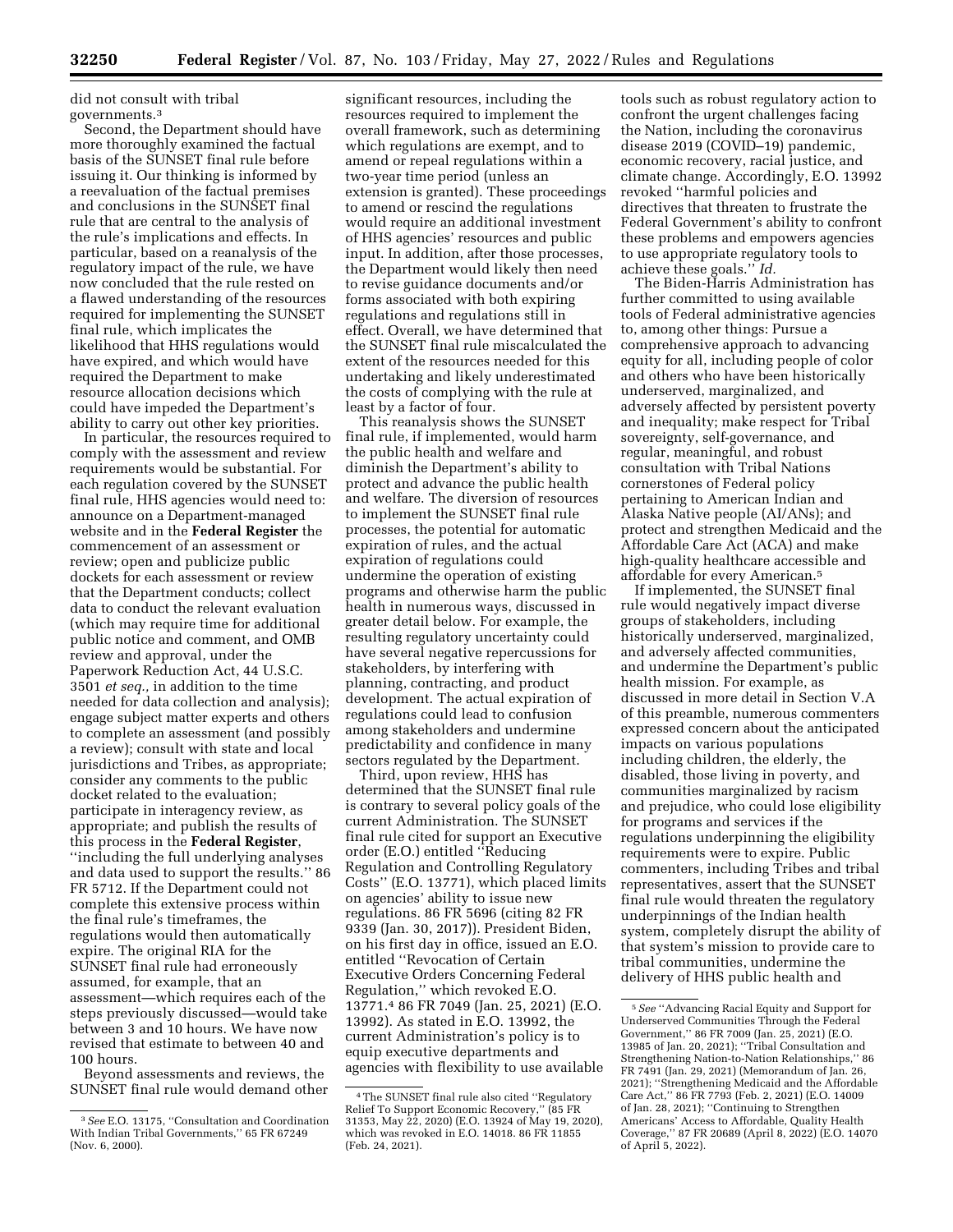did not consult with tribal governments.[3]

Second, the Department should have more thoroughly examined the factual basis of the SUNSET final rule before issuing it. Our thinking is informed by a reevaluation of the factual premises and conclusions in the SUNSET final rule that are central to the analysis of the rule's implications and effects. In particular, based on a reanalysis of the regulatory impact of the rule, we have now concluded that the rule rested on a flawed understanding of the resources required for implementing the SUNSET final rule, which implicates the likelihood that HHS regulations would have expired, and which would have required the Department to make resource allocation decisions which could have impeded the Department's ability to carry out other key priorities.

In particular, the resources required to comply with the assessment and review requirements would be substantial. For each regulation covered by the SUNSET final rule, HHS agencies would need to: announce on a Department-managed website and in the **Federal Register** the commencement of an assessment or review; open and publicize public dockets for each assessment or review that the Department conducts; collect data to conduct the relevant evaluation (which may require time for additional public notice and comment, and OMB review and approval, under the Paperwork Reduction Act, 44 U.S.C. 3501 *et seq.,* in addition to the time needed for data collection and analysis); engage subject matter experts and others to complete an assessment (and possibly a review); consult with state and local jurisdictions and Tribes, as appropriate; consider any comments to the public docket related to the evaluation; participate in interagency review, as appropriate; and publish the results of this process in the **Federal Register**, ''including the full underlying analyses and data used to support the results.'' 86 FR 5712. If the Department could not complete this extensive process within the final rule's timeframes, the regulations would then automatically expire. The original RIA for the SUNSET final rule had erroneously assumed, for example, that an assessment—which requires each of the steps previously discussed—would take between 3 and 10 hours. We have now revised that estimate to between 40 and 100 hours.

Beyond assessments and reviews, the SUNSET final rule would demand other significant resources, including the resources required to implement the overall framework, such as determining which regulations are exempt, and to amend or repeal regulations within a two-year time period (unless an extension is granted). These proceedings to amend or rescind the regulations would require an additional investment of HHS agencies' resources and public input. In addition, after those processes, the Department would likely then need to revise guidance documents and/or forms associated with both expiring regulations and regulations still in effect. Overall, we have determined that the SUNSET final rule miscalculated the extent of the resources needed for this undertaking and likely underestimated the costs of complying with the rule at least by a factor of four.

This reanalysis shows the SUNSET final rule, if implemented, would harm the public health and welfare and diminish the Department's ability to protect and advance the public health and welfare. The diversion of resources to implement the SUNSET final rule processes, the potential for automatic expiration of rules, and the actual expiration of regulations could undermine the operation of existing programs and otherwise harm the public health in numerous ways, discussed in greater detail below. For example, the resulting regulatory uncertainty could have several negative repercussions for stakeholders, by interfering with planning, contracting, and product development. The actual expiration of regulations could lead to confusion among stakeholders and undermine predictability and confidence in many sectors regulated by the Department.

Third, upon review, HHS has determined that the SUNSET final rule is contrary to several policy goals of the current Administration. The SUNSET final rule cited for support an Executive order (E.O.) entitled ''Reducing Regulation and Controlling Regulatory Costs'' (E.O. 13771), which placed limits on agencies' ability to issue new regulations. 86 FR 5696 (citing 82 FR 9339 (Jan. 30, 2017)). President Biden, on his first day in office, issued an E.O. entitled ''Revocation of Certain Executive Orders Concerning Federal Regulation,'' which revoked E.O. 13771.[4] 86 FR 7049 (Jan. 25, 2021) (E.O. 13992). As stated in E.O. 13992, the current Administration's policy is to equip executive departments and agencies with flexibility to use available tools such as robust regulatory action to confront the urgent challenges facing the Nation, including the coronavirus disease 2019 (COVID–19) pandemic, economic recovery, racial justice, and climate change. Accordingly, E.O. 13992 revoked ''harmful policies and directives that threaten to frustrate the Federal Government's ability to confront these problems and empowers agencies to use appropriate regulatory tools to achieve these goals.'' *Id.*

The Biden-Harris Administration has further committed to using available tools of Federal administrative agencies to, among other things: Pursue a comprehensive approach to advancing equity for all, including people of color and others who have been historically underserved, marginalized, and adversely affected by persistent poverty and inequality; make respect for Tribal sovereignty, self-governance, and regular, meaningful, and robust consultation with Tribal Nations cornerstones of Federal policy pertaining to American Indian and Alaska Native people (AI/ANs); and protect and strengthen Medicaid and the Affordable Care Act (ACA) and make high-quality healthcare accessible and affordable for every American.[5]

If implemented, the SUNSET final rule would negatively impact diverse groups of stakeholders, including historically underserved, marginalized, and adversely affected communities, and undermine the Department's public health mission. For example, as discussed in more detail in Section V.A of this preamble, numerous commenters expressed concern about the anticipated impacts on various populations including children, the elderly, the disabled, those living in poverty, and communities marginalized by racism and prejudice, who could lose eligibility for programs and services if the regulations underpinning the eligibility requirements were to expire. Public commenters, including Tribes and tribal representatives, assert that the SUNSET final rule would threaten the regulatory underpinnings of the Indian health system, completely disrupt the ability of that system's mission to provide care to tribal communities, undermine the delivery of HHS public health and

---

[3] *See* E.O. 13175, ''Consultation and Coordination With Indian Tribal Governments,'' 65 FR 67249 (Nov. 6, 2000).

[4] The SUNSET final rule also cited ''Regulatory Relief To Support Economic Recovery,'' (85 FR 31353, May 22, 2020) (E.O. 13924 of May 19, 2020), which was revoked in E.O. 14018. 86 FR 11855 (Feb. 24, 2021).

[5] *See* ''Advancing Racial Equity and Support for Underserved Communities Through the Federal Government,'' 86 FR 7009 (Jan. 25, 2021) (E.O. 13985 of Jan. 20, 2021); ''Tribal Consultation and Strengthening Nation-to-Nation Relationships,'' 86 FR 7491 (Jan. 29, 2021) (Memorandum of Jan. 26, 2021); ''Strengthening Medicaid and the Affordable Care Act,'' 86 FR 7793 (Feb. 2, 2021) (E.O. 14009 of Jan. 28, 2021); ''Continuing to Strengthen Americans' Access to Affordable, Quality Health Coverage,'' 87 FR 20689 (April 8, 2022) (E.O. 14070 of April 5, 2022).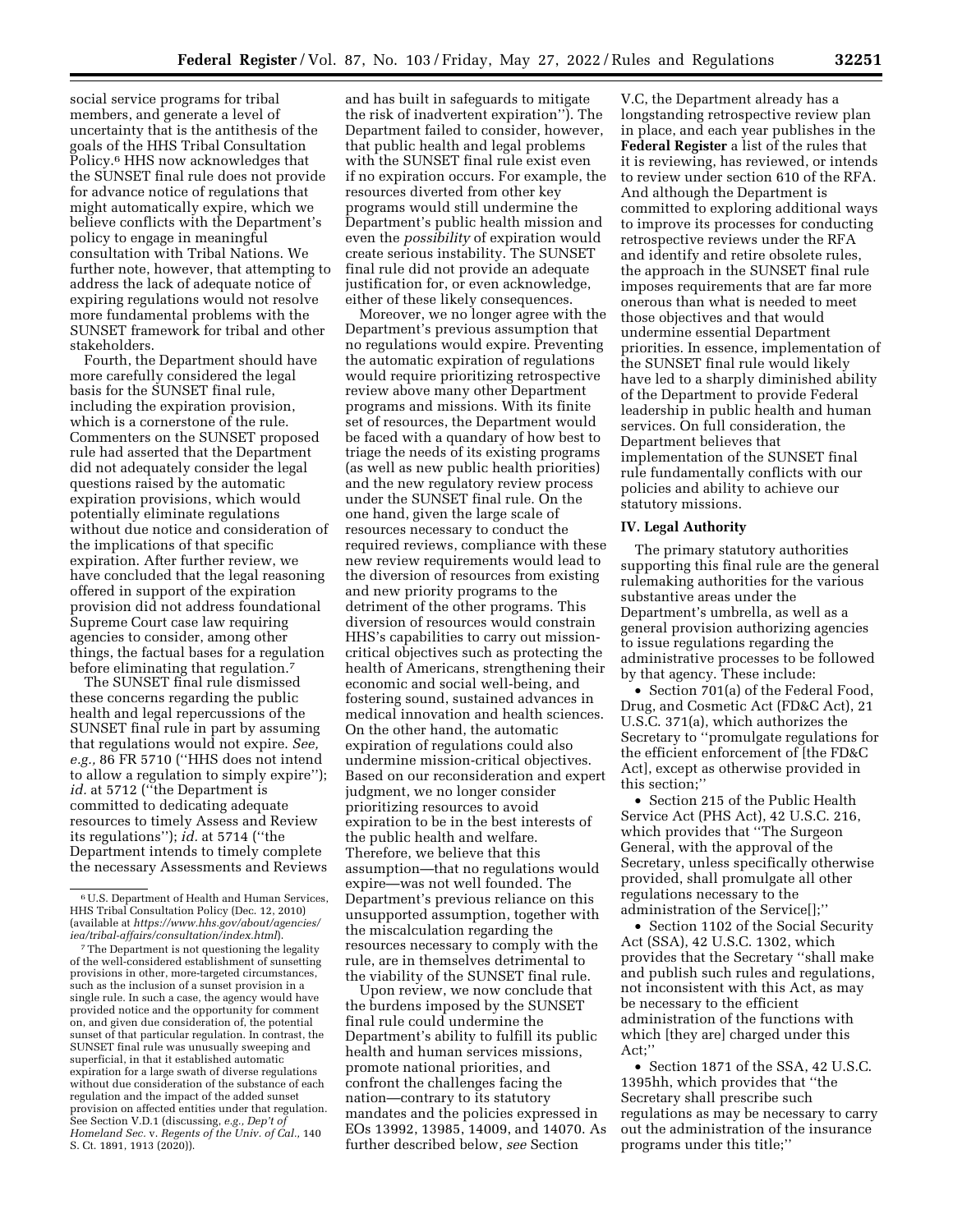social service programs for tribal members, and generate a level of uncertainty that is the antithesis of the goals of the HHS Tribal Consultation Policy.[6] HHS now acknowledges that the SUNSET final rule does not provide for advance notice of regulations that might automatically expire, which we believe conflicts with the Department's policy to engage in meaningful consultation with Tribal Nations. We further note, however, that attempting to address the lack of adequate notice of expiring regulations would not resolve more fundamental problems with the SUNSET framework for tribal and other stakeholders.

Fourth, the Department should have more carefully considered the legal basis for the SUNSET final rule, including the expiration provision, which is a cornerstone of the rule. Commenters on the SUNSET proposed rule had asserted that the Department did not adequately consider the legal questions raised by the automatic expiration provisions, which would potentially eliminate regulations without due notice and consideration of the implications of that specific expiration. After further review, we have concluded that the legal reasoning offered in support of the expiration provision did not address foundational Supreme Court case law requiring agencies to consider, among other things, the factual bases for a regulation before eliminating that regulation.[7]

The SUNSET final rule dismissed these concerns regarding the public health and legal repercussions of the SUNSET final rule in part by assuming that regulations would not expire. *See, e.g.,* 86 FR 5710 (''HHS does not intend to allow a regulation to simply expire''); *id.* at 5712 (''the Department is committed to dedicating adequate resources to timely Assess and Review its regulations''); *id.* at 5714 (''the Department intends to timely complete the necessary Assessments and Reviews and has built in safeguards to mitigate the risk of inadvertent expiration''). The Department failed to consider, however, that public health and legal problems with the SUNSET final rule exist even if no expiration occurs. For example, the resources diverted from other key programs would still undermine the Department's public health mission and even the *possibility* of expiration would create serious instability. The SUNSET final rule did not provide an adequate justification for, or even acknowledge, either of these likely consequences.

Moreover, we no longer agree with the Department's previous assumption that no regulations would expire. Preventing the automatic expiration of regulations would require prioritizing retrospective review above many other Department programs and missions. With its finite set of resources, the Department would be faced with a quandary of how best to triage the needs of its existing programs (as well as new public health priorities) and the new regulatory review process under the SUNSET final rule. On the one hand, given the large scale of resources necessary to conduct the required reviews, compliance with these new review requirements would lead to the diversion of resources from existing and new priority programs to the detriment of the other programs. This diversion of resources would constrain HHS's capabilities to carry out mission-critical objectives such as protecting the health of Americans, strengthening their economic and social well-being, and fostering sound, sustained advances in medical innovation and health sciences. On the other hand, the automatic expiration of regulations could also undermine mission-critical objectives. Based on our reconsideration and expert judgment, we no longer consider prioritizing resources to avoid expiration to be in the best interests of the public health and welfare. Therefore, we believe that this assumption—that no regulations would expire—was not well founded. The Department's previous reliance on this unsupported assumption, together with the miscalculation regarding the resources necessary to comply with the rule, are in themselves detrimental to the viability of the SUNSET final rule.

Upon review, we now conclude that the burdens imposed by the SUNSET final rule could undermine the Department's ability to fulfill its public health and human services missions, promote national priorities, and confront the challenges facing the nation—contrary to its statutory mandates and the policies expressed in EOs 13992, 13985, 14009, and 14070. As further described below, *see* Section V.C, the Department already has a longstanding retrospective review plan in place, and each year publishes in the **Federal Register** a list of the rules that it is reviewing, has reviewed, or intends to review under section 610 of the RFA. And although the Department is committed to exploring additional ways to improve its processes for conducting retrospective reviews under the RFA and identify and retire obsolete rules, the approach in the SUNSET final rule imposes requirements that are far more onerous than what is needed to meet those objectives and that would undermine essential Department priorities. In essence, implementation of the SUNSET final rule would likely have led to a sharply diminished ability of the Department to provide Federal leadership in public health and human services. On full consideration, the Department believes that implementation of the SUNSET final rule fundamentally conflicts with our policies and ability to achieve our statutory missions.

## IV. Legal Authority

The primary statutory authorities supporting this final rule are the general rulemaking authorities for the various substantive areas under the Department's umbrella, as well as a general provision authorizing agencies to issue regulations regarding the administrative processes to be followed by that agency. These include:

- Section 701(a) of the Federal Food, Drug, and Cosmetic Act (FD&C Act), 21 U.S.C. 371(a), which authorizes the Secretary to ''promulgate regulations for the efficient enforcement of [the FD&C Act], except as otherwise provided in this section;''
- Section 215 of the Public Health Service Act (PHS Act), 42 U.S.C. 216, which provides that ''The Surgeon General, with the approval of the Secretary, unless specifically otherwise provided, shall promulgate all other regulations necessary to the administration of the Service[];''
- Section 1102 of the Social Security Act (SSA), 42 U.S.C. 1302, which provides that the Secretary ''shall make and publish such rules and regulations, not inconsistent with this Act, as may be necessary to the efficient administration of the functions with which [they are] charged under this Act;''
- Section 1871 of the SSA, 42 U.S.C. 1395hh, which provides that ''the Secretary shall prescribe such regulations as may be necessary to carry out the administration of the insurance programs under this title;''

---

[6] U.S. Department of Health and Human Services, HHS Tribal Consultation Policy (Dec. 12, 2010) (available at *https://www.hhs.gov/about/agencies/iea/tribal-affairs/consultation/index.html*).

[7] The Department is not questioning the legality of the well-considered establishment of sunsetting provisions in other, more-targeted circumstances, such as the inclusion of a sunset provision in a single rule. In such a case, the agency would have provided notice and the opportunity for comment on, and given due consideration of, the potential sunset of that particular regulation. In contrast, the SUNSET final rule was unusually sweeping and superficial, in that it established automatic expiration for a large swath of diverse regulations without due consideration of the substance of each regulation and the impact of the added sunset provision on affected entities under that regulation. See Section V.D.1 (discussing, *e.g., Dep't of Homeland Sec.* v. *Regents of the Univ. of Cal.,* 140 S. Ct. 1891, 1913 (2020)).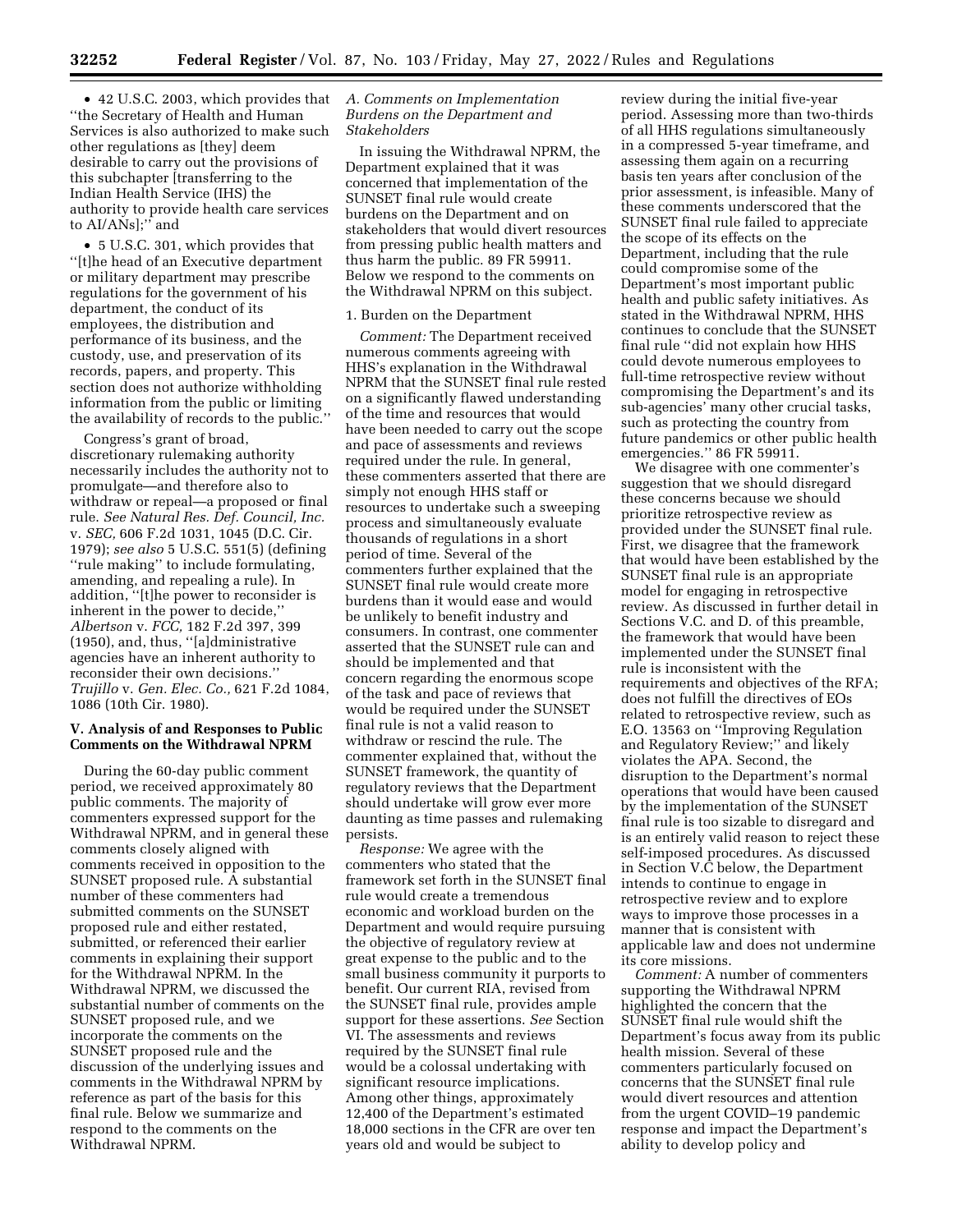- 42 U.S.C. 2003, which provides that "the Secretary of Health and Human Services is also authorized to make such other regulations as [they] deem desirable to carry out the provisions of this subchapter [transferring to the Indian Health Service (IHS) the authority to provide health care services to AI/ANs];" and
- 5 U.S.C. 301, which provides that "[t]he head of an Executive department or military department may prescribe regulations for the government of his department, the conduct of its employees, the distribution and performance of its business, and the custody, use, and preservation of its records, papers, and property. This section does not authorize withholding information from the public or limiting the availability of records to the public."

Congress's grant of broad, discretionary rulemaking authority necessarily includes the authority not to promulgate—and therefore also to withdraw or repeal—a proposed or final rule. *See Natural Res. Def. Council, Inc.* v. *SEC,* 606 F.2d 1031, 1045 (D.C. Cir. 1979); *see also* 5 U.S.C. 551(5) (defining "rule making" to include formulating, amending, and repealing a rule). In addition, "[t]he power to reconsider is inherent in the power to decide," *Albertson* v. *FCC,* 182 F.2d 397, 399 (1950), and, thus, "[a]dministrative agencies have an inherent authority to reconsider their own decisions." *Trujillo* v. *Gen. Elec. Co.,* 621 F.2d 1084, 1086 (10th Cir. 1980).

## V. Analysis of and Responses to Public Comments on the Withdrawal NPRM

During the 60-day public comment period, we received approximately 80 public comments. The majority of commenters expressed support for the Withdrawal NPRM, and in general these comments closely aligned with comments received in opposition to the SUNSET proposed rule. A substantial number of these commenters had submitted comments on the SUNSET proposed rule and either restated, submitted, or referenced their earlier comments in explaining their support for the Withdrawal NPRM. In the Withdrawal NPRM, we discussed the substantial number of comments on the SUNSET proposed rule, and we incorporate the comments on the SUNSET proposed rule and the discussion of the underlying issues and comments in the Withdrawal NPRM by reference as part of the basis for this final rule. Below we summarize and respond to the comments on the Withdrawal NPRM.

### A. Comments on Implementation Burdens on the Department and Stakeholders

In issuing the Withdrawal NPRM, the Department explained that it was concerned that implementation of the SUNSET final rule would create burdens on the Department and on stakeholders that would divert resources from pressing public health matters and thus harm the public. 89 FR 59911. Below we respond to the comments on the Withdrawal NPRM on this subject.

#### 1. Burden on the Department

*Comment:* The Department received numerous comments agreeing with HHS's explanation in the Withdrawal NPRM that the SUNSET final rule rested on a significantly flawed understanding of the time and resources that would have been needed to carry out the scope and pace of assessments and reviews required under the rule. In general, these commenters asserted that there are simply not enough HHS staff or resources to undertake such a sweeping process and simultaneously evaluate thousands of regulations in a short period of time. Several of the commenters further explained that the SUNSET final rule would create more burdens than it would ease and would be unlikely to benefit industry and consumers. In contrast, one commenter asserted that the SUNSET rule can and should be implemented and that concern regarding the enormous scope of the task and pace of reviews that would be required under the SUNSET final rule is not a valid reason to withdraw or rescind the rule. The commenter explained that, without the SUNSET framework, the quantity of regulatory reviews that the Department should undertake will grow ever more daunting as time passes and rulemaking persists.

*Response:* We agree with the commenters who stated that the framework set forth in the SUNSET final rule would create a tremendous economic and workload burden on the Department and would require pursuing the objective of regulatory review at great expense to the public and to the small business community it purports to benefit. Our current RIA, revised from the SUNSET final rule, provides ample support for these assertions. *See* Section VI. The assessments and reviews required by the SUNSET final rule would be a colossal undertaking with significant resource implications. Among other things, approximately 12,400 of the Department's estimated 18,000 sections in the CFR are over ten years old and would be subject to review during the initial five-year period. Assessing more than two-thirds of all HHS regulations simultaneously in a compressed 5-year timeframe, and assessing them again on a recurring basis ten years after conclusion of the prior assessment, is infeasible. Many of these comments underscored that the SUNSET final rule failed to appreciate the scope of its effects on the Department, including that the rule could compromise some of the Department's most important public health and public safety initiatives. As stated in the Withdrawal NPRM, HHS continues to conclude that the SUNSET final rule "did not explain how HHS could devote numerous employees to full-time retrospective review without compromising the Department's and its sub-agencies' many other crucial tasks, such as protecting the country from future pandemics or other public health emergencies." 86 FR 59911.

We disagree with one commenter's suggestion that we should disregard these concerns because we should prioritize retrospective review as provided under the SUNSET final rule. First, we disagree that the framework that would have been established by the SUNSET final rule is an appropriate model for engaging in retrospective review. As discussed in further detail in Sections V.C. and D. of this preamble, the framework that would have been implemented under the SUNSET final rule is inconsistent with the requirements and objectives of the RFA; does not fulfill the directives of EOs related to retrospective review, such as E.O. 13563 on "Improving Regulation and Regulatory Review;" and likely violates the APA. Second, the disruption to the Department's normal operations that would have been caused by the implementation of the SUNSET final rule is too sizable to disregard and is an entirely valid reason to reject these self-imposed procedures. As discussed in Section V.C below, the Department intends to continue to engage in retrospective review and to explore ways to improve those processes in a manner that is consistent with applicable law and does not undermine its core missions.

*Comment:* A number of commenters supporting the Withdrawal NPRM highlighted the concern that the SUNSET final rule would shift the Department's focus away from its public health mission. Several of these commenters particularly focused on concerns that the SUNSET final rule would divert resources and attention from the urgent COVID–19 pandemic response and impact the Department's ability to develop policy and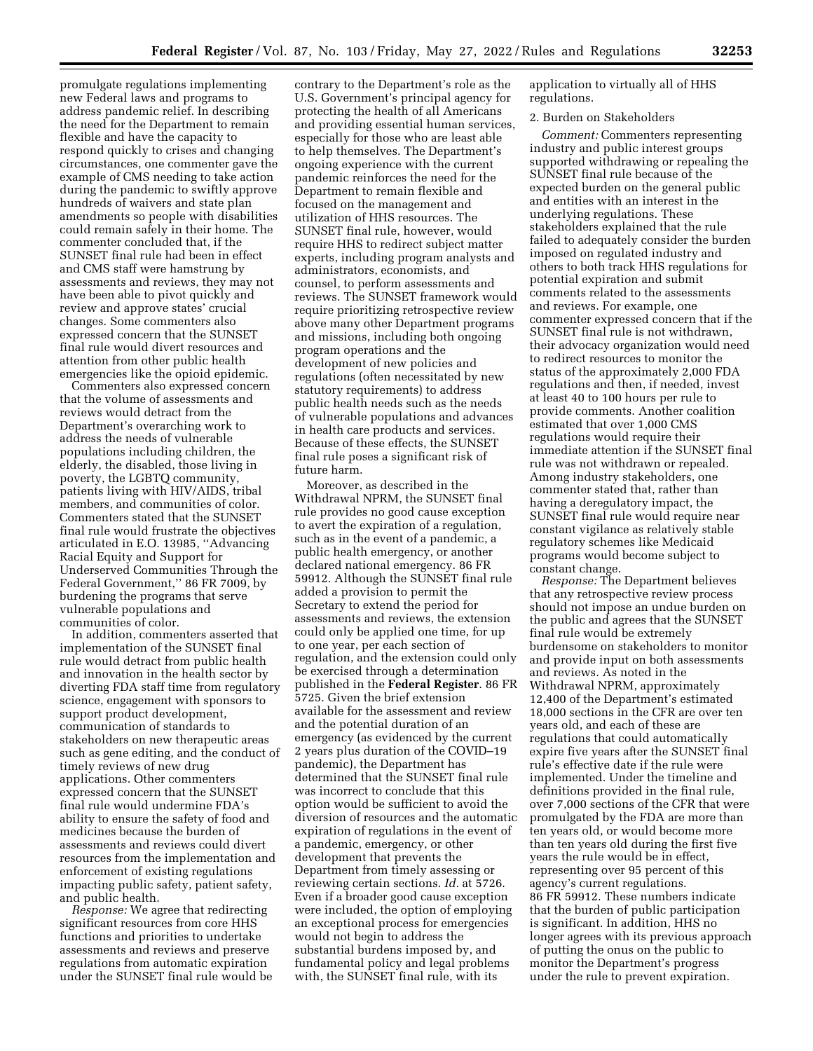promulgate regulations implementing new Federal laws and programs to address pandemic relief. In describing the need for the Department to remain flexible and have the capacity to respond quickly to crises and changing circumstances, one commenter gave the example of CMS needing to take action during the pandemic to swiftly approve hundreds of waivers and state plan amendments so people with disabilities could remain safely in their home. The commenter concluded that, if the SUNSET final rule had been in effect and CMS staff were hamstrung by assessments and reviews, they may not have been able to pivot quickly and review and approve states' crucial changes. Some commenters also expressed concern that the SUNSET final rule would divert resources and attention from other public health emergencies like the opioid epidemic.

Commenters also expressed concern that the volume of assessments and reviews would detract from the Department's overarching work to address the needs of vulnerable populations including children, the elderly, the disabled, those living in poverty, the LGBTQ community, patients living with HIV/AIDS, tribal members, and communities of color. Commenters stated that the SUNSET final rule would frustrate the objectives articulated in E.O. 13985, "Advancing Racial Equity and Support for Underserved Communities Through the Federal Government," 86 FR 7009, by burdening the programs that serve vulnerable populations and communities of color.

In addition, commenters asserted that implementation of the SUNSET final rule would detract from public health and innovation in the health sector by diverting FDA staff time from regulatory science, engagement with sponsors to support product development, communication of standards to stakeholders on new therapeutic areas such as gene editing, and the conduct of timely reviews of new drug applications. Other commenters expressed concern that the SUNSET final rule would undermine FDA's ability to ensure the safety of food and medicines because the burden of assessments and reviews could divert resources from the implementation and enforcement of existing regulations impacting public safety, patient safety, and public health.

*Response:* We agree that redirecting significant resources from core HHS functions and priorities to undertake assessments and reviews and preserve regulations from automatic expiration under the SUNSET final rule would be contrary to the Department's role as the U.S. Government's principal agency for protecting the health of all Americans and providing essential human services, especially for those who are least able to help themselves. The Department's ongoing experience with the current pandemic reinforces the need for the Department to remain flexible and focused on the management and utilization of HHS resources. The SUNSET final rule, however, would require HHS to redirect subject matter experts, including program analysts and administrators, economists, and counsel, to perform assessments and reviews. The SUNSET framework would require prioritizing retrospective review above many other Department programs and missions, including both ongoing program operations and the development of new policies and regulations (often necessitated by new statutory requirements) to address public health needs such as the needs of vulnerable populations and advances in health care products and services. Because of these effects, the SUNSET final rule poses a significant risk of future harm.

Moreover, as described in the Withdrawal NPRM, the SUNSET final rule provides no good cause exception to avert the expiration of a regulation, such as in the event of a pandemic, a public health emergency, or another declared national emergency. 86 FR 59912. Although the SUNSET final rule added a provision to permit the Secretary to extend the period for assessments and reviews, the extension could only be applied one time, for up to one year, per each section of regulation, and the extension could only be exercised through a determination published in the **Federal Register**. 86 FR 5725. Given the brief extension available for the assessment and review and the potential duration of an emergency (as evidenced by the current 2 years plus duration of the COVID–19 pandemic), the Department has determined that the SUNSET final rule was incorrect to conclude that this option would be sufficient to avoid the diversion of resources and the automatic expiration of regulations in the event of a pandemic, emergency, or other development that prevents the Department from timely assessing or reviewing certain sections. *Id.* at 5726. Even if a broader good cause exception were included, the option of employing an exceptional process for emergencies would not begin to address the substantial burdens imposed by, and fundamental policy and legal problems with, the SUNSET final rule, with its application to virtually all of HHS regulations.

2. Burden on Stakeholders

*Comment:* Commenters representing industry and public interest groups supported withdrawing or repealing the SUNSET final rule because of the expected burden on the general public and entities with an interest in the underlying regulations. These stakeholders explained that the rule failed to adequately consider the burden imposed on regulated industry and others to both track HHS regulations for potential expiration and submit comments related to the assessments and reviews. For example, one commenter expressed concern that if the SUNSET final rule is not withdrawn, their advocacy organization would need to redirect resources to monitor the status of the approximately 2,000 FDA regulations and then, if needed, invest at least 40 to 100 hours per rule to provide comments. Another coalition estimated that over 1,000 CMS regulations would require their immediate attention if the SUNSET final rule was not withdrawn or repealed. Among industry stakeholders, one commenter stated that, rather than having a deregulatory impact, the SUNSET final rule would require near constant vigilance as relatively stable regulatory schemes like Medicaid programs would become subject to constant change.

*Response:* The Department believes that any retrospective review process should not impose an undue burden on the public and agrees that the SUNSET final rule would be extremely burdensome on stakeholders to monitor and provide input on both assessments and reviews. As noted in the Withdrawal NPRM, approximately 12,400 of the Department's estimated 18,000 sections in the CFR are over ten years old, and each of these are regulations that could automatically expire five years after the SUNSET final rule's effective date if the rule were implemented. Under the timeline and definitions provided in the final rule, over 7,000 sections of the CFR that were promulgated by the FDA are more than ten years old, or would become more than ten years old during the first five years the rule would be in effect, representing over 95 percent of this agency's current regulations. 86 FR 59912. These numbers indicate that the burden of public participation is significant. In addition, HHS no longer agrees with its previous approach of putting the onus on the public to monitor the Department's progress under the rule to prevent expiration.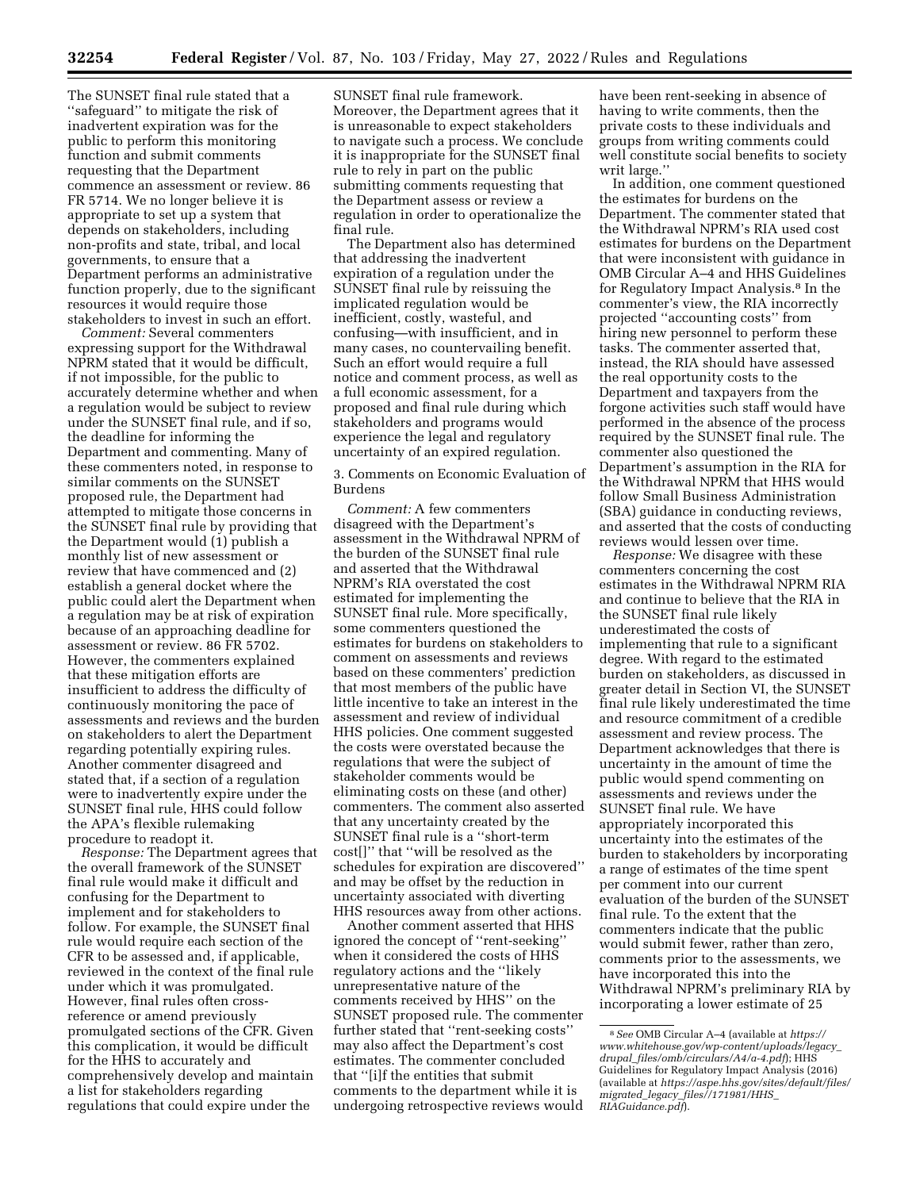The SUNSET final rule stated that a ''safeguard'' to mitigate the risk of inadvertent expiration was for the public to perform this monitoring function and submit comments requesting that the Department commence an assessment or review. 86 FR 5714. We no longer believe it is appropriate to set up a system that depends on stakeholders, including non-profits and state, tribal, and local governments, to ensure that a Department performs an administrative function properly, due to the significant resources it would require those stakeholders to invest in such an effort.

*Comment:* Several commenters expressing support for the Withdrawal NPRM stated that it would be difficult, if not impossible, for the public to accurately determine whether and when a regulation would be subject to review under the SUNSET final rule, and if so, the deadline for informing the Department and commenting. Many of these commenters noted, in response to similar comments on the SUNSET proposed rule, the Department had attempted to mitigate those concerns in the SUNSET final rule by providing that the Department would (1) publish a monthly list of new assessment or review that have commenced and (2) establish a general docket where the public could alert the Department when a regulation may be at risk of expiration because of an approaching deadline for assessment or review. 86 FR 5702. However, the commenters explained that these mitigation efforts are insufficient to address the difficulty of continuously monitoring the pace of assessments and reviews and the burden on stakeholders to alert the Department regarding potentially expiring rules. Another commenter disagreed and stated that, if a section of a regulation were to inadvertently expire under the SUNSET final rule, HHS could follow the APA's flexible rulemaking procedure to readopt it.

*Response:* The Department agrees that the overall framework of the SUNSET final rule would make it difficult and confusing for the Department to implement and for stakeholders to follow. For example, the SUNSET final rule would require each section of the CFR to be assessed and, if applicable, reviewed in the context of the final rule under which it was promulgated. However, final rules often cross-reference or amend previously promulgated sections of the CFR. Given this complication, it would be difficult for the HHS to accurately and comprehensively develop and maintain a list for stakeholders regarding regulations that could expire under the SUNSET final rule framework. Moreover, the Department agrees that it is unreasonable to expect stakeholders to navigate such a process. We conclude it is inappropriate for the SUNSET final rule to rely in part on the public submitting comments requesting that the Department assess or review a regulation in order to operationalize the final rule.

The Department also has determined that addressing the inadvertent expiration of a regulation under the SUNSET final rule by reissuing the implicated regulation would be inefficient, costly, wasteful, and confusing—with insufficient, and in many cases, no countervailing benefit. Such an effort would require a full notice and comment process, as well as a full economic assessment, for a proposed and final rule during which stakeholders and programs would experience the legal and regulatory uncertainty of an expired regulation.

3. Comments on Economic Evaluation of Burdens

*Comment:* A few commenters disagreed with the Department's assessment in the Withdrawal NPRM of the burden of the SUNSET final rule and asserted that the Withdrawal NPRM's RIA overstated the cost estimated for implementing the SUNSET final rule. More specifically, some commenters questioned the estimates for burdens on stakeholders to comment on assessments and reviews based on these commenters' prediction that most members of the public have little incentive to take an interest in the assessment and review of individual HHS policies. One comment suggested the costs were overstated because the regulations that were the subject of stakeholder comments would be eliminating costs on these (and other) commenters. The comment also asserted that any uncertainty created by the SUNSET final rule is a ''short-term cost[]'' that ''will be resolved as the schedules for expiration are discovered'' and may be offset by the reduction in uncertainty associated with diverting HHS resources away from other actions.

Another comment asserted that HHS ignored the concept of ''rent-seeking'' when it considered the costs of HHS regulatory actions and the ''likely unrepresentative nature of the comments received by HHS'' on the SUNSET proposed rule. The commenter further stated that ''rent-seeking costs'' may also affect the Department's cost estimates. The commenter concluded that ''[i]f the entities that submit comments to the department while it is undergoing retrospective reviews would have been rent-seeking in absence of having to write comments, then the private costs to these individuals and groups from writing comments could well constitute social benefits to society writ large.''

In addition, one comment questioned the estimates for burdens on the Department. The commenter stated that the Withdrawal NPRM's RIA used cost estimates for burdens on the Department that were inconsistent with guidance in OMB Circular A–4 and HHS Guidelines for Regulatory Impact Analysis.[8] In the commenter's view, the RIA incorrectly projected ''accounting costs'' from hiring new personnel to perform these tasks. The commenter asserted that, instead, the RIA should have assessed the real opportunity costs to the Department and taxpayers from the forgone activities such staff would have performed in the absence of the process required by the SUNSET final rule. The commenter also questioned the Department's assumption in the RIA for the Withdrawal NPRM that HHS would follow Small Business Administration (SBA) guidance in conducting reviews, and asserted that the costs of conducting reviews would lessen over time.

*Response:* We disagree with these commenters concerning the cost estimates in the Withdrawal NPRM RIA and continue to believe that the RIA in the SUNSET final rule likely underestimated the costs of implementing that rule to a significant degree. With regard to the estimated burden on stakeholders, as discussed in greater detail in Section VI, the SUNSET final rule likely underestimated the time and resource commitment of a credible assessment and review process. The Department acknowledges that there is uncertainty in the amount of time the public would spend commenting on assessments and reviews under the SUNSET final rule. We have appropriately incorporated this uncertainty into the estimates of the burden to stakeholders by incorporating a range of estimates of the time spent per comment into our current evaluation of the burden of the SUNSET final rule. To the extent that the commenters indicate that the public would submit fewer, rather than zero, comments prior to the assessments, we have incorporated this into the Withdrawal NPRM's preliminary RIA by incorporating a lower estimate of 25

[8] *See* OMB Circular A–4 (available at *https://www.whitehouse.gov/wp-content/uploads/legacy_drupal_files/omb/circulars/A4/a-4.pdf*); HHS Guidelines for Regulatory Impact Analysis (2016) (available at *https://aspe.hhs.gov/sites/default/files/migrated_legacy_files//171981/HHS_RIAGuidance.pdf*).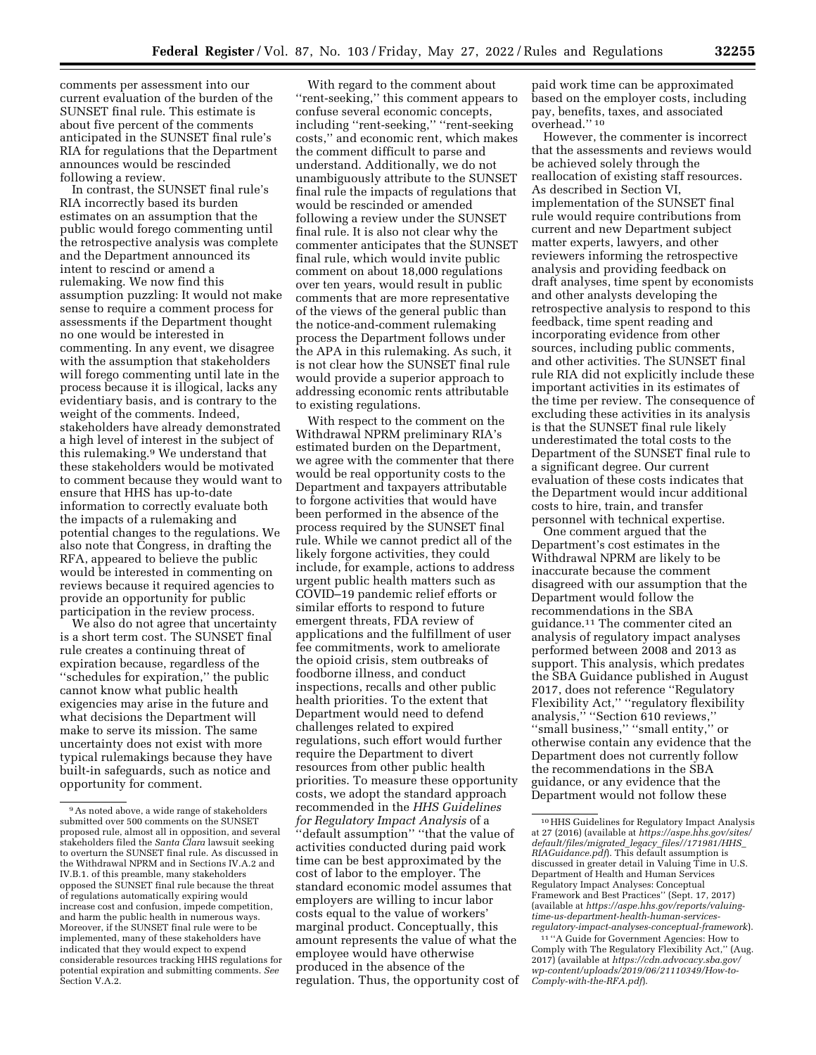comments per assessment into our current evaluation of the burden of the SUNSET final rule. This estimate is about five percent of the comments anticipated in the SUNSET final rule's RIA for regulations that the Department announces would be rescinded following a review.

In contrast, the SUNSET final rule's RIA incorrectly based its burden estimates on an assumption that the public would forego commenting until the retrospective analysis was complete and the Department announced its intent to rescind or amend a rulemaking. We now find this assumption puzzling: It would not make sense to require a comment process for assessments if the Department thought no one would be interested in commenting. In any event, we disagree with the assumption that stakeholders will forego commenting until late in the process because it is illogical, lacks any evidentiary basis, and is contrary to the weight of the comments. Indeed, stakeholders have already demonstrated a high level of interest in the subject of this rulemaking.[9] We understand that these stakeholders would be motivated to comment because they would want to ensure that HHS has up-to-date information to correctly evaluate both the impacts of a rulemaking and potential changes to the regulations. We also note that Congress, in drafting the RFA, appeared to believe the public would be interested in commenting on reviews because it required agencies to provide an opportunity for public participation in the review process.

We also do not agree that uncertainty is a short term cost. The SUNSET final rule creates a continuing threat of expiration because, regardless of the "schedules for expiration," the public cannot know what public health exigencies may arise in the future and what decisions the Department will make to serve its mission. The same uncertainty does not exist with more typical rulemakings because they have built-in safeguards, such as notice and opportunity for comment.

With regard to the comment about "rent-seeking," this comment appears to confuse several economic concepts, including "rent-seeking," "rent-seeking costs," and economic rent, which makes the comment difficult to parse and understand. Additionally, we do not unambiguously attribute to the SUNSET final rule the impacts of regulations that would be rescinded or amended following a review under the SUNSET final rule. It is also not clear why the commenter anticipates that the SUNSET final rule, which would invite public comment on about 18,000 regulations over ten years, would result in public comments that are more representative of the views of the general public than the notice-and-comment rulemaking process the Department follows under the APA in this rulemaking. As such, it is not clear how the SUNSET final rule would provide a superior approach to addressing economic rents attributable to existing regulations.

With respect to the comment on the Withdrawal NPRM preliminary RIA's estimated burden on the Department, we agree with the commenter that there would be real opportunity costs to the Department and taxpayers attributable to forgone activities that would have been performed in the absence of the process required by the SUNSET final rule. While we cannot predict all of the likely forgone activities, they could include, for example, actions to address urgent public health matters such as COVID–19 pandemic relief efforts or similar efforts to respond to future emergent threats, FDA review of applications and the fulfillment of user fee commitments, work to ameliorate the opioid crisis, stem outbreaks of foodborne illness, and conduct inspections, recalls and other public health priorities. To the extent that Department would need to defend challenges related to expired regulations, such effort would further require the Department to divert resources from other public health priorities. To measure these opportunity costs, we adopt the standard approach recommended in the *HHS Guidelines for Regulatory Impact Analysis* of a "default assumption" "that the value of activities conducted during paid work time can be best approximated by the cost of labor to the employer. The standard economic model assumes that employers are willing to incur labor costs equal to the value of workers' marginal product. Conceptually, this amount represents the value of what the employee would have otherwise produced in the absence of the regulation. Thus, the opportunity cost of paid work time can be approximated based on the employer costs, including pay, benefits, taxes, and associated overhead."[10]

However, the commenter is incorrect that the assessments and reviews would be achieved solely through the reallocation of existing staff resources. As described in Section VI, implementation of the SUNSET final rule would require contributions from current and new Department subject matter experts, lawyers, and other reviewers informing the retrospective analysis and providing feedback on draft analyses, time spent by economists and other analysts developing the retrospective analysis to respond to this feedback, time spent reading and incorporating evidence from other sources, including public comments, and other activities. The SUNSET final rule RIA did not explicitly include these important activities in its estimates of the time per review. The consequence of excluding these activities in its analysis is that the SUNSET final rule likely underestimated the total costs to the Department of the SUNSET final rule to a significant degree. Our current evaluation of these costs indicates that the Department would incur additional costs to hire, train, and transfer personnel with technical expertise.

One comment argued that the Department's cost estimates in the Withdrawal NPRM are likely to be inaccurate because the comment disagreed with our assumption that the Department would follow the recommendations in the SBA guidance.[11] The commenter cited an analysis of regulatory impact analyses performed between 2008 and 2013 as support. This analysis, which predates the SBA Guidance published in August 2017, does not reference "Regulatory Flexibility Act," "regulatory flexibility analysis," "Section 610 reviews," "small business," "small entity," or otherwise contain any evidence that the Department does not currently follow the recommendations in the SBA guidance, or any evidence that the Department would not follow these

---

[9] As noted above, a wide range of stakeholders submitted over 500 comments on the SUNSET proposed rule, almost all in opposition, and several stakeholders filed the *Santa Clara* lawsuit seeking to overturn the SUNSET final rule. As discussed in the Withdrawal NPRM and in Sections IV.A.2 and IV.B.1. of this preamble, many stakeholders opposed the SUNSET final rule because the threat of regulations automatically expiring would increase cost and confusion, impede competition, and harm the public health in numerous ways. Moreover, if the SUNSET final rule were to be implemented, many of these stakeholders have indicated that they would expect to expend considerable resources tracking HHS regulations for potential expiration and submitting comments. *See* Section V.A.2.

[10] HHS Guidelines for Regulatory Impact Analysis at 27 (2016) (available at *https://aspe.hhs.gov/sites/default/files/migrated_legacy_files//171981/HHS_RIAGuidance.pdf*). This default assumption is discussed in greater detail in Valuing Time in U.S. Department of Health and Human Services Regulatory Impact Analyses: Conceptual Framework and Best Practices'' (Sept. 17, 2017) (available at *https://aspe.hhs.gov/reports/valuing-time-us-department-health-human-services-regulatory-impact-analyses-conceptual-framework*).

[11] "A Guide for Government Agencies: How to Comply with The Regulatory Flexibility Act," (Aug. 2017) (available at *https://cdn.advocacy.sba.gov/wp-content/uploads/2019/06/21110349/How-to-Comply-with-the-RFA.pdf*).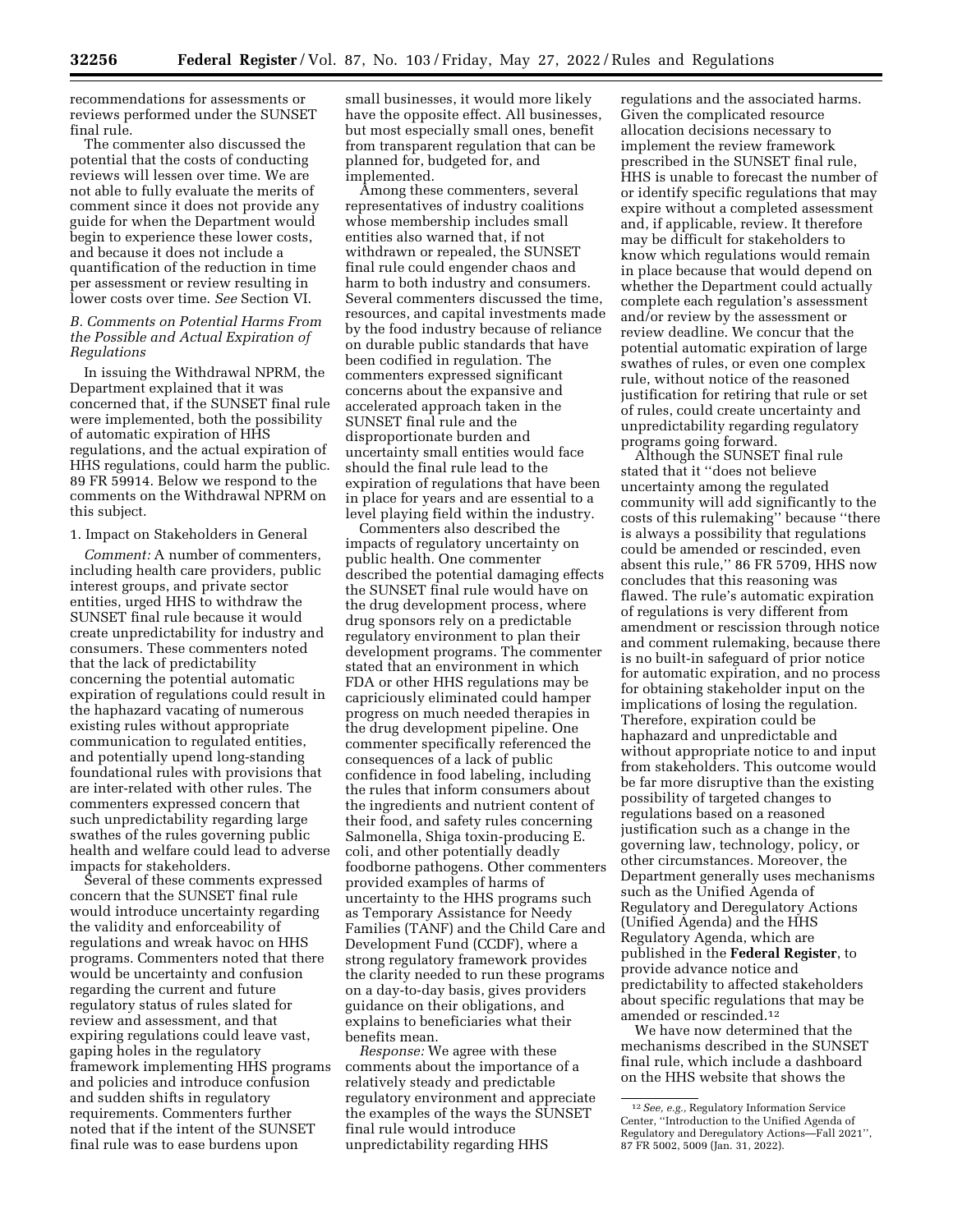recommendations for assessments or reviews performed under the SUNSET final rule.

The commenter also discussed the potential that the costs of conducting reviews will lessen over time. We are not able to fully evaluate the merits of comment since it does not provide any guide for when the Department would begin to experience these lower costs, and because it does not include a quantification of the reduction in time per assessment or review resulting in lower costs over time. *See* Section VI.

### *B. Comments on Potential Harms From the Possible and Actual Expiration of Regulations*

In issuing the Withdrawal NPRM, the Department explained that it was concerned that, if the SUNSET final rule were implemented, both the possibility of automatic expiration of HHS regulations, and the actual expiration of HHS regulations, could harm the public. 89 FR 59914. Below we respond to the comments on the Withdrawal NPRM on this subject.

#### 1. Impact on Stakeholders in General

*Comment:* A number of commenters, including health care providers, public interest groups, and private sector entities, urged HHS to withdraw the SUNSET final rule because it would create unpredictability for industry and consumers. These commenters noted that the lack of predictability concerning the potential automatic expiration of regulations could result in the haphazard vacating of numerous existing rules without appropriate communication to regulated entities, and potentially upend long-standing foundational rules with provisions that are inter-related with other rules. The commenters expressed concern that such unpredictability regarding large swathes of the rules governing public health and welfare could lead to adverse impacts for stakeholders.

Several of these comments expressed concern that the SUNSET final rule would introduce uncertainty regarding the validity and enforceability of regulations and wreak havoc on HHS programs. Commenters noted that there would be uncertainty and confusion regarding the current and future regulatory status of rules slated for review and assessment, and that expiring regulations could leave vast, gaping holes in the regulatory framework implementing HHS programs and policies and introduce confusion and sudden shifts in regulatory requirements. Commenters further noted that if the intent of the SUNSET final rule was to ease burdens upon small businesses, it would more likely have the opposite effect. All businesses, but most especially small ones, benefit from transparent regulation that can be planned for, budgeted for, and implemented.

Among these commenters, several representatives of industry coalitions whose membership includes small entities also warned that, if not withdrawn or repealed, the SUNSET final rule could engender chaos and harm to both industry and consumers. Several commenters discussed the time, resources, and capital investments made by the food industry because of reliance on durable public standards that have been codified in regulation. The commenters expressed significant concerns about the expansive and accelerated approach taken in the SUNSET final rule and the disproportionate burden and uncertainty small entities would face should the final rule lead to the expiration of regulations that have been in place for years and are essential to a level playing field within the industry.

Commenters also described the impacts of regulatory uncertainty on public health. One commenter described the potential damaging effects the SUNSET final rule would have on the drug development process, where drug sponsors rely on a predictable regulatory environment to plan their development programs. The commenter stated that an environment in which FDA or other HHS regulations may be capriciously eliminated could hamper progress on much needed therapies in the drug development pipeline. One commenter specifically referenced the consequences of a lack of public confidence in food labeling, including the rules that inform consumers about the ingredients and nutrient content of their food, and safety rules concerning Salmonella, Shiga toxin-producing E. coli, and other potentially deadly foodborne pathogens. Other commenters provided examples of harms of uncertainty to the HHS programs such as Temporary Assistance for Needy Families (TANF) and the Child Care and Development Fund (CCDF), where a strong regulatory framework provides the clarity needed to run these programs on a day-to-day basis, gives providers guidance on their obligations, and explains to beneficiaries what their benefits mean.

*Response:* We agree with these comments about the importance of a relatively steady and predictable regulatory environment and appreciate the examples of the ways the SUNSET final rule would introduce unpredictability regarding HHS regulations and the associated harms. Given the complicated resource allocation decisions necessary to implement the review framework prescribed in the SUNSET final rule, HHS is unable to forecast the number of or identify specific regulations that may expire without a completed assessment and, if applicable, review. It therefore may be difficult for stakeholders to know which regulations would remain in place because that would depend on whether the Department could actually complete each regulation's assessment and/or review by the assessment or review deadline. We concur that the potential automatic expiration of large swathes of rules, or even one complex rule, without notice of the reasoned justification for retiring that rule or set of rules, could create uncertainty and unpredictability regarding regulatory programs going forward.

Although the SUNSET final rule stated that it ''does not believe uncertainty among the regulated community will add significantly to the costs of this rulemaking'' because ''there is always a possibility that regulations could be amended or rescinded, even absent this rule,'' 86 FR 5709, HHS now concludes that this reasoning was flawed. The rule's automatic expiration of regulations is very different from amendment or rescission through notice and comment rulemaking, because there is no built-in safeguard of prior notice for automatic expiration, and no process for obtaining stakeholder input on the implications of losing the regulation. Therefore, expiration could be haphazard and unpredictable and without appropriate notice to and input from stakeholders. This outcome would be far more disruptive than the existing possibility of targeted changes to regulations based on a reasoned justification such as a change in the governing law, technology, policy, or other circumstances. Moreover, the Department generally uses mechanisms such as the Unified Agenda of Regulatory and Deregulatory Actions (Unified Agenda) and the HHS Regulatory Agenda, which are published in the **Federal Register**, to provide advance notice and predictability to affected stakeholders about specific regulations that may be amended or rescinded.[12]

We have now determined that the mechanisms described in the SUNSET final rule, which include a dashboard on the HHS website that shows the

[12] *See, e.g.,* Regulatory Information Service Center, ''Introduction to the Unified Agenda of Regulatory and Deregulatory Actions—Fall 2021'', 87 FR 5002, 5009 (Jan. 31, 2022).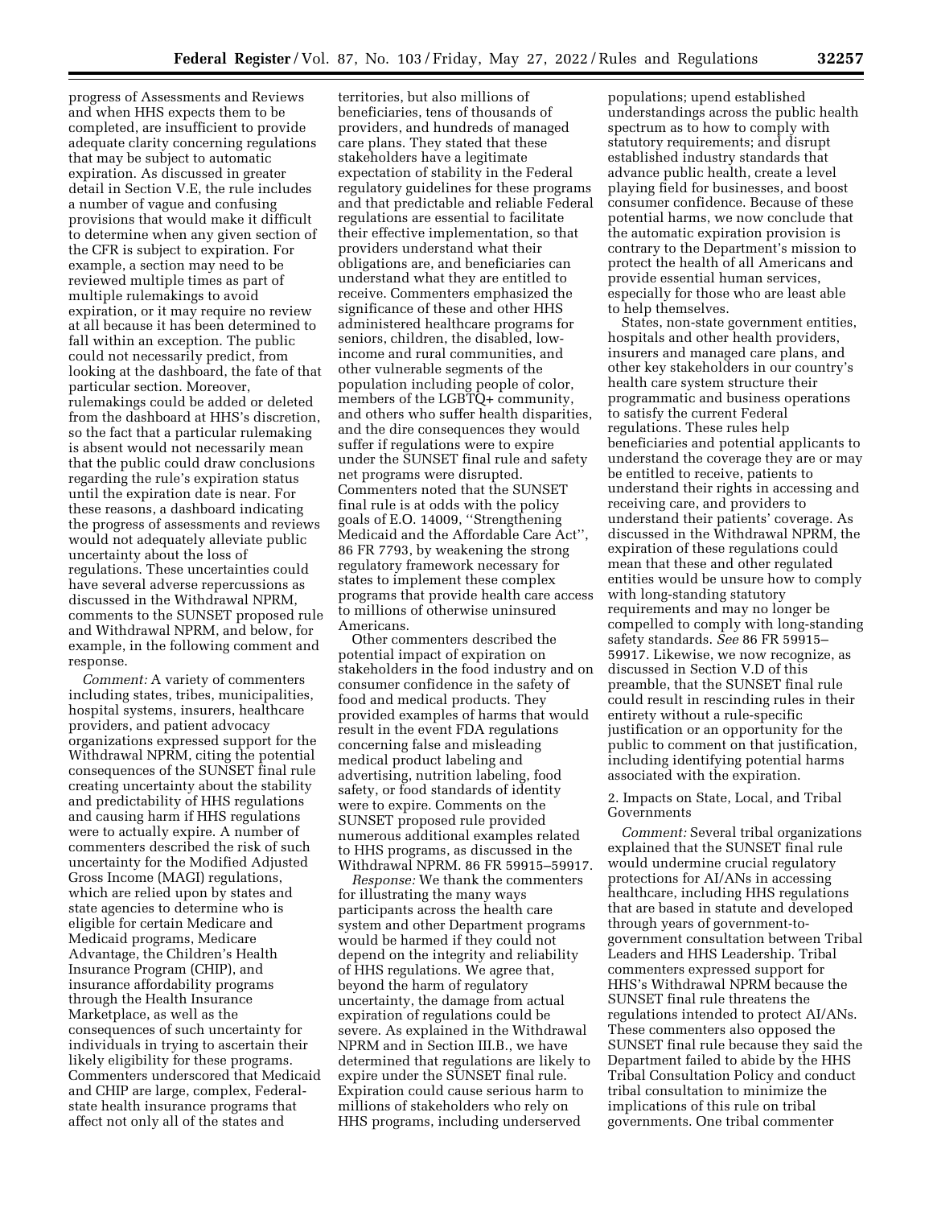progress of Assessments and Reviews and when HHS expects them to be completed, are insufficient to provide adequate clarity concerning regulations that may be subject to automatic expiration. As discussed in greater detail in Section V.E, the rule includes a number of vague and confusing provisions that would make it difficult to determine when any given section of the CFR is subject to expiration. For example, a section may need to be reviewed multiple times as part of multiple rulemakings to avoid expiration, or it may require no review at all because it has been determined to fall within an exception. The public could not necessarily predict, from looking at the dashboard, the fate of that particular section. Moreover, rulemakings could be added or deleted from the dashboard at HHS's discretion, so the fact that a particular rulemaking is absent would not necessarily mean that the public could draw conclusions regarding the rule's expiration status until the expiration date is near. For these reasons, a dashboard indicating the progress of assessments and reviews would not adequately alleviate public uncertainty about the loss of regulations. These uncertainties could have several adverse repercussions as discussed in the Withdrawal NPRM, comments to the SUNSET proposed rule and Withdrawal NPRM, and below, for example, in the following comment and response.

*Comment:* A variety of commenters including states, tribes, municipalities, hospital systems, insurers, healthcare providers, and patient advocacy organizations expressed support for the Withdrawal NPRM, citing the potential consequences of the SUNSET final rule creating uncertainty about the stability and predictability of HHS regulations and causing harm if HHS regulations were to actually expire. A number of commenters described the risk of such uncertainty for the Modified Adjusted Gross Income (MAGI) regulations, which are relied upon by states and state agencies to determine who is eligible for certain Medicare and Medicaid programs, Medicare Advantage, the Children's Health Insurance Program (CHIP), and insurance affordability programs through the Health Insurance Marketplace, as well as the consequences of such uncertainty for individuals in trying to ascertain their likely eligibility for these programs. Commenters underscored that Medicaid and CHIP are large, complex, Federal-state health insurance programs that affect not only all of the states and territories, but also millions of beneficiaries, tens of thousands of providers, and hundreds of managed care plans. They stated that these stakeholders have a legitimate expectation of stability in the Federal regulatory guidelines for these programs and that predictable and reliable Federal regulations are essential to facilitate their effective implementation, so that providers understand what their obligations are, and beneficiaries can understand what they are entitled to receive. Commenters emphasized the significance of these and other HHS administered healthcare programs for seniors, children, the disabled, low-income and rural communities, and other vulnerable segments of the population including people of color, members of the LGBTQ+ community, and others who suffer health disparities, and the dire consequences they would suffer if regulations were to expire under the SUNSET final rule and safety net programs were disrupted. Commenters noted that the SUNSET final rule is at odds with the policy goals of E.O. 14009, ''Strengthening Medicaid and the Affordable Care Act'', 86 FR 7793, by weakening the strong regulatory framework necessary for states to implement these complex programs that provide health care access to millions of otherwise uninsured Americans.

Other commenters described the potential impact of expiration on stakeholders in the food industry and on consumer confidence in the safety of food and medical products. They provided examples of harms that would result in the event FDA regulations concerning false and misleading medical product labeling and advertising, nutrition labeling, food safety, or food standards of identity were to expire. Comments on the SUNSET proposed rule provided numerous additional examples related to HHS programs, as discussed in the Withdrawal NPRM. 86 FR 59915–59917.

*Response:* We thank the commenters for illustrating the many ways participants across the health care system and other Department programs would be harmed if they could not depend on the integrity and reliability of HHS regulations. We agree that, beyond the harm of regulatory uncertainty, the damage from actual expiration of regulations could be severe. As explained in the Withdrawal NPRM and in Section III.B., we have determined that regulations are likely to expire under the SUNSET final rule. Expiration could cause serious harm to millions of stakeholders who rely on HHS programs, including underserved populations; upend established understandings across the public health spectrum as to how to comply with statutory requirements; and disrupt established industry standards that advance public health, create a level playing field for businesses, and boost consumer confidence. Because of these potential harms, we now conclude that the automatic expiration provision is contrary to the Department's mission to protect the health of all Americans and provide essential human services, especially for those who are least able to help themselves.

States, non-state government entities, hospitals and other health providers, insurers and managed care plans, and other key stakeholders in our country's health care system structure their programmatic and business operations to satisfy the current Federal regulations. These rules help beneficiaries and potential applicants to understand the coverage they are or may be entitled to receive, patients to understand their rights in accessing and receiving care, and providers to understand their patients' coverage. As discussed in the Withdrawal NPRM, the expiration of these regulations could mean that these and other regulated entities would be unsure how to comply with long-standing statutory requirements and may no longer be compelled to comply with long-standing safety standards. *See* 86 FR 59915–59917. Likewise, we now recognize, as discussed in Section V.D of this preamble, that the SUNSET final rule could result in rescinding rules in their entirety without a rule-specific justification or an opportunity for the public to comment on that justification, including identifying potential harms associated with the expiration.

### 2. Impacts on State, Local, and Tribal Governments

*Comment:* Several tribal organizations explained that the SUNSET final rule would undermine crucial regulatory protections for AI/ANs in accessing healthcare, including HHS regulations that are based in statute and developed through years of government-to-government consultation between Tribal Leaders and HHS Leadership. Tribal commenters expressed support for HHS's Withdrawal NPRM because the SUNSET final rule threatens the regulations intended to protect AI/ANs. These commenters also opposed the SUNSET final rule because they said the Department failed to abide by the HHS Tribal Consultation Policy and conduct tribal consultation to minimize the implications of this rule on tribal governments. One tribal commenter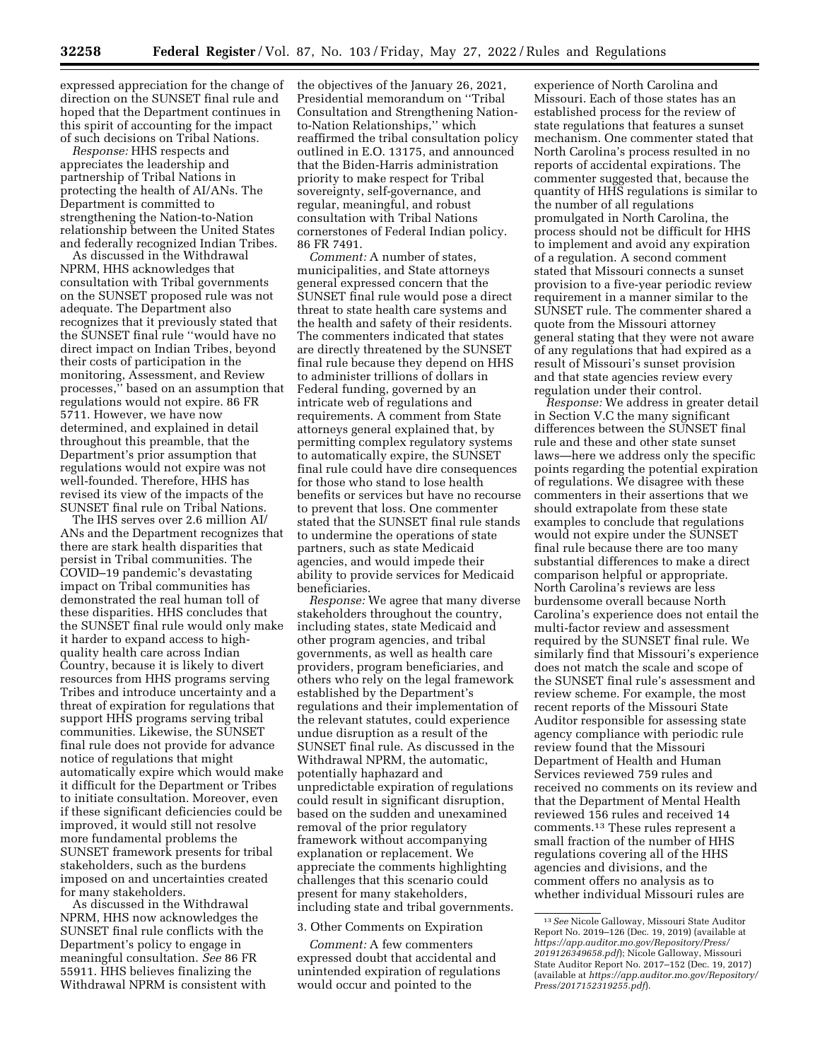expressed appreciation for the change of direction on the SUNSET final rule and hoped that the Department continues in this spirit of accounting for the impact of such decisions on Tribal Nations.

*Response:* HHS respects and appreciates the leadership and partnership of Tribal Nations in protecting the health of AI/ANs. The Department is committed to strengthening the Nation-to-Nation relationship between the United States and federally recognized Indian Tribes.

As discussed in the Withdrawal NPRM, HHS acknowledges that consultation with Tribal governments on the SUNSET proposed rule was not adequate. The Department also recognizes that it previously stated that the SUNSET final rule ''would have no direct impact on Indian Tribes, beyond their costs of participation in the monitoring, Assessment, and Review processes,'' based on an assumption that regulations would not expire. 86 FR 5711. However, we have now determined, and explained in detail throughout this preamble, that the Department's prior assumption that regulations would not expire was not well-founded. Therefore, HHS has revised its view of the impacts of the SUNSET final rule on Tribal Nations.

The IHS serves over 2.6 million AI/ANs and the Department recognizes that there are stark health disparities that persist in Tribal communities. The COVID–19 pandemic's devastating impact on Tribal communities has demonstrated the real human toll of these disparities. HHS concludes that the SUNSET final rule would only make it harder to expand access to high-quality health care across Indian Country, because it is likely to divert resources from HHS programs serving Tribes and introduce uncertainty and a threat of expiration for regulations that support HHS programs serving tribal communities. Likewise, the SUNSET final rule does not provide for advance notice of regulations that might automatically expire which would make it difficult for the Department or Tribes to initiate consultation. Moreover, even if these significant deficiencies could be improved, it would still not resolve more fundamental problems the SUNSET framework presents for tribal stakeholders, such as the burdens imposed on and uncertainties created for many stakeholders.

As discussed in the Withdrawal NPRM, HHS now acknowledges the SUNSET final rule conflicts with the Department's policy to engage in meaningful consultation. *See* 86 FR 55911. HHS believes finalizing the Withdrawal NPRM is consistent with the objectives of the January 26, 2021, Presidential memorandum on ''Tribal Consultation and Strengthening Nation-to-Nation Relationships,'' which reaffirmed the tribal consultation policy outlined in E.O. 13175, and announced that the Biden-Harris administration priority to make respect for Tribal sovereignty, self-governance, and regular, meaningful, and robust consultation with Tribal Nations cornerstones of Federal Indian policy. 86 FR 7491.

*Comment:* A number of states, municipalities, and State attorneys general expressed concern that the SUNSET final rule would pose a direct threat to state health care systems and the health and safety of their residents. The commenters indicated that states are directly threatened by the SUNSET final rule because they depend on HHS to administer trillions of dollars in Federal funding, governed by an intricate web of regulations and requirements. A comment from State attorneys general explained that, by permitting complex regulatory systems to automatically expire, the SUNSET final rule could have dire consequences for those who stand to lose health benefits or services but have no recourse to prevent that loss. One commenter stated that the SUNSET final rule stands to undermine the operations of state partners, such as state Medicaid agencies, and would impede their ability to provide services for Medicaid beneficiaries.

*Response:* We agree that many diverse stakeholders throughout the country, including states, state Medicaid and other program agencies, and tribal governments, as well as health care providers, program beneficiaries, and others who rely on the legal framework established by the Department's regulations and their implementation of the relevant statutes, could experience undue disruption as a result of the SUNSET final rule. As discussed in the Withdrawal NPRM, the automatic, potentially haphazard and unpredictable expiration of regulations could result in significant disruption, based on the sudden and unexamined removal of the prior regulatory framework without accompanying explanation or replacement. We appreciate the comments highlighting challenges that this scenario could present for many stakeholders, including state and tribal governments.

3. Other Comments on Expiration

*Comment:* A few commenters expressed doubt that accidental and unintended expiration of regulations would occur and pointed to the experience of North Carolina and Missouri. Each of those states has an established process for the review of state regulations that features a sunset mechanism. One commenter stated that North Carolina's process resulted in no reports of accidental expirations. The commenter suggested that, because the quantity of HHS regulations is similar to the number of all regulations promulgated in North Carolina, the process should not be difficult for HHS to implement and avoid any expiration of a regulation. A second comment stated that Missouri connects a sunset provision to a five-year periodic review requirement in a manner similar to the SUNSET rule. The commenter shared a quote from the Missouri attorney general stating that they were not aware of any regulations that had expired as a result of Missouri's sunset provision and that state agencies review every regulation under their control.

*Response:* We address in greater detail in Section V.C the many significant differences between the SUNSET final rule and these and other state sunset laws—here we address only the specific points regarding the potential expiration of regulations. We disagree with these commenters in their assertions that we should extrapolate from these state examples to conclude that regulations would not expire under the SUNSET final rule because there are too many substantial differences to make a direct comparison helpful or appropriate. North Carolina's reviews are less burdensome overall because North Carolina's experience does not entail the multi-factor review and assessment required by the SUNSET final rule. We similarly find that Missouri's experience does not match the scale and scope of the SUNSET final rule's assessment and review scheme. For example, the most recent reports of the Missouri State Auditor responsible for assessing state agency compliance with periodic rule review found that the Missouri Department of Health and Human Services reviewed 759 rules and received no comments on its review and that the Department of Mental Health reviewed 156 rules and received 14 comments.[13] These rules represent a small fraction of the number of HHS regulations covering all of the HHS agencies and divisions, and the comment offers no analysis as to whether individual Missouri rules are

---

[13] *See* Nicole Galloway, Missouri State Auditor Report No. 2019–126 (Dec. 19, 2019) (available at *https://app.auditor.mo.gov/Repository/Press/2019126349658.pdf*); Nicole Galloway, Missouri State Auditor Report No. 2017–152 (Dec. 19, 2017) (available at *https://app.auditor.mo.gov/Repository/Press/2017152319255.pdf*).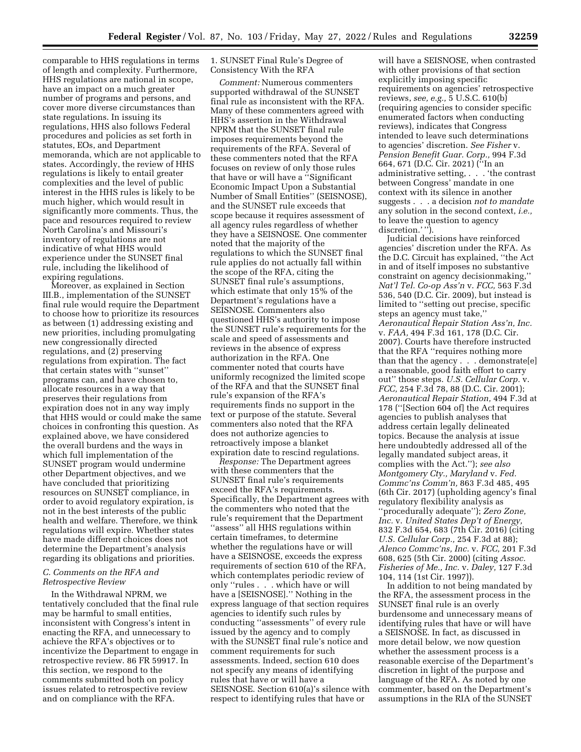comparable to HHS regulations in terms of length and complexity. Furthermore, HHS regulations are national in scope, have an impact on a much greater number of programs and persons, and cover more diverse circumstances than state regulations. In issuing its regulations, HHS also follows Federal procedures and policies as set forth in statutes, EOs, and Department memoranda, which are not applicable to states. Accordingly, the review of HHS regulations is likely to entail greater complexities and the level of public interest in the HHS rules is likely to be much higher, which would result in significantly more comments. Thus, the pace and resources required to review North Carolina's and Missouri's inventory of regulations are not indicative of what HHS would experience under the SUNSET final rule, including the likelihood of expiring regulations.

Moreover, as explained in Section III.B., implementation of the SUNSET final rule would require the Department to choose how to prioritize its resources as between (1) addressing existing and new priorities, including promulgating new congressionally directed regulations, and (2) preserving regulations from expiration. The fact that certain states with "sunset" programs can, and have chosen to, allocate resources in a way that preserves their regulations from expiration does not in any way imply that HHS would or could make the same choices in confronting this question. As explained above, we have considered the overall burdens and the ways in which full implementation of the SUNSET program would undermine other Department objectives, and we have concluded that prioritizing resources on SUNSET compliance, in order to avoid regulatory expiration, is not in the best interests of the public health and welfare. Therefore, we think regulations will expire. Whether states have made different choices does not determine the Department's analysis regarding its obligations and priorities.

### C. Comments on the RFA and Retrospective Review

In the Withdrawal NPRM, we tentatively concluded that the final rule may be harmful to small entities, inconsistent with Congress's intent in enacting the RFA, and unnecessary to achieve the RFA's objectives or to incentivize the Department to engage in retrospective review. 86 FR 59917. In this section, we respond to the comments submitted both on policy issues related to retrospective review and on compliance with the RFA.

#### 1. SUNSET Final Rule's Degree of Consistency With the RFA

*Comment:* Numerous commenters supported withdrawal of the SUNSET final rule as inconsistent with the RFA. Many of these commenters agreed with HHS's assertion in the Withdrawal NPRM that the SUNSET final rule imposes requirements beyond the requirements of the RFA. Several of these commenters noted that the RFA focuses on review of only those rules that have or will have a "Significant Economic Impact Upon a Substantial Number of Small Entities" (SEISNOSE), and the SUNSET rule exceeds that scope because it requires assessment of all agency rules regardless of whether they have a SEISNOSE. One commenter noted that the majority of the regulations to which the SUNSET final rule applies do not actually fall within the scope of the RFA, citing the SUNSET final rule's assumptions, which estimate that only 15% of the Department's regulations have a SEISNOSE. Commenters also questioned HHS's authority to impose the SUNSET rule's requirements for the scale and speed of assessments and reviews in the absence of express authorization in the RFA. One commenter noted that courts have uniformly recognized the limited scope of the RFA and that the SUNSET final rule's expansion of the RFA's requirements finds no support in the text or purpose of the statute. Several commenters also noted that the RFA does not authorize agencies to retroactively impose a blanket expiration date to rescind regulations.

*Response:* The Department agrees with these commenters that the SUNSET final rule's requirements exceed the RFA's requirements. Specifically, the Department agrees with the commenters who noted that the rule's requirement that the Department "assess" all HHS regulations within certain timeframes, to determine whether the regulations have or will have a SEISNOSE, exceeds the express requirements of section 610 of the RFA, which contemplates periodic review of only "rules . . . which have or will have a [SEISNOSE]." Nothing in the express language of that section requires agencies to identify such rules by conducting "assessments" of every rule issued by the agency and to comply with the SUNSET final rule's notice and comment requirements for such assessments. Indeed, section 610 does not specify any means of identifying rules that have or will have a SEISNOSE. Section 610(a)'s silence with respect to identifying rules that have or will have a SEISNOSE, when contrasted with other provisions of that section explicitly imposing specific requirements on agencies' retrospective reviews, *see, e.g.,* 5 U.S.C. 610(b) (requiring agencies to consider specific enumerated factors when conducting reviews), indicates that Congress intended to leave such determinations to agencies' discretion. *See Fisher* v. *Pension Benefit Guar. Corp.,* 994 F.3d 664, 671 (D.C. Cir. 2021) ("In an administrative setting, . . . 'the contrast between Congress' mandate in one context with its silence in another suggests . . . a decision *not to mandate* any solution in the second context, *i.e.,* to leave the question to agency discretion.'").

Judicial decisions have reinforced agencies' discretion under the RFA. As the D.C. Circuit has explained, "the Act in and of itself imposes no substantive constraint on agency decisionmaking," *Nat'l Tel. Co-op Ass'n* v. *FCC,* 563 F.3d 536, 540 (D.C. Cir. 2009), but instead is limited to "setting out precise, specific steps an agency must take," *Aeronautical Repair Station Ass'n, Inc.* v. *FAA,* 494 F.3d 161, 178 (D.C. Cir. 2007). Courts have therefore instructed that the RFA "requires nothing more than that the agency . . . demonstrate[e] a reasonable, good faith effort to carry out" those steps. *U.S. Cellular Corp.* v. *FCC,* 254 F.3d 78, 88 (D.C. Cir. 2001); *Aeronautical Repair Station,* 494 F.3d at 178 ("[Section 604 of] the Act requires agencies to publish analyses that address certain legally delineated topics. Because the analysis at issue here undoubtedly addressed all of the legally mandated subject areas, it complies with the Act."); *see also Montgomery Cty., Maryland* v. *Fed. Commc'ns Comm'n,* 863 F.3d 485, 495 (6th Cir. 2017) (upholding agency's final regulatory flexibility analysis as "procedurally adequate"); *Zero Zone, Inc.* v. *United States Dep't of Energy,* 832 F.3d 654, 683 (7th Cir. 2016) (citing *U.S. Cellular Corp.,* 254 F.3d at 88); *Alenco Commc'ns, Inc.* v. *FCC,* 201 F.3d 608, 625 (5th Cir. 2000) (citing *Assoc. Fisheries of Me., Inc.* v. *Daley,* 127 F.3d 104, 114 (1st Cir. 1997)).

In addition to not being mandated by the RFA, the assessment process in the SUNSET final rule is an overly burdensome and unnecessary means of identifying rules that have or will have a SEISNOSE. In fact, as discussed in more detail below, we now question whether the assessment process is a reasonable exercise of the Department's discretion in light of the purpose and language of the RFA. As noted by one commenter, based on the Department's assumptions in the RIA of the SUNSET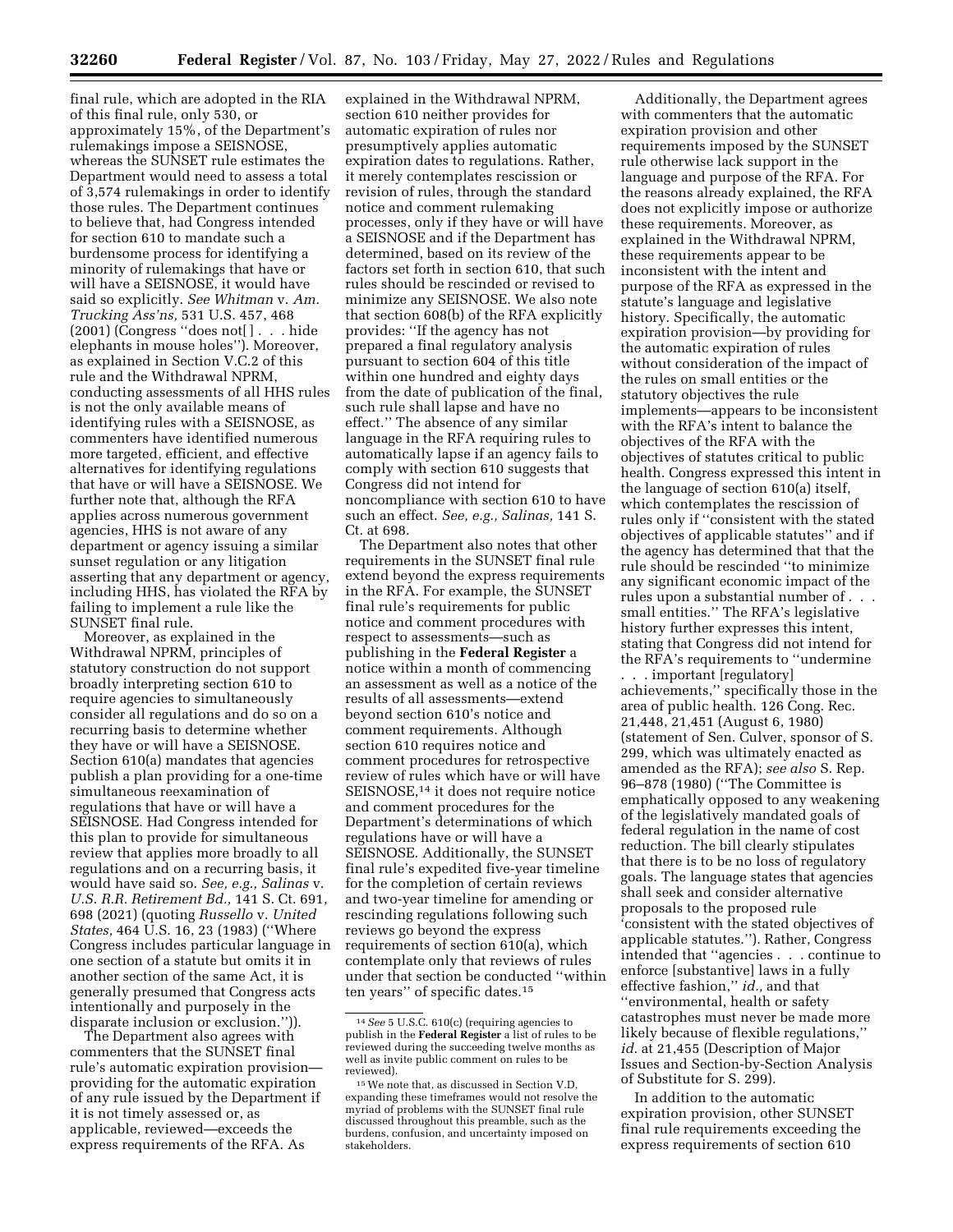final rule, which are adopted in the RIA of this final rule, only 530, or approximately 15%, of the Department's rulemakings impose a SEISNOSE, whereas the SUNSET rule estimates the Department would need to assess a total of 3,574 rulemakings in order to identify those rules. The Department continues to believe that, had Congress intended for section 610 to mandate such a burdensome process for identifying a minority of rulemakings that have or will have a SEISNOSE, it would have said so explicitly. *See Whitman* v. *Am. Trucking Ass'ns,* 531 U.S. 457, 468 (2001) (Congress ''does not[ ] . . . hide elephants in mouse holes''). Moreover, as explained in Section V.C.2 of this rule and the Withdrawal NPRM, conducting assessments of all HHS rules is not the only available means of identifying rules with a SEISNOSE, as commenters have identified numerous more targeted, efficient, and effective alternatives for identifying regulations that have or will have a SEISNOSE. We further note that, although the RFA applies across numerous government agencies, HHS is not aware of any department or agency issuing a similar sunset regulation or any litigation asserting that any department or agency, including HHS, has violated the RFA by failing to implement a rule like the SUNSET final rule.

Moreover, as explained in the Withdrawal NPRM, principles of statutory construction do not support broadly interpreting section 610 to require agencies to simultaneously consider all regulations and do so on a recurring basis to determine whether they have or will have a SEISNOSE. Section 610(a) mandates that agencies publish a plan providing for a one-time simultaneous reexamination of regulations that have or will have a SEISNOSE. Had Congress intended for this plan to provide for simultaneous review that applies more broadly to all regulations and on a recurring basis, it would have said so. *See, e.g., Salinas* v. *U.S. R.R. Retirement Bd.,* 141 S. Ct. 691, 698 (2021) (quoting *Russello* v. *United States,* 464 U.S. 16, 23 (1983) (''Where Congress includes particular language in one section of a statute but omits it in another section of the same Act, it is generally presumed that Congress acts intentionally and purposely in the disparate inclusion or exclusion.'')).

The Department also agrees with commenters that the SUNSET final rule's automatic expiration provision—providing for the automatic expiration of any rule issued by the Department if it is not timely assessed or, as applicable, reviewed—exceeds the express requirements of the RFA. As explained in the Withdrawal NPRM, section 610 neither provides for automatic expiration of rules nor presumptively applies automatic expiration dates to regulations. Rather, it merely contemplates rescission or revision of rules, through the standard notice and comment rulemaking processes, only if they have or will have a SEISNOSE and if the Department has determined, based on its review of the factors set forth in section 610, that such rules should be rescinded or revised to minimize any SEISNOSE. We also note that section 608(b) of the RFA explicitly provides: ''If the agency has not prepared a final regulatory analysis pursuant to section 604 of this title within one hundred and eighty days from the date of publication of the final, such rule shall lapse and have no effect.'' The absence of any similar language in the RFA requiring rules to automatically lapse if an agency fails to comply with section 610 suggests that Congress did not intend for noncompliance with section 610 to have such an effect. *See, e.g., Salinas,* 141 S. Ct. at 698.

The Department also notes that other requirements in the SUNSET final rule extend beyond the express requirements in the RFA. For example, the SUNSET final rule's requirements for public notice and comment procedures with respect to assessments—such as publishing in the **Federal Register** a notice within a month of commencing an assessment as well as a notice of the results of all assessments—extend beyond section 610's notice and comment requirements. Although section 610 requires notice and comment procedures for retrospective review of rules which have or will have SEISNOSE,[14] it does not require notice and comment procedures for the Department's determinations of which regulations have or will have a SEISNOSE. Additionally, the SUNSET final rule's expedited five-year timeline for the completion of certain reviews and two-year timeline for amending or rescinding regulations following such reviews go beyond the express requirements of section 610(a), which contemplate only that reviews of rules under that section be conducted ''within ten years'' of specific dates.[15]

Additionally, the Department agrees with commenters that the automatic expiration provision and other requirements imposed by the SUNSET rule otherwise lack support in the language and purpose of the RFA. For the reasons already explained, the RFA does not explicitly impose or authorize these requirements. Moreover, as explained in the Withdrawal NPRM, these requirements appear to be inconsistent with the intent and purpose of the RFA as expressed in the statute's language and legislative history. Specifically, the automatic expiration provision—by providing for the automatic expiration of rules without consideration of the impact of the rules on small entities or the statutory objectives the rule implements—appears to be inconsistent with the RFA's intent to balance the objectives of the RFA with the objectives of statutes critical to public health. Congress expressed this intent in the language of section 610(a) itself, which contemplates the rescission of rules only if ''consistent with the stated objectives of applicable statutes'' and if the agency has determined that that the rule should be rescinded ''to minimize any significant economic impact of the rules upon a substantial number of . . . small entities.'' The RFA's legislative history further expresses this intent, stating that Congress did not intend for the RFA's requirements to ''undermine . . . important [regulatory] achievements,'' specifically those in the area of public health. 126 Cong. Rec. 21,448, 21,451 (August 6, 1980) (statement of Sen. Culver, sponsor of S. 299, which was ultimately enacted as amended as the RFA); *see also* S. Rep. 96–878 (1980) (''The Committee is emphatically opposed to any weakening of the legislatively mandated goals of federal regulation in the name of cost reduction. The bill clearly stipulates that there is to be no loss of regulatory goals. The language states that agencies shall seek and consider alternative proposals to the proposed rule 'consistent with the stated objectives of applicable statutes.''). Rather, Congress intended that ''agencies . . . continue to enforce [substantive] laws in a fully effective fashion,'' *id.,* and that ''environmental, health or safety catastrophes must never be made more likely because of flexible regulations,'' *id.* at 21,455 (Description of Major Issues and Section-by-Section Analysis of Substitute for S. 299).

In addition to the automatic expiration provision, other SUNSET final rule requirements exceeding the express requirements of section 610

---

[14] *See* 5 U.S.C. 610(c) (requiring agencies to publish in the **Federal Register** a list of rules to be reviewed during the succeeding twelve months as well as invite public comment on rules to be reviewed).

[15] We note that, as discussed in Section V.D, expanding these timeframes would not resolve the myriad of problems with the SUNSET final rule discussed throughout this preamble, such as the burdens, confusion, and uncertainty imposed on stakeholders.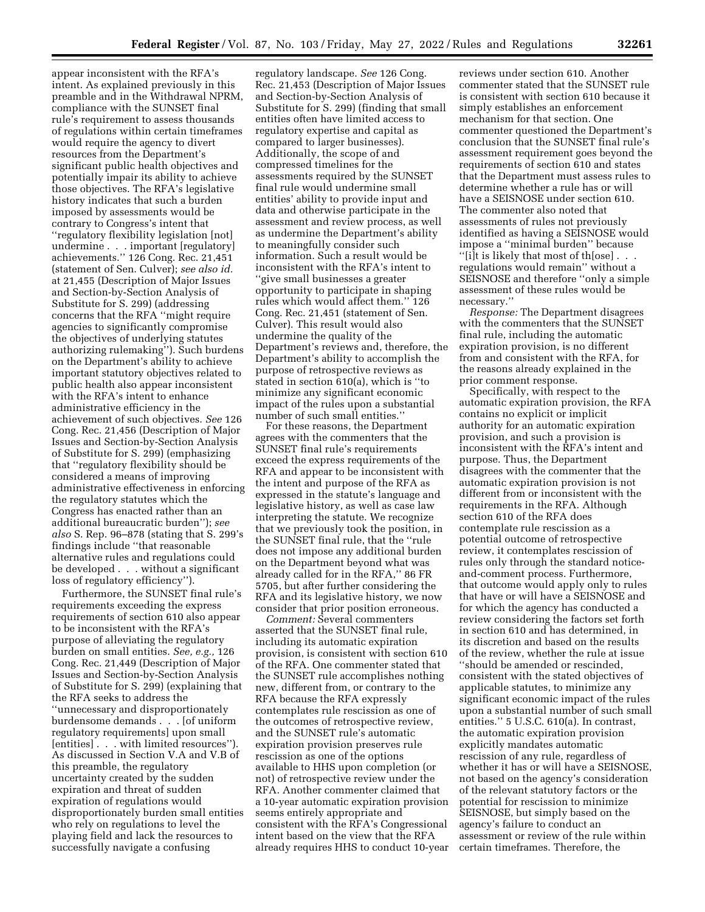appear inconsistent with the RFA's intent. As explained previously in this preamble and in the Withdrawal NPRM, compliance with the SUNSET final rule's requirement to assess thousands of regulations within certain timeframes would require the agency to divert resources from the Department's significant public health objectives and potentially impair its ability to achieve those objectives. The RFA's legislative history indicates that such a burden imposed by assessments would be contrary to Congress's intent that ''regulatory flexibility legislation [not] undermine . . . important [regulatory] achievements.'' 126 Cong. Rec. 21,451 (statement of Sen. Culver); *see also id.* at 21,455 (Description of Major Issues and Section-by-Section Analysis of Substitute for S. 299) (addressing concerns that the RFA ''might require agencies to significantly compromise the objectives of underlying statutes authorizing rulemaking''). Such burdens on the Department's ability to achieve important statutory objectives related to public health also appear inconsistent with the RFA's intent to enhance administrative efficiency in the achievement of such objectives. *See* 126 Cong. Rec. 21,456 (Description of Major Issues and Section-by-Section Analysis of Substitute for S. 299) (emphasizing that ''regulatory flexibility should be considered a means of improving administrative effectiveness in enforcing the regulatory statutes which the Congress has enacted rather than an additional bureaucratic burden''); *see also* S. Rep. 96–878 (stating that S. 299's findings include ''that reasonable alternative rules and regulations could be developed . . . without a significant loss of regulatory efficiency'').

Furthermore, the SUNSET final rule's requirements exceeding the express requirements of section 610 also appear to be inconsistent with the RFA's purpose of alleviating the regulatory burden on small entities. *See, e.g.,* 126 Cong. Rec. 21,449 (Description of Major Issues and Section-by-Section Analysis of Substitute for S. 299) (explaining that the RFA seeks to address the ''unnecessary and disproportionately burdensome demands . . . [of uniform regulatory requirements] upon small [entities] . . . with limited resources''). As discussed in Section V.A and V.B of this preamble, the regulatory uncertainty created by the sudden expiration and threat of sudden expiration of regulations would disproportionately burden small entities who rely on regulations to level the playing field and lack the resources to successfully navigate a confusing regulatory landscape. *See* 126 Cong. Rec. 21,453 (Description of Major Issues and Section-by-Section Analysis of Substitute for S. 299) (finding that small entities often have limited access to regulatory expertise and capital as compared to larger businesses). Additionally, the scope of and compressed timelines for the assessments required by the SUNSET final rule would undermine small entities' ability to provide input and data and otherwise participate in the assessment and review process, as well as undermine the Department's ability to meaningfully consider such information. Such a result would be inconsistent with the RFA's intent to ''give small businesses a greater opportunity to participate in shaping rules which would affect them.'' 126 Cong. Rec. 21,451 (statement of Sen. Culver). This result would also undermine the quality of the Department's reviews and, therefore, the Department's ability to accomplish the purpose of retrospective reviews as stated in section 610(a), which is ''to minimize any significant economic impact of the rules upon a substantial number of such small entities.''

For these reasons, the Department agrees with the commenters that the SUNSET final rule's requirements exceed the express requirements of the RFA and appear to be inconsistent with the intent and purpose of the RFA as expressed in the statute's language and legislative history, as well as case law interpreting the statute. We recognize that we previously took the position, in the SUNSET final rule, that the ''rule does not impose any additional burden on the Department beyond what was already called for in the RFA,'' 86 FR 5705, but after further considering the RFA and its legislative history, we now consider that prior position erroneous.

*Comment:* Several commenters asserted that the SUNSET final rule, including its automatic expiration provision, is consistent with section 610 of the RFA. One commenter stated that the SUNSET rule accomplishes nothing new, different from, or contrary to the RFA because the RFA expressly contemplates rule rescission as one of the outcomes of retrospective review, and the SUNSET rule's automatic expiration provision preserves rule rescission as one of the options available to HHS upon completion (or not) of retrospective review under the RFA. Another commenter claimed that a 10-year automatic expiration provision seems entirely appropriate and consistent with the RFA's Congressional intent based on the view that the RFA already requires HHS to conduct 10-year reviews under section 610. Another commenter stated that the SUNSET rule is consistent with section 610 because it simply establishes an enforcement mechanism for that section. One commenter questioned the Department's conclusion that the SUNSET final rule's assessment requirement goes beyond the requirements of section 610 and states that the Department must assess rules to determine whether a rule has or will have a SEISNOSE under section 610. The commenter also noted that assessments of rules not previously identified as having a SEISNOSE would impose a ''minimal burden'' because ''[i]t is likely that most of th[ose] . . . regulations would remain'' without a SEISNOSE and therefore ''only a simple assessment of these rules would be necessary.''

*Response:* The Department disagrees with the commenters that the SUNSET final rule, including the automatic expiration provision, is no different from and consistent with the RFA, for the reasons already explained in the prior comment response.

Specifically, with respect to the automatic expiration provision, the RFA contains no explicit or implicit authority for an automatic expiration provision, and such a provision is inconsistent with the RFA's intent and purpose. Thus, the Department disagrees with the commenter that the automatic expiration provision is not different from or inconsistent with the requirements in the RFA. Although section 610 of the RFA does contemplate rule rescission as a potential outcome of retrospective review, it contemplates rescission of rules only through the standard notice-and-comment process. Furthermore, that outcome would apply only to rules that have or will have a SEISNOSE and for which the agency has conducted a review considering the factors set forth in section 610 and has determined, in its discretion and based on the results of the review, whether the rule at issue ''should be amended or rescinded, consistent with the stated objectives of applicable statutes, to minimize any significant economic impact of the rules upon a substantial number of such small entities.'' 5 U.S.C. 610(a). In contrast, the automatic expiration provision explicitly mandates automatic rescission of any rule, regardless of whether it has or will have a SEISNOSE, not based on the agency's consideration of the relevant statutory factors or the potential for rescission to minimize SEISNOSE, but simply based on the agency's failure to conduct an assessment or review of the rule within certain timeframes. Therefore, the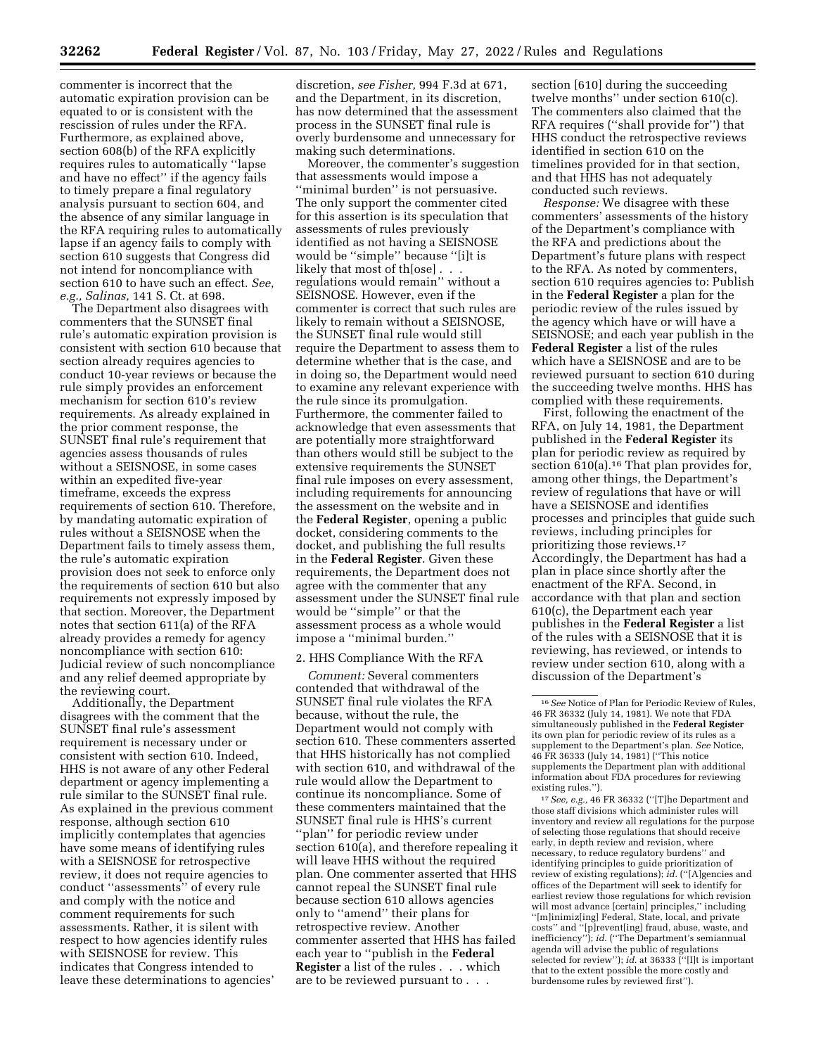commenter is incorrect that the automatic expiration provision can be equated to or is consistent with the rescission of rules under the RFA. Furthermore, as explained above, section 608(b) of the RFA explicitly requires rules to automatically ''lapse and have no effect'' if the agency fails to timely prepare a final regulatory analysis pursuant to section 604, and the absence of any similar language in the RFA requiring rules to automatically lapse if an agency fails to comply with section 610 suggests that Congress did not intend for noncompliance with section 610 to have such an effect. *See, e.g., Salinas,* 141 S. Ct. at 698.

The Department also disagrees with commenters that the SUNSET final rule's automatic expiration provision is consistent with section 610 because that section already requires agencies to conduct 10-year reviews or because the rule simply provides an enforcement mechanism for section 610's review requirements. As already explained in the prior comment response, the SUNSET final rule's requirement that agencies assess thousands of rules without a SEISNOSE, in some cases within an expedited five-year timeframe, exceeds the express requirements of section 610. Therefore, by mandating automatic expiration of rules without a SEISNOSE when the Department fails to timely assess them, the rule's automatic expiration provision does not seek to enforce only the requirements of section 610 but also requirements not expressly imposed by that section. Moreover, the Department notes that section 611(a) of the RFA already provides a remedy for agency noncompliance with section 610: Judicial review of such noncompliance and any relief deemed appropriate by the reviewing court.

Additionally, the Department disagrees with the comment that the SUNSET final rule's assessment requirement is necessary under or consistent with section 610. Indeed, HHS is not aware of any other Federal department or agency implementing a rule similar to the SUNSET final rule. As explained in the previous comment response, although section 610 implicitly contemplates that agencies have some means of identifying rules with a SEISNOSE for retrospective review, it does not require agencies to conduct ''assessments'' of every rule and comply with the notice and comment requirements for such assessments. Rather, it is silent with respect to how agencies identify rules with SEISNOSE for review. This indicates that Congress intended to leave these determinations to agencies' discretion, *see Fisher,* 994 F.3d at 671, and the Department, in its discretion, has now determined that the assessment process in the SUNSET final rule is overly burdensome and unnecessary for making such determinations.

Moreover, the commenter's suggestion that assessments would impose a ''minimal burden'' is not persuasive. The only support the commenter cited for this assertion is its speculation that assessments of rules previously identified as not having a SEISNOSE would be ''simple'' because ''[i]t is likely that most of th[ose] . . . regulations would remain'' without a SEISNOSE. However, even if the commenter is correct that such rules are likely to remain without a SEISNOSE, the SUNSET final rule would still require the Department to assess them to determine whether that is the case, and in doing so, the Department would need to examine any relevant experience with the rule since its promulgation. Furthermore, the commenter failed to acknowledge that even assessments that are potentially more straightforward than others would still be subject to the extensive requirements the SUNSET final rule imposes on every assessment, including requirements for announcing the assessment on the website and in the **Federal Register**, opening a public docket, considering comments to the docket, and publishing the full results in the **Federal Register**. Given these requirements, the Department does not agree with the commenter that any assessment under the SUNSET final rule would be ''simple'' or that the assessment process as a whole would impose a ''minimal burden.''

2. HHS Compliance With the RFA

*Comment:* Several commenters contended that withdrawal of the SUNSET final rule violates the RFA because, without the rule, the Department would not comply with section 610. These commenters asserted that HHS historically has not complied with section 610, and withdrawal of the rule would allow the Department to continue its noncompliance. Some of these commenters maintained that the SUNSET final rule is HHS's current ''plan'' for periodic review under section 610(a), and therefore repealing it will leave HHS without the required plan. One commenter asserted that HHS cannot repeal the SUNSET final rule because section 610 allows agencies only to ''amend'' their plans for retrospective review. Another commenter asserted that HHS has failed each year to ''publish in the **Federal Register** a list of the rules . . . which are to be reviewed pursuant to . . . section [610] during the succeeding twelve months'' under section 610(c). The commenters also claimed that the RFA requires (''shall provide for'') that HHS conduct the retrospective reviews identified in section 610 on the timelines provided for in that section, and that HHS has not adequately conducted such reviews.

*Response:* We disagree with these commenters' assessments of the history of the Department's compliance with the RFA and predictions about the Department's future plans with respect to the RFA. As noted by commenters, section 610 requires agencies to: Publish in the **Federal Register** a plan for the periodic review of the rules issued by the agency which have or will have a SEISNOSE; and each year publish in the **Federal Register** a list of the rules which have a SEISNOSE and are to be reviewed pursuant to section 610 during the succeeding twelve months. HHS has complied with these requirements.

First, following the enactment of the RFA, on July 14, 1981, the Department published in the **Federal Register** its plan for periodic review as required by section 610(a).[16] That plan provides for, among other things, the Department's review of regulations that have or will have a SEISNOSE and identifies processes and principles that guide such reviews, including principles for prioritizing those reviews.[17] Accordingly, the Department has had a plan in place since shortly after the enactment of the RFA. Second, in accordance with that plan and section 610(c), the Department each year publishes in the **Federal Register** a list of the rules with a SEISNOSE that it is reviewing, has reviewed, or intends to review under section 610, along with a discussion of the Department's

[16] *See* Notice of Plan for Periodic Review of Rules, 46 FR 36332 (July 14, 1981). We note that FDA simultaneously published in the **Federal Register** its own plan for periodic review of its rules as a supplement to the Department's plan. *See* Notice, 46 FR 36333 (July 14, 1981) (''This notice supplements the Department plan with additional information about FDA procedures for reviewing existing rules.'').

[17] *See, e.g.,* 46 FR 36332 (''[T]he Department and those staff divisions which administer rules will inventory and review all regulations for the purpose of selecting those regulations that should receive early, in depth review and revision, where necessary, to reduce regulatory burdens'' and identifying principles to guide prioritization of review of existing regulations); *id.* (''[A]gencies and offices of the Department will seek to identify for earliest review those regulations for which revision will most advance [certain] principles,'' including ''[m]inimiz[ing] Federal, State, local, and private costs'' and ''[p]revent[ing] fraud, abuse, waste, and inefficiency''); *id.* (''The Department's semiannual agenda will advise the public of regulations selected for review''); *id.* at 36333 (''[I]t is important that to the extent possible the more costly and burdensome rules by reviewed first'').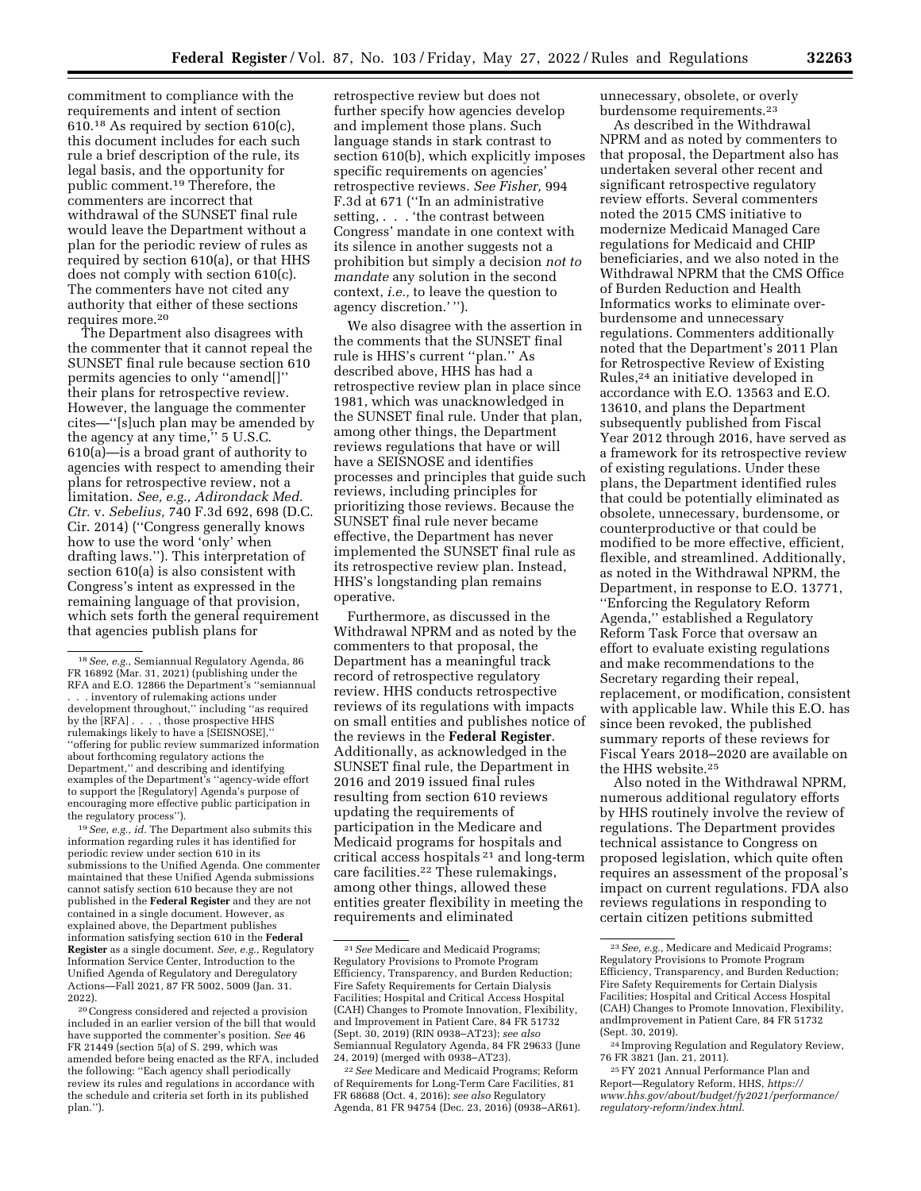commitment to compliance with the requirements and intent of section 610.[18] As required by section 610(c), this document includes for each such rule a brief description of the rule, its legal basis, and the opportunity for public comment.[19] Therefore, the commenters are incorrect that withdrawal of the SUNSET final rule would leave the Department without a plan for the periodic review of rules as required by section 610(a), or that HHS does not comply with section 610(c). The commenters have not cited any authority that either of these sections requires more.[20]

The Department also disagrees with the commenter that it cannot repeal the SUNSET final rule because section 610 permits agencies to only "amend[]" their plans for retrospective review. However, the language the commenter cites—"[s]uch plan may be amended by the agency at any time," 5 U.S.C. 610(a)—is a broad grant of authority to agencies with respect to amending their plans for retrospective review, not a limitation. *See, e.g., Adirondack Med. Ctr.* v. *Sebelius,* 740 F.3d 692, 698 (D.C. Cir. 2014) ("Congress generally knows how to use the word 'only' when drafting laws."). This interpretation of section 610(a) is also consistent with Congress's intent as expressed in the remaining language of that provision, which sets forth the general requirement that agencies publish plans for retrospective review but does not further specify how agencies develop and implement those plans. Such language stands in stark contrast to section 610(b), which explicitly imposes specific requirements on agencies' retrospective reviews. *See Fisher,* 994 F.3d at 671 ("In an administrative setting, . . . 'the contrast between Congress' mandate in one context with its silence in another suggests not a prohibition but simply a decision *not to mandate* any solution in the second context, *i.e.,* to leave the question to agency discretion.' ").

We also disagree with the assertion in the comments that the SUNSET final rule is HHS's current "plan." As described above, HHS has had a retrospective review plan in place since 1981, which was unacknowledged in the SUNSET final rule. Under that plan, among other things, the Department reviews regulations that have or will have a SEISNOSE and identifies processes and principles that guide such reviews, including principles for prioritizing those reviews. Because the SUNSET final rule never became effective, the Department has never implemented the SUNSET final rule as its retrospective review plan. Instead, HHS's longstanding plan remains operative.

Furthermore, as discussed in the Withdrawal NPRM and as noted by the commenters to that proposal, the Department has a meaningful track record of retrospective regulatory review. HHS conducts retrospective reviews of its regulations with impacts on small entities and publishes notice of the reviews in the **Federal Register**. Additionally, as acknowledged in the SUNSET final rule, the Department in 2016 and 2019 issued final rules resulting from section 610 reviews updating the requirements of participation in the Medicare and Medicaid programs for hospitals and critical access hospitals [21] and long-term care facilities.[22] These rulemakings, among other things, allowed these entities greater flexibility in meeting the requirements and eliminated unnecessary, obsolete, or overly burdensome requirements.[23]

As described in the Withdrawal NPRM and as noted by commenters to that proposal, the Department also has undertaken several other recent and significant retrospective regulatory review efforts. Several commenters noted the 2015 CMS initiative to modernize Medicaid Managed Care regulations for Medicaid and CHIP beneficiaries, and we also noted in the Withdrawal NPRM that the CMS Office of Burden Reduction and Health Informatics works to eliminate over-burdensome and unnecessary regulations. Commenters additionally noted that the Department's 2011 Plan for Retrospective Review of Existing Rules,[24] an initiative developed in accordance with E.O. 13563 and E.O. 13610, and plans the Department subsequently published from Fiscal Year 2012 through 2016, have served as a framework for its retrospective review of existing regulations. Under these plans, the Department identified rules that could be potentially eliminated as obsolete, unnecessary, burdensome, or counterproductive or that could be modified to be more effective, efficient, flexible, and streamlined. Additionally, as noted in the Withdrawal NPRM, the Department, in response to E.O. 13771, "Enforcing the Regulatory Reform Agenda," established a Regulatory Reform Task Force that oversaw an effort to evaluate existing regulations and make recommendations to the Secretary regarding their repeal, replacement, or modification, consistent with applicable law. While this E.O. has since been revoked, the published summary reports of these reviews for Fiscal Years 2018–2020 are available on the HHS website.[25]

Also noted in the Withdrawal NPRM, numerous additional regulatory efforts by HHS routinely involve the review of regulations. The Department provides technical assistance to Congress on proposed legislation, which quite often requires an assessment of the proposal's impact on current regulations. FDA also reviews regulations in responding to certain citizen petitions submitted

---

[18] *See, e.g.,* Semiannual Regulatory Agenda, 86 FR 16892 (Mar. 31, 2021) (publishing under the RFA and E.O. 12866 the Department's "semiannual . . . inventory of rulemaking actions under development throughout," including "as required by the [RFA] . . . , those prospective HHS rulemakings likely to have a [SEISNOSE]," "offering for public review summarized information about forthcoming regulatory actions the Department," and describing and identifying examples of the Department's "agency-wide effort to support the [Regulatory] Agenda's purpose of encouraging more effective public participation in the regulatory process").

[19] *See, e.g., id.* The Department also submits this information regarding rules it has identified for periodic review under section 610 in its submissions to the Unified Agenda. One commenter maintained that these Unified Agenda submissions cannot satisfy section 610 because they are not published in the **Federal Register** and they are not contained in a single document. However, as explained above, the Department publishes information satisfying section 610 in the **Federal Register** as a single document. *See, e.g.,* Regulatory Information Service Center, Introduction to the Unified Agenda of Regulatory and Deregulatory Actions—Fall 2021, 87 FR 5002, 5009 (Jan. 31. 2022).

[20] Congress considered and rejected a provision included in an earlier version of the bill that would have supported the commenter's position. *See* 46 FR 21449 (section 5(a) of S. 299, which was amended before being enacted as the RFA, included the following: "Each agency shall periodically review its rules and regulations in accordance with the schedule and criteria set forth in its published plan.").

[21] *See* Medicare and Medicaid Programs; Regulatory Provisions to Promote Program Efficiency, Transparency, and Burden Reduction; Fire Safety Requirements for Certain Dialysis Facilities; Hospital and Critical Access Hospital (CAH) Changes to Promote Innovation, Flexibility, and Improvement in Patient Care, 84 FR 51732 (Sept. 30, 2019) (RIN 0938–AT23); *see also* Semiannual Regulatory Agenda, 84 FR 29633 (June 24, 2019) (merged with 0938–AT23).

[22] *See* Medicare and Medicaid Programs; Reform of Requirements for Long-Term Care Facilities, 81 FR 68688 (Oct. 4, 2016); *see also* Regulatory Agenda, 81 FR 94754 (Dec. 23, 2016) (0938–AR61).

[23] *See, e.g.,* Medicare and Medicaid Programs; Regulatory Provisions to Promote Program Efficiency, Transparency, and Burden Reduction; Fire Safety Requirements for Certain Dialysis Facilities; Hospital and Critical Access Hospital (CAH) Changes to Promote Innovation, Flexibility, andImprovement in Patient Care, 84 FR 51732 (Sept. 30, 2019).

[24] Improving Regulation and Regulatory Review, 76 FR 3821 (Jan. 21, 2011).

[25] FY 2021 Annual Performance Plan and Report—Regulatory Reform, HHS, *https://www.hhs.gov/about/budget/fy2021/performance/regulatory-reform/index.html.*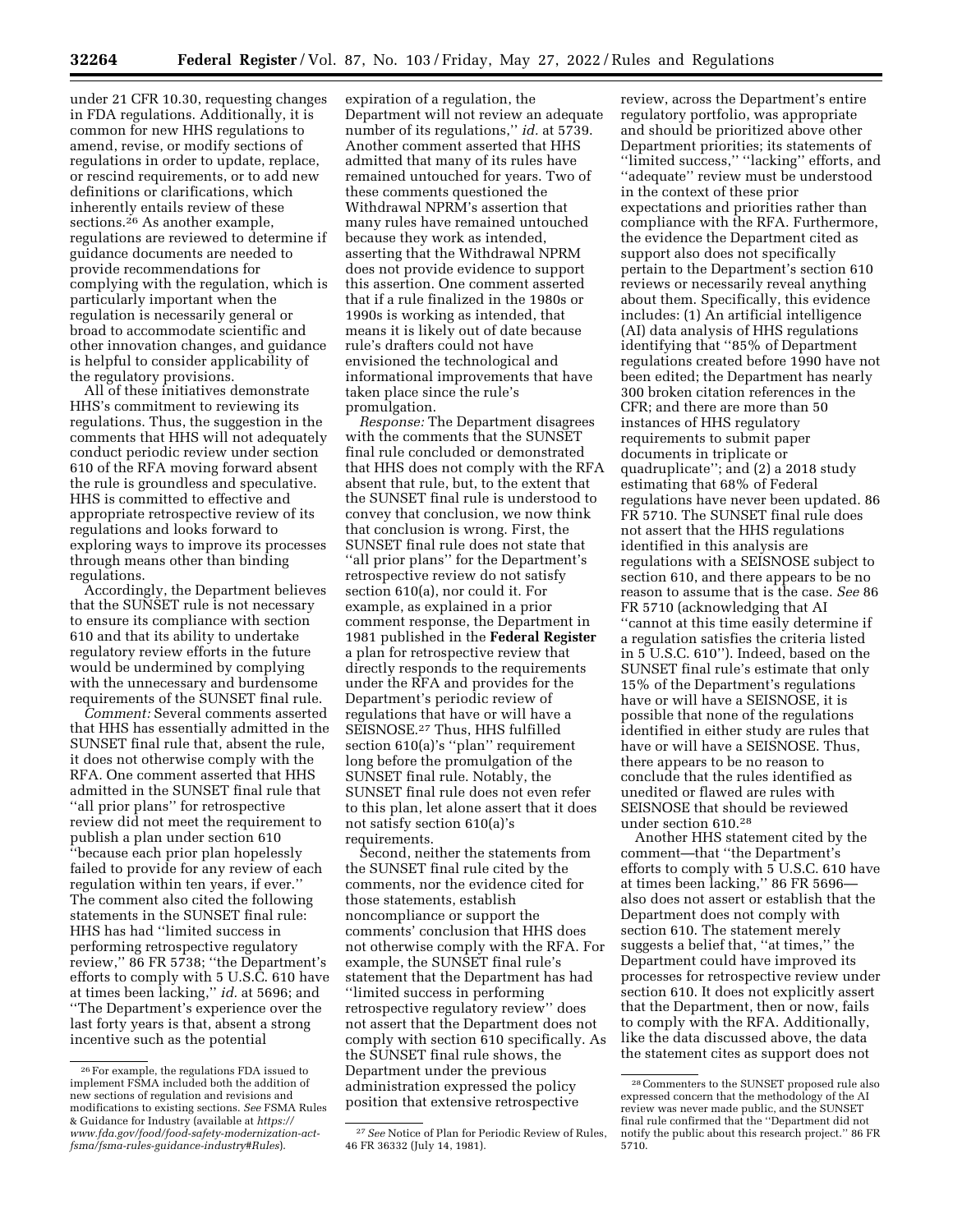under 21 CFR 10.30, requesting changes in FDA regulations. Additionally, it is common for new HHS regulations to amend, revise, or modify sections of regulations in order to update, replace, or rescind requirements, or to add new definitions or clarifications, which inherently entails review of these sections.[26] As another example, regulations are reviewed to determine if guidance documents are needed to provide recommendations for complying with the regulation, which is particularly important when the regulation is necessarily general or broad to accommodate scientific and other innovation changes, and guidance is helpful to consider applicability of the regulatory provisions.

All of these initiatives demonstrate HHS's commitment to reviewing its regulations. Thus, the suggestion in the comments that HHS will not adequately conduct periodic review under section 610 of the RFA moving forward absent the rule is groundless and speculative. HHS is committed to effective and appropriate retrospective review of its regulations and looks forward to exploring ways to improve its processes through means other than binding regulations.

Accordingly, the Department believes that the SUNSET rule is not necessary to ensure its compliance with section 610 and that its ability to undertake regulatory review efforts in the future would be undermined by complying with the unnecessary and burdensome requirements of the SUNSET final rule.

*Comment:* Several comments asserted that HHS has essentially admitted in the SUNSET final rule that, absent the rule, it does not otherwise comply with the RFA. One comment asserted that HHS admitted in the SUNSET final rule that ''all prior plans'' for retrospective review did not meet the requirement to publish a plan under section 610 ''because each prior plan hopelessly failed to provide for any review of each regulation within ten years, if ever.'' The comment also cited the following statements in the SUNSET final rule: HHS has had ''limited success in performing retrospective regulatory review,'' 86 FR 5738; ''the Department's efforts to comply with 5 U.S.C. 610 have at times been lacking,'' *id.* at 5696; and ''The Department's experience over the last forty years is that, absent a strong incentive such as the potential expiration of a regulation, the Department will not review an adequate number of its regulations,'' *id.* at 5739. Another comment asserted that HHS admitted that many of its rules have remained untouched for years. Two of these comments questioned the Withdrawal NPRM's assertion that many rules have remained untouched because they work as intended, asserting that the Withdrawal NPRM does not provide evidence to support this assertion. One comment asserted that if a rule finalized in the 1980s or 1990s is working as intended, that means it is likely out of date because rule's drafters could not have envisioned the technological and informational improvements that have taken place since the rule's promulgation.

*Response:* The Department disagrees with the comments that the SUNSET final rule concluded or demonstrated that HHS does not comply with the RFA absent that rule, but, to the extent that the SUNSET final rule is understood to convey that conclusion, we now think that conclusion is wrong. First, the SUNSET final rule does not state that ''all prior plans'' for the Department's retrospective review do not satisfy section 610(a), nor could it. For example, as explained in a prior comment response, the Department in 1981 published in the **Federal Register** a plan for retrospective review that directly responds to the requirements under the RFA and provides for the Department's periodic review of regulations that have or will have a SEISNOSE.[27] Thus, HHS fulfilled section 610(a)'s ''plan'' requirement long before the promulgation of the SUNSET final rule. Notably, the SUNSET final rule does not even refer to this plan, let alone assert that it does not satisfy section 610(a)'s requirements.

Second, neither the statements from the SUNSET final rule cited by the comments, nor the evidence cited for those statements, establish noncompliance or support the comments' conclusion that HHS does not otherwise comply with the RFA. For example, the SUNSET final rule's statement that the Department has had ''limited success in performing retrospective regulatory review'' does not assert that the Department does not comply with section 610 specifically. As the SUNSET final rule shows, the Department under the previous administration expressed the policy position that extensive retrospective review, across the Department's entire regulatory portfolio, was appropriate and should be prioritized above other Department priorities; its statements of ''limited success,'' ''lacking'' efforts, and ''adequate'' review must be understood in the context of these prior expectations and priorities rather than compliance with the RFA. Furthermore, the evidence the Department cited as support also does not specifically pertain to the Department's section 610 reviews or necessarily reveal anything about them. Specifically, this evidence includes: (1) An artificial intelligence (AI) data analysis of HHS regulations identifying that ''85% of Department regulations created before 1990 have not been edited; the Department has nearly 300 broken citation references in the CFR; and there are more than 50 instances of HHS regulatory requirements to submit paper documents in triplicate or quadruplicate''; and (2) a 2018 study estimating that 68% of Federal regulations have never been updated. 86 FR 5710. The SUNSET final rule does not assert that the HHS regulations identified in this analysis are regulations with a SEISNOSE subject to section 610, and there appears to be no reason to assume that is the case. *See* 86 FR 5710 (acknowledging that AI ''cannot at this time easily determine if a regulation satisfies the criteria listed in 5 U.S.C. 610''). Indeed, based on the SUNSET final rule's estimate that only 15% of the Department's regulations have or will have a SEISNOSE, it is possible that none of the regulations identified in either study are rules that have or will have a SEISNOSE. Thus, there appears to be no reason to conclude that the rules identified as unedited or flawed are rules with SEISNOSE that should be reviewed under section 610.[28]

Another HHS statement cited by the comment—that ''the Department's efforts to comply with 5 U.S.C. 610 have at times been lacking,'' 86 FR 5696—also does not assert or establish that the Department does not comply with section 610. The statement merely suggests a belief that, ''at times,'' the Department could have improved its processes for retrospective review under section 610. It does not explicitly assert that the Department, then or now, fails to comply with the RFA. Additionally, like the data discussed above, the data the statement cites as support does not

---

[26] For example, the regulations FDA issued to implement FSMA included both the addition of new sections of regulation and revisions and modifications to existing sections. *See* FSMA Rules & Guidance for Industry (available at *https://www.fda.gov/food/food-safety-modernization-act-fsma/fsma-rules-guidance-industry#Rules*).

[27] *See* Notice of Plan for Periodic Review of Rules, 46 FR 36332 (July 14, 1981).

[28] Commenters to the SUNSET proposed rule also expressed concern that the methodology of the AI review was never made public, and the SUNSET final rule confirmed that the ''Department did not notify the public about this research project.'' 86 FR 5710.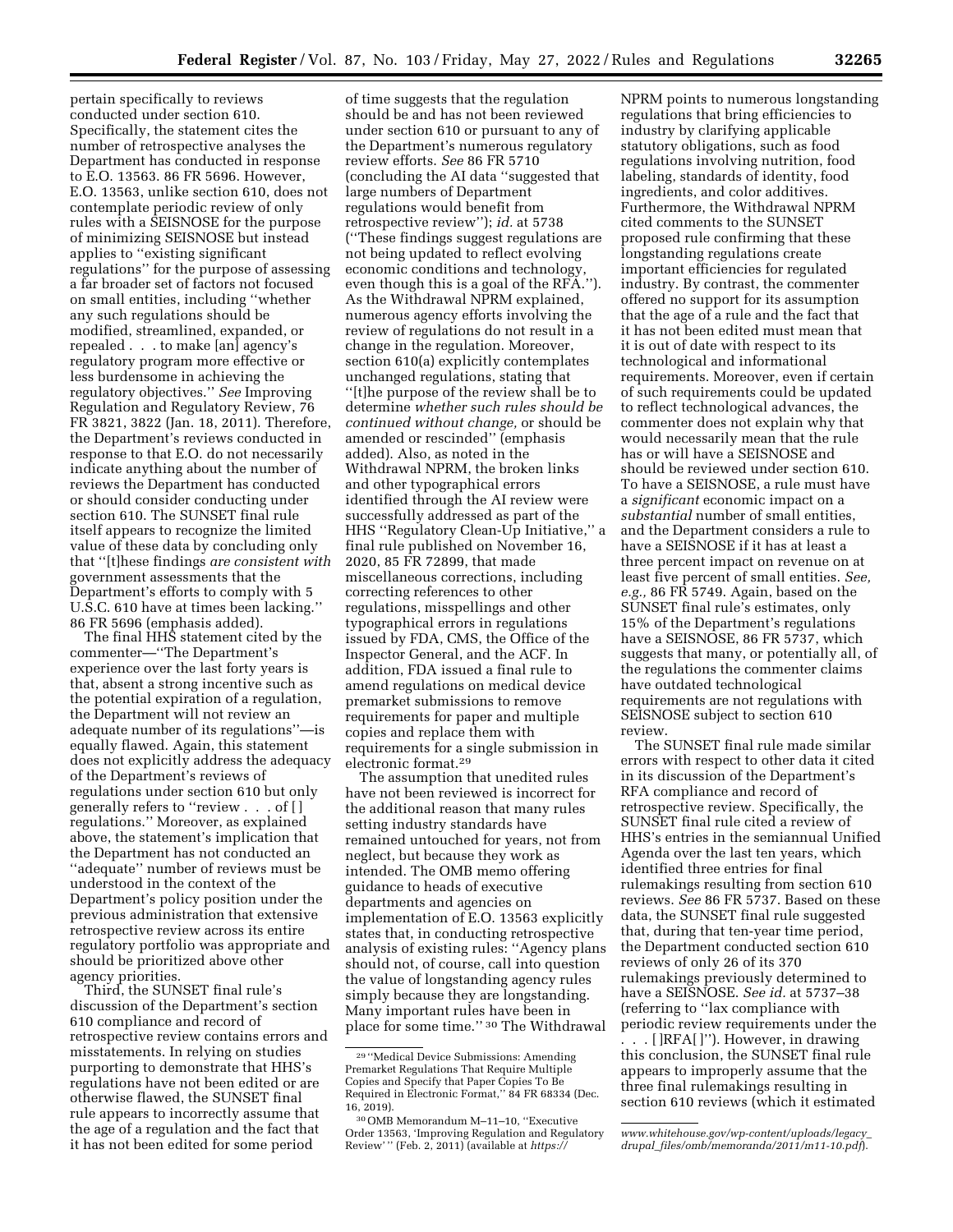pertain specifically to reviews conducted under section 610. Specifically, the statement cites the number of retrospective analyses the Department has conducted in response to E.O. 13563. 86 FR 5696. However, E.O. 13563, unlike section 610, does not contemplate periodic review of only rules with a SEISNOSE for the purpose of minimizing SEISNOSE but instead applies to ''existing significant regulations'' for the purpose of assessing a far broader set of factors not focused on small entities, including ''whether any such regulations should be modified, streamlined, expanded, or repealed . . . to make [an] agency's regulatory program more effective or less burdensome in achieving the regulatory objectives.'' *See* Improving Regulation and Regulatory Review, 76 FR 3821, 3822 (Jan. 18, 2011). Therefore, the Department's reviews conducted in response to that E.O. do not necessarily indicate anything about the number of reviews the Department has conducted or should consider conducting under section 610. The SUNSET final rule itself appears to recognize the limited value of these data by concluding only that ''[t]hese findings *are consistent with* government assessments that the Department's efforts to comply with 5 U.S.C. 610 have at times been lacking.'' 86 FR 5696 (emphasis added).

The final HHS statement cited by the commenter—''The Department's experience over the last forty years is that, absent a strong incentive such as the potential expiration of a regulation, the Department will not review an adequate number of its regulations''—is equally flawed. Again, this statement does not explicitly address the adequacy of the Department's reviews of regulations under section 610 but only generally refers to ''review . . . of [ ] regulations.'' Moreover, as explained above, the statement's implication that the Department has not conducted an ''adequate'' number of reviews must be understood in the context of the Department's policy position under the previous administration that extensive retrospective review across its entire regulatory portfolio was appropriate and should be prioritized above other agency priorities.

Third, the SUNSET final rule's discussion of the Department's section 610 compliance and record of retrospective review contains errors and misstatements. In relying on studies purporting to demonstrate that HHS's regulations have not been edited or are otherwise flawed, the SUNSET final rule appears to incorrectly assume that the age of a regulation and the fact that it has not been edited for some period of time suggests that the regulation should be and has not been reviewed under section 610 or pursuant to any of the Department's numerous regulatory review efforts. *See* 86 FR 5710 (concluding the AI data ''suggested that large numbers of Department regulations would benefit from retrospective review''); *id.* at 5738 (''These findings suggest regulations are not being updated to reflect evolving economic conditions and technology, even though this is a goal of the RFA.''). As the Withdrawal NPRM explained, numerous agency efforts involving the review of regulations do not result in a change in the regulation. Moreover, section 610(a) explicitly contemplates unchanged regulations, stating that ''[t]he purpose of the review shall be to determine *whether such rules should be continued without change,* or should be amended or rescinded'' (emphasis added). Also, as noted in the Withdrawal NPRM, the broken links and other typographical errors identified through the AI review were successfully addressed as part of the HHS ''Regulatory Clean-Up Initiative,'' a final rule published on November 16, 2020, 85 FR 72899, that made miscellaneous corrections, including correcting references to other regulations, misspellings and other typographical errors in regulations issued by FDA, CMS, the Office of the Inspector General, and the ACF. In addition, FDA issued a final rule to amend regulations on medical device premarket submissions to remove requirements for paper and multiple copies and replace them with requirements for a single submission in electronic format.[29]

The assumption that unedited rules have not been reviewed is incorrect for the additional reason that many rules setting industry standards have remained untouched for years, not from neglect, but because they work as intended. The OMB memo offering guidance to heads of executive departments and agencies on implementation of E.O. 13563 explicitly states that, in conducting retrospective analysis of existing rules: ''Agency plans should not, of course, call into question the value of longstanding agency rules simply because they are longstanding. Many important rules have been in place for some time.'' [30] The Withdrawal NPRM points to numerous longstanding regulations that bring efficiencies to industry by clarifying applicable statutory obligations, such as food regulations involving nutrition, food labeling, standards of identity, food ingredients, and color additives. Furthermore, the Withdrawal NPRM cited comments to the SUNSET proposed rule confirming that these longstanding regulations create important efficiencies for regulated industry. By contrast, the commenter offered no support for its assumption that the age of a rule and the fact that it has not been edited must mean that it is out of date with respect to its technological and informational requirements. Moreover, even if certain of such requirements could be updated to reflect technological advances, the commenter does not explain why that would necessarily mean that the rule has or will have a SEISNOSE and should be reviewed under section 610. To have a SEISNOSE, a rule must have a *significant* economic impact on a *substantial* number of small entities, and the Department considers a rule to have a SEISNOSE if it has at least a three percent impact on revenue on at least five percent of small entities. *See, e.g.,* 86 FR 5749. Again, based on the SUNSET final rule's estimates, only 15% of the Department's regulations have a SEISNOSE, 86 FR 5737, which suggests that many, or potentially all, of the regulations the commenter claims have outdated technological requirements are not regulations with SEISNOSE subject to section 610 review.

The SUNSET final rule made similar errors with respect to other data it cited in its discussion of the Department's RFA compliance and record of retrospective review. Specifically, the SUNSET final rule cited a review of HHS's entries in the semiannual Unified Agenda over the last ten years, which identified three entries for final rulemakings resulting from section 610 reviews. *See* 86 FR 5737. Based on these data, the SUNSET final rule suggested that, during that ten-year time period, the Department conducted section 610 reviews of only 26 of its 370 rulemakings previously determined to have a SEISNOSE. *See id.* at 5737–38 (referring to ''lax compliance with periodic review requirements under the . . . [ ]RFA[ ]''). However, in drawing this conclusion, the SUNSET final rule appears to improperly assume that the three final rulemakings resulting in section 610 reviews (which it estimated

---

[29] ''Medical Device Submissions: Amending Premarket Regulations That Require Multiple Copies and Specify that Paper Copies To Be Required in Electronic Format,'' 84 FR 68334 (Dec. 16, 2019).

[30] OMB Memorandum M–11–10, ''Executive Order 13563, 'Improving Regulation and Regulatory Review' '' (Feb. 2, 2011) (available at *https://www.whitehouse.gov/wp-content/uploads/legacy_drupal_files/omb/memoranda/2011/m11-10.pdf*).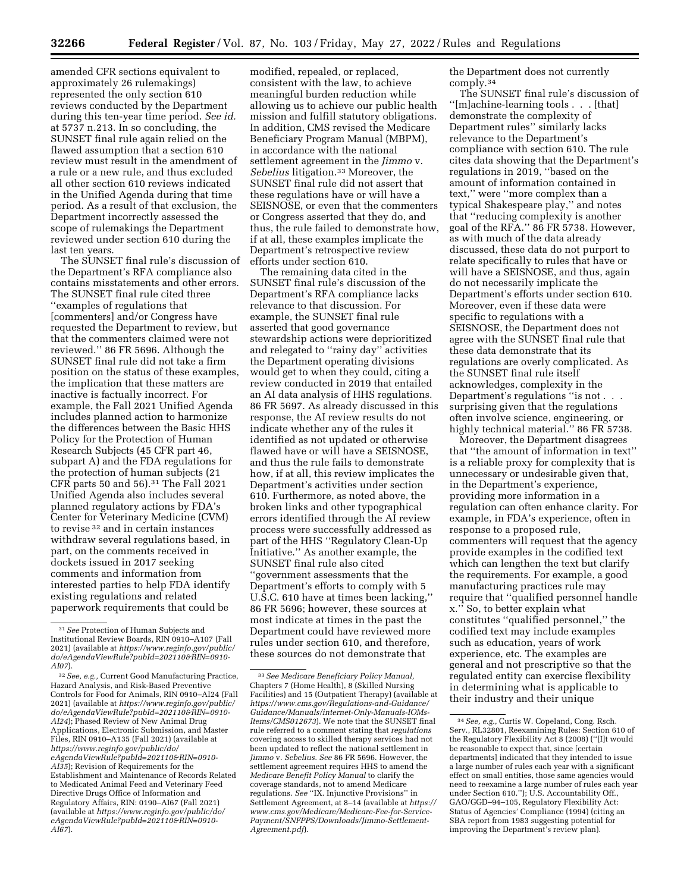amended CFR sections equivalent to approximately 26 rulemakings) represented the only section 610 reviews conducted by the Department during this ten-year time period. *See id.* at 5737 n.213. In so concluding, the SUNSET final rule again relied on the flawed assumption that a section 610 review must result in the amendment of a rule or a new rule, and thus excluded all other section 610 reviews indicated in the Unified Agenda during that time period. As a result of that exclusion, the Department incorrectly assessed the scope of rulemakings the Department reviewed under section 610 during the last ten years.

The SUNSET final rule's discussion of the Department's RFA compliance also contains misstatements and other errors. The SUNSET final rule cited three "examples of regulations that [commenters] and/or Congress have requested the Department to review, but that the commenters claimed were not reviewed." 86 FR 5696. Although the SUNSET final rule did not take a firm position on the status of these examples, the implication that these matters are inactive is factually incorrect. For example, the Fall 2021 Unified Agenda includes planned action to harmonize the differences between the Basic HHS Policy for the Protection of Human Research Subjects (45 CFR part 46, subpart A) and the FDA regulations for the protection of human subjects (21 CFR parts 50 and 56).[31] The Fall 2021 Unified Agenda also includes several planned regulatory actions by FDA's Center for Veterinary Medicine (CVM) to revise [32] and in certain instances withdraw several regulations based, in part, on the comments received in dockets issued in 2017 seeking comments and information from interested parties to help FDA identify existing regulations and related paperwork requirements that could be modified, repealed, or replaced, consistent with the law, to achieve meaningful burden reduction while allowing us to achieve our public health mission and fulfill statutory obligations. In addition, CMS revised the Medicare Beneficiary Program Manual (MBPM), in accordance with the national settlement agreement in the *Jimmo* v. *Sebelius* litigation.[33] Moreover, the SUNSET final rule did not assert that these regulations have or will have a SEISNOSE, or even that the commenters or Congress asserted that they do, and thus, the rule failed to demonstrate how, if at all, these examples implicate the Department's retrospective review efforts under section 610.

The remaining data cited in the SUNSET final rule's discussion of the Department's RFA compliance lacks relevance to that discussion. For example, the SUNSET final rule asserted that good governance stewardship actions were deprioritized and relegated to "rainy day" activities the Department operating divisions would get to when they could, citing a review conducted in 2019 that entailed an AI data analysis of HHS regulations. 86 FR 5697. As already discussed in this response, the AI review results do not indicate whether any of the rules it identified as not updated or otherwise flawed have or will have a SEISNOSE, and thus the rule fails to demonstrate how, if at all, this review implicates the Department's activities under section 610. Furthermore, as noted above, the broken links and other typographical errors identified through the AI review process were successfully addressed as part of the HHS "Regulatory Clean-Up Initiative." As another example, the SUNSET final rule also cited "government assessments that the Department's efforts to comply with 5 U.S.C. 610 have at times been lacking," 86 FR 5696; however, these sources at most indicate at times in the past the Department could have reviewed more rules under section 610, and therefore, these sources do not demonstrate that the Department does not currently comply.[34]

The SUNSET final rule's discussion of "[m]achine-learning tools . . . [that] demonstrate the complexity of Department rules" similarly lacks relevance to the Department's compliance with section 610. The rule cites data showing that the Department's regulations in 2019, "based on the amount of information contained in text," were "more complex than a typical Shakespeare play," and notes that "reducing complexity is another goal of the RFA." 86 FR 5738. However, as with much of the data already discussed, these data do not purport to relate specifically to rules that have or will have a SEISNOSE, and thus, again do not necessarily implicate the Department's efforts under section 610. Moreover, even if these data were specific to regulations with a SEISNOSE, the Department does not agree with the SUNSET final rule that these data demonstrate that its regulations are overly complicated. As the SUNSET final rule itself acknowledges, complexity in the Department's regulations "is not . . . surprising given that the regulations often involve science, engineering, or highly technical material." 86 FR 5738.

Moreover, the Department disagrees that "the amount of information in text" is a reliable proxy for complexity that is unnecessary or undesirable given that, in the Department's experience, providing more information in a regulation can often enhance clarity. For example, in FDA's experience, often in response to a proposed rule, commenters will request that the agency provide examples in the codified text which can lengthen the text but clarify the requirements. For example, a good manufacturing practices rule may require that "qualified personnel handle x." So, to better explain what constitutes "qualified personnel," the codified text may include examples such as education, years of work experience, etc. The examples are general and not prescriptive so that the regulated entity can exercise flexibility in determining what is applicable to their industry and their unique

---

[31] *See* Protection of Human Subjects and Institutional Review Boards, RIN 0910–A107 (Fall 2021) (available at *https://www.reginfo.gov/public/do/eAgendaViewRule?pubId=202110&RIN=0910-AI07*).

[32] *See, e.g.,* Current Good Manufacturing Practice, Hazard Analysis, and Risk-Based Preventive Controls for Food for Animals, RIN 0910–AI24 (Fall 2021) (available at *https://www.reginfo.gov/public/do/eAgendaViewRule?pubId=202110&RIN=0910-AI24*); Phased Review of New Animal Drug Applications, Electronic Submission, and Master Files, RIN 0910–A135 (Fall 2021) (available at *https://www.reginfo.gov/public/do/eAgendaViewRule?pubId=202110&RIN=0910-AI35*); Revision of Requirements for the Establishment and Maintenance of Records Related to Medicated Animal Feed and Veterinary Feed Directive Drugs Office of Information and Regulatory Affairs, RIN: 0190–AI67 (Fall 2021) (available at *https://www.reginfo.gov/public/do/eAgendaViewRule?pubId=202110&RIN=0910-AI67*).

[33] *See Medicare Beneficiary Policy Manual,* Chapters 7 (Home Health), 8 (Skilled Nursing Facilities) and 15 (Outpatient Therapy) (available at *https://www.cms.gov/Regulations-and-Guidance/Guidance/Manuals/internet-Only-Manuals-IOMs-Items/CMS012673*). We note that the SUNSET final rule referred to a comment stating that *regulations* covering access to skilled therapy services had not been updated to reflect the national settlement in *Jimmo* v. *Sebelius. See* 86 FR 5696. However, the settlement agreement requires HHS to amend the *Medicare Benefit Policy Manual* to clarify the coverage standards, not to amend Medicare regulations. *See* "IX. Injunctive Provisions" in Settlement Agreement, at 8–14 (available at *https://www.cms.gov/Medicare/Medicare-Fee-for-Service-Payment/SNFPPS/Downloads/Jimmo-Settlement-Agreement.pdf*).

[34] *See, e.g.,* Curtis W. Copeland, Cong. Rsch. Serv., RL32801, Reexamining Rules: Section 610 of the Regulatory Flexibility Act 8 (2008) ("[I]t would be reasonable to expect that, since [certain departments] indicated that they intended to issue a large number of rules each year with a significant effect on small entities, those same agencies would need to reexamine a large number of rules each year under Section 610."); U.S. Accountability Off., GAO/GGD–94–105, Regulatory Flexibility Act: Status of Agencies' Compliance (1994) (citing an SBA report from 1983 suggesting potential for improving the Department's review plan).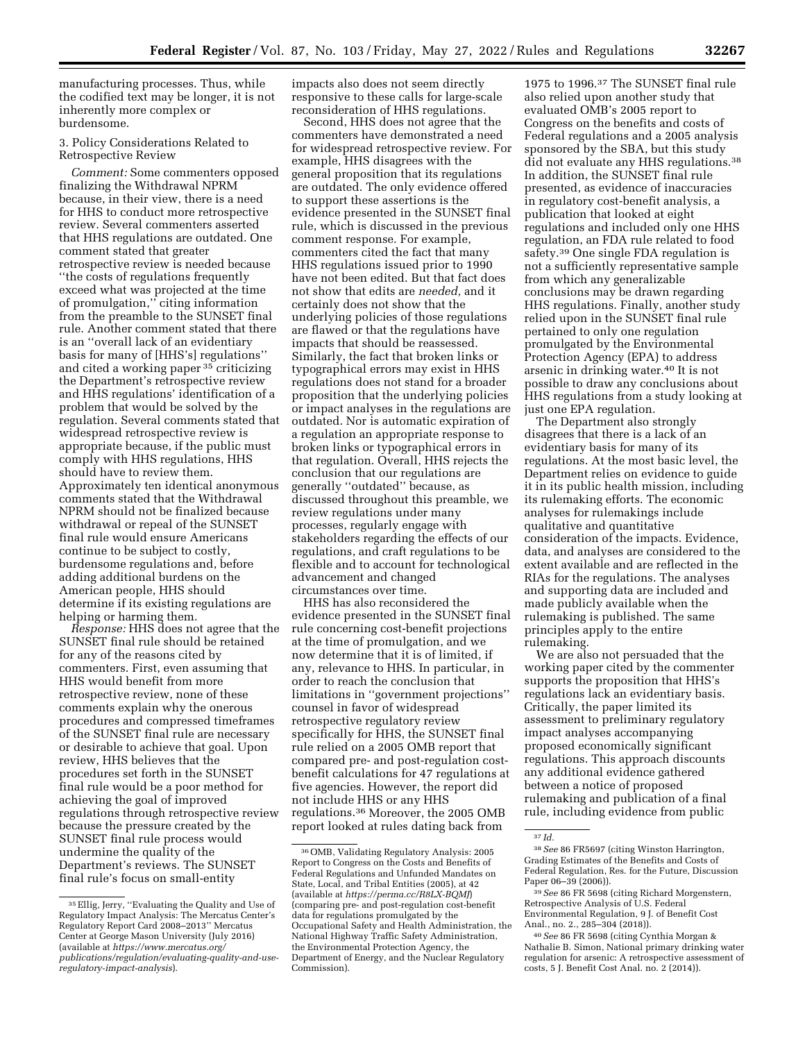manufacturing processes. Thus, while the codified text may be longer, it is not inherently more complex or burdensome.

3. Policy Considerations Related to Retrospective Review

*Comment:* Some commenters opposed finalizing the Withdrawal NPRM because, in their view, there is a need for HHS to conduct more retrospective review. Several commenters asserted that HHS regulations are outdated. One comment stated that greater retrospective review is needed because "the costs of regulations frequently exceed what was projected at the time of promulgation," citing information from the preamble to the SUNSET final rule. Another comment stated that there is an "overall lack of an evidentiary basis for many of [HHS's] regulations" and cited a working paper [35] criticizing the Department's retrospective review and HHS regulations' identification of a problem that would be solved by the regulation. Several comments stated that widespread retrospective review is appropriate because, if the public must comply with HHS regulations, HHS should have to review them. Approximately ten identical anonymous comments stated that the Withdrawal NPRM should not be finalized because withdrawal or repeal of the SUNSET final rule would ensure Americans continue to be subject to costly, burdensome regulations and, before adding additional burdens on the American people, HHS should determine if its existing regulations are helping or harming them.

*Response:* HHS does not agree that the SUNSET final rule should be retained for any of the reasons cited by commenters. First, even assuming that HHS would benefit from more retrospective review, none of these comments explain why the onerous procedures and compressed timeframes of the SUNSET final rule are necessary or desirable to achieve that goal. Upon review, HHS believes that the procedures set forth in the SUNSET final rule would be a poor method for achieving the goal of improved regulations through retrospective review because the pressure created by the SUNSET final rule process would undermine the quality of the Department's reviews. The SUNSET final rule's focus on small-entity impacts also does not seem directly responsive to these calls for large-scale reconsideration of HHS regulations.

Second, HHS does not agree that the commenters have demonstrated a need for widespread retrospective review. For example, HHS disagrees with the general proposition that its regulations are outdated. The only evidence offered to support these assertions is the evidence presented in the SUNSET final rule, which is discussed in the previous comment response. For example, commenters cited the fact that many HHS regulations issued prior to 1990 have not been edited. But that fact does not show that edits are *needed,* and it certainly does not show that the underlying policies of those regulations are flawed or that the regulations have impacts that should be reassessed. Similarly, the fact that broken links or typographical errors may exist in HHS regulations does not stand for a broader proposition that the underlying policies or impact analyses in the regulations are outdated. Nor is automatic expiration of a regulation an appropriate response to broken links or typographical errors in that regulation. Overall, HHS rejects the conclusion that our regulations are generally "outdated" because, as discussed throughout this preamble, we review regulations under many processes, regularly engage with stakeholders regarding the effects of our regulations, and craft regulations to be flexible and to account for technological advancement and changed circumstances over time.

HHS has also reconsidered the evidence presented in the SUNSET final rule concerning cost-benefit projections at the time of promulgation, and we now determine that it is of limited, if any, relevance to HHS. In particular, in order to reach the conclusion that limitations in "government projections" counsel in favor of widespread retrospective regulatory review specifically for HHS, the SUNSET final rule relied on a 2005 OMB report that compared pre- and post-regulation cost-benefit calculations for 47 regulations at five agencies. However, the report did not include HHS or any HHS regulations.[36] Moreover, the 2005 OMB report looked at rules dating back from 1975 to 1996.[37] The SUNSET final rule also relied upon another study that evaluated OMB's 2005 report to Congress on the benefits and costs of Federal regulations and a 2005 analysis sponsored by the SBA, but this study did not evaluate any HHS regulations.[38] In addition, the SUNSET final rule presented, as evidence of inaccuracies in regulatory cost-benefit analysis, a publication that looked at eight regulations and included only one HHS regulation, an FDA rule related to food safety.[39] One single FDA regulation is not a sufficiently representative sample from which any generalizable conclusions may be drawn regarding HHS regulations. Finally, another study relied upon in the SUNSET final rule pertained to only one regulation promulgated by the Environmental Protection Agency (EPA) to address arsenic in drinking water.[40] It is not possible to draw any conclusions about HHS regulations from a study looking at just one EPA regulation.

The Department also strongly disagrees that there is a lack of an evidentiary basis for many of its regulations. At the most basic level, the Department relies on evidence to guide it in its public health mission, including its rulemaking efforts. The economic analyses for rulemakings include qualitative and quantitative consideration of the impacts. Evidence, data, and analyses are considered to the extent available and are reflected in the RIAs for the regulations. The analyses and supporting data are included and made publicly available when the rulemaking is published. The same principles apply to the entire rulemaking.

We are also not persuaded that the working paper cited by the commenter supports the proposition that HHS's regulations lack an evidentiary basis. Critically, the paper limited its assessment to preliminary regulatory impact analyses accompanying proposed economically significant regulations. This approach discounts any additional evidence gathered between a notice of proposed rulemaking and publication of a final rule, including evidence from public

---

[35] Ellig, Jerry, "Evaluating the Quality and Use of Regulatory Impact Analysis: The Mercatus Center's Regulatory Report Card 2008–2013" Mercatus Center at George Mason University (July 2016) (available at *https://www.mercatus.org/publications/regulation/evaluating-quality-and-use-regulatory-impact-analysis*).

[36] OMB, Validating Regulatory Analysis: 2005 Report to Congress on the Costs and Benefits of Federal Regulations and Unfunded Mandates on State, Local, and Tribal Entities (2005), at 42 (available at *https://perma.cc/R8LX-BQMJ*) (comparing pre- and post-regulation cost-benefit data for regulations promulgated by the Occupational Safety and Health Administration, the National Highway Traffic Safety Administration, the Environmental Protection Agency, the Department of Energy, and the Nuclear Regulatory Commission).

[37] *Id.*

[38] *See* 86 FR5697 (citing Winston Harrington, Grading Estimates of the Benefits and Costs of Federal Regulation, Res. for the Future, Discussion Paper 06–39 (2006)).

[39] *See* 86 FR 5698 (citing Richard Morgenstern, Retrospective Analysis of U.S. Federal Environmental Regulation, 9 J. of Benefit Cost Anal., no. 2., 285–304 (2018)).

[40] *See* 86 FR 5698 (citing Cynthia Morgan & Nathalie B. Simon, National primary drinking water regulation for arsenic: A retrospective assessment of costs, 5 J. Benefit Cost Anal. no. 2 (2014)).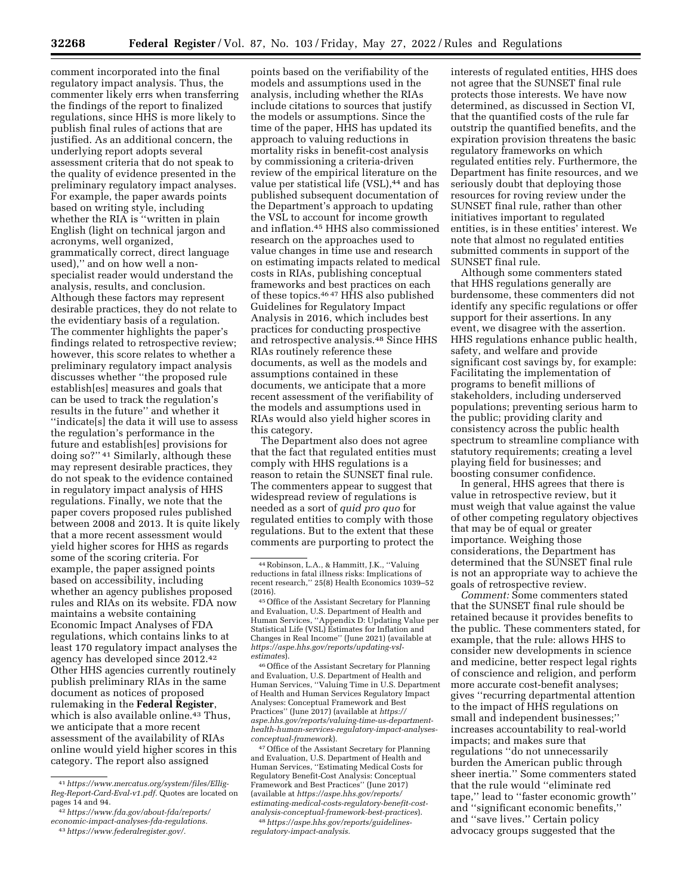comment incorporated into the final regulatory impact analysis. Thus, the commenter likely errs when transferring the findings of the report to finalized regulations, since HHS is more likely to publish final rules of actions that are justified. As an additional concern, the underlying report adopts several assessment criteria that do not speak to the quality of evidence presented in the preliminary regulatory impact analyses. For example, the paper awards points based on writing style, including whether the RIA is ''written in plain English (light on technical jargon and acronyms, well organized, grammatically correct, direct language used),'' and on how well a non-specialist reader would understand the analysis, results, and conclusion. Although these factors may represent desirable practices, they do not relate to the evidentiary basis of a regulation. The commenter highlights the paper's findings related to retrospective review; however, this score relates to whether a preliminary regulatory impact analysis discusses whether ''the proposed rule establish[es] measures and goals that can be used to track the regulation's results in the future'' and whether it ''indicate[s] the data it will use to assess the regulation's performance in the future and establish[es] provisions for doing so?'' [41] Similarly, although these may represent desirable practices, they do not speak to the evidence contained in regulatory impact analysis of HHS regulations. Finally, we note that the paper covers proposed rules published between 2008 and 2013. It is quite likely that a more recent assessment would yield higher scores for HHS as regards some of the scoring criteria. For example, the paper assigned points based on accessibility, including whether an agency publishes proposed rules and RIAs on its website. FDA now maintains a website containing Economic Impact Analyses of FDA regulations, which contains links to at least 170 regulatory impact analyses the agency has developed since 2012.[42] Other HHS agencies currently routinely publish preliminary RIAs in the same document as notices of proposed rulemaking in the **Federal Register**, which is also available online.[43] Thus, we anticipate that a more recent assessment of the availability of RIAs online would yield higher scores in this category. The report also assigned points based on the verifiability of the models and assumptions used in the analysis, including whether the RIAs include citations to sources that justify the models or assumptions. Since the time of the paper, HHS has updated its approach to valuing reductions in mortality risks in benefit-cost analysis by commissioning a criteria-driven review of the empirical literature on the value per statistical life (VSL),[44] and has published subsequent documentation of the Department's approach to updating the VSL to account for income growth and inflation.[45] HHS also commissioned research on the approaches used to value changes in time use and research on estimating impacts related to medical costs in RIAs, publishing conceptual frameworks and best practices on each of these topics.[46] [47] HHS also published Guidelines for Regulatory Impact Analysis in 2016, which includes best practices for conducting prospective and retrospective analysis.[48] Since HHS RIAs routinely reference these documents, as well as the models and assumptions contained in these documents, we anticipate that a more recent assessment of the verifiability of the models and assumptions used in RIAs would also yield higher scores in this category.

The Department also does not agree that the fact that regulated entities must comply with HHS regulations is a reason to retain the SUNSET final rule. The commenters appear to suggest that widespread review of regulations is needed as a sort of *quid pro quo* for regulated entities to comply with those regulations. But to the extent that these comments are purporting to protect the interests of regulated entities, HHS does not agree that the SUNSET final rule protects those interests. We have now determined, as discussed in Section VI, that the quantified costs of the rule far outstrip the quantified benefits, and the expiration provision threatens the basic regulatory frameworks on which regulated entities rely. Furthermore, the Department has finite resources, and we seriously doubt that deploying those resources for roving review under the SUNSET final rule, rather than other initiatives important to regulated entities, is in these entities' interest. We note that almost no regulated entities submitted comments in support of the SUNSET final rule.

Although some commenters stated that HHS regulations generally are burdensome, these commenters did not identify any specific regulations or offer support for their assertions. In any event, we disagree with the assertion. HHS regulations enhance public health, safety, and welfare and provide significant cost savings by, for example: Facilitating the implementation of programs to benefit millions of stakeholders, including underserved populations; preventing serious harm to the public; providing clarity and consistency across the public health spectrum to streamline compliance with statutory requirements; creating a level playing field for businesses; and boosting consumer confidence.

In general, HHS agrees that there is value in retrospective review, but it must weigh that value against the value of other competing regulatory objectives that may be of equal or greater importance. Weighing those considerations, the Department has determined that the SUNSET final rule is not an appropriate way to achieve the goals of retrospective review.

*Comment:* Some commenters stated that the SUNSET final rule should be retained because it provides benefits to the public. These commenters stated, for example, that the rule: allows HHS to consider new developments in science and medicine, better respect legal rights of conscience and religion, and perform more accurate cost-benefit analyses; gives ''recurring departmental attention to the impact of HHS regulations on small and independent businesses;'' increases accountability to real-world impacts; and makes sure that regulations ''do not unnecessarily burden the American public through sheer inertia.'' Some commenters stated that the rule would ''eliminate red tape,'' lead to ''faster economic growth'' and ''significant economic benefits,'' and ''save lives.'' Certain policy advocacy groups suggested that the

---

[41] *https://www.mercatus.org/system/files/Ellig-Reg-Report-Card-Eval-v1.pdf.* Quotes are located on pages 14 and 94.

[42] *https://www.fda.gov/about-fda/reports/economic-impact-analyses-fda-regulations.*

[43] *https://www.federalregister.gov/.*

[44] Robinson, L.A., & Hammitt, J.K., ''Valuing reductions in fatal illness risks: Implications of recent research,'' 25(8) Health Economics 1039–52 (2016).

[45] Office of the Assistant Secretary for Planning and Evaluation, U.S. Department of Health and Human Services, ''Appendix D: Updating Value per Statistical Life (VSL) Estimates for Inflation and Changes in Real Income'' (June 2021) (available at *https://aspe.hhs.gov/reports/updating-vsl-estimates*).

[46] Office of the Assistant Secretary for Planning and Evaluation, U.S. Department of Health and Human Services, ''Valuing Time in U.S. Department of Health and Human Services Regulatory Impact Analyses: Conceptual Framework and Best Practices'' (June 2017) (available at *https://aspe.hhs.gov/reports/valuing-time-us-department-health-human-services-regulatory-impact-analyses-conceptual-framework*).

[47] Office of the Assistant Secretary for Planning and Evaluation, U.S. Department of Health and Human Services, ''Estimating Medical Costs for Regulatory Benefit-Cost Analysis: Conceptual Framework and Best Practices'' (June 2017) (available at *https://aspe.hhs.gov/reports/estimating-medical-costs-regulatory-benefit-cost-analysis-conceptual-framework-best-practices*).

[48] *https://aspe.hhs.gov/reports/guidelines-regulatory-impact-analysis.*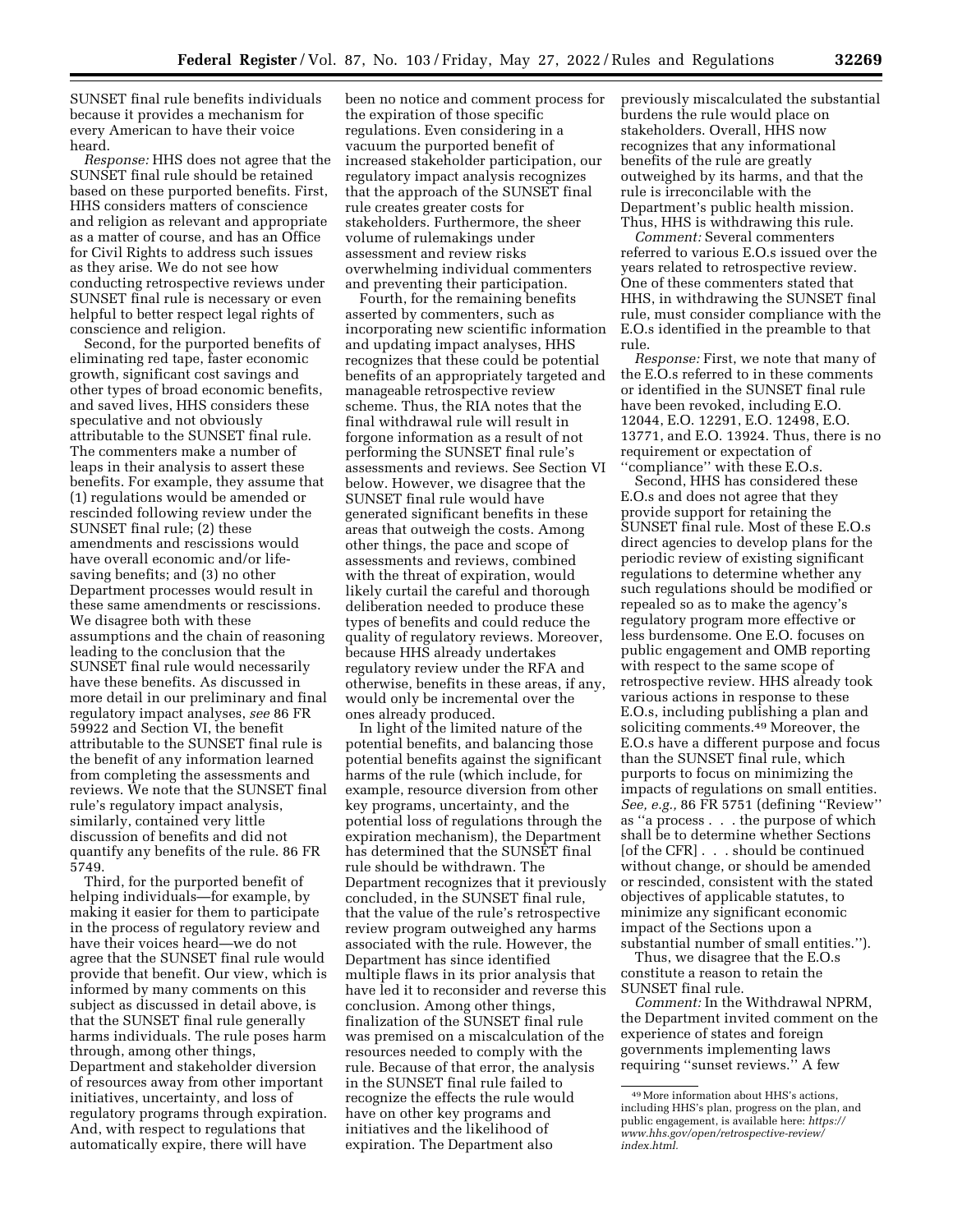SUNSET final rule benefits individuals because it provides a mechanism for every American to have their voice heard.

*Response:* HHS does not agree that the SUNSET final rule should be retained based on these purported benefits. First, HHS considers matters of conscience and religion as relevant and appropriate as a matter of course, and has an Office for Civil Rights to address such issues as they arise. We do not see how conducting retrospective reviews under SUNSET final rule is necessary or even helpful to better respect legal rights of conscience and religion.

Second, for the purported benefits of eliminating red tape, faster economic growth, significant cost savings and other types of broad economic benefits, and saved lives, HHS considers these speculative and not obviously attributable to the SUNSET final rule. The commenters make a number of leaps in their analysis to assert these benefits. For example, they assume that (1) regulations would be amended or rescinded following review under the SUNSET final rule; (2) these amendments and rescissions would have overall economic and/or life-saving benefits; and (3) no other Department processes would result in these same amendments or rescissions. We disagree both with these assumptions and the chain of reasoning leading to the conclusion that the SUNSET final rule would necessarily have these benefits. As discussed in more detail in our preliminary and final regulatory impact analyses, *see* 86 FR 59922 and Section VI, the benefit attributable to the SUNSET final rule is the benefit of any information learned from completing the assessments and reviews. We note that the SUNSET final rule's regulatory impact analysis, similarly, contained very little discussion of benefits and did not quantify any benefits of the rule. 86 FR 5749.

Third, for the purported benefit of helping individuals—for example, by making it easier for them to participate in the process of regulatory review and have their voices heard—we do not agree that the SUNSET final rule would provide that benefit. Our view, which is informed by many comments on this subject as discussed in detail above, is that the SUNSET final rule generally harms individuals. The rule poses harm through, among other things, Department and stakeholder diversion of resources away from other important initiatives, uncertainty, and loss of regulatory programs through expiration. And, with respect to regulations that automatically expire, there will have been no notice and comment process for the expiration of those specific regulations. Even considering in a vacuum the purported benefit of increased stakeholder participation, our regulatory impact analysis recognizes that the approach of the SUNSET final rule creates greater costs for stakeholders. Furthermore, the sheer volume of rulemakings under assessment and review risks overwhelming individual commenters and preventing their participation.

Fourth, for the remaining benefits asserted by commenters, such as incorporating new scientific information and updating impact analyses, HHS recognizes that these could be potential benefits of an appropriately targeted and manageable retrospective review scheme. Thus, the RIA notes that the final withdrawal rule will result in forgone information as a result of not performing the SUNSET final rule's assessments and reviews. See Section VI below. However, we disagree that the SUNSET final rule would have generated significant benefits in these areas that outweigh the costs. Among other things, the pace and scope of assessments and reviews, combined with the threat of expiration, would likely curtail the careful and thorough deliberation needed to produce these types of benefits and could reduce the quality of regulatory reviews. Moreover, because HHS already undertakes regulatory review under the RFA and otherwise, benefits in these areas, if any, would only be incremental over the ones already produced.

In light of the limited nature of the potential benefits, and balancing those potential benefits against the significant harms of the rule (which include, for example, resource diversion from other key programs, uncertainty, and the potential loss of regulations through the expiration mechanism), the Department has determined that the SUNSET final rule should be withdrawn. The Department recognizes that it previously concluded, in the SUNSET final rule, that the value of the rule's retrospective review program outweighed any harms associated with the rule. However, the Department has since identified multiple flaws in its prior analysis that have led it to reconsider and reverse this conclusion. Among other things, finalization of the SUNSET final rule was premised on a miscalculation of the resources needed to comply with the rule. Because of that error, the analysis in the SUNSET final rule failed to recognize the effects the rule would have on other key programs and initiatives and the likelihood of expiration. The Department also previously miscalculated the substantial burdens the rule would place on stakeholders. Overall, HHS now recognizes that any informational benefits of the rule are greatly outweighed by its harms, and that the rule is irreconcilable with the Department's public health mission. Thus, HHS is withdrawing this rule.

*Comment:* Several commenters referred to various E.O.s issued over the years related to retrospective review. One of these commenters stated that HHS, in withdrawing the SUNSET final rule, must consider compliance with the E.O.s identified in the preamble to that rule.

*Response:* First, we note that many of the E.O.s referred to in these comments or identified in the SUNSET final rule have been revoked, including E.O. 12044, E.O. 12291, E.O. 12498, E.O. 13771, and E.O. 13924. Thus, there is no requirement or expectation of "compliance" with these E.O.s.

Second, HHS has considered these E.O.s and does not agree that they provide support for retaining the SUNSET final rule. Most of these E.O.s direct agencies to develop plans for the periodic review of existing significant regulations to determine whether any such regulations should be modified or repealed so as to make the agency's regulatory program more effective or less burdensome. One E.O. focuses on public engagement and OMB reporting with respect to the same scope of retrospective review. HHS already took various actions in response to these E.O.s, including publishing a plan and soliciting comments.[49] Moreover, the E.O.s have a different purpose and focus than the SUNSET final rule, which purports to focus on minimizing the impacts of regulations on small entities. *See, e.g.,* 86 FR 5751 (defining "Review" as "a process . . . the purpose of which shall be to determine whether Sections [of the CFR] . . . should be continued without change, or should be amended or rescinded, consistent with the stated objectives of applicable statutes, to minimize any significant economic impact of the Sections upon a substantial number of small entities.").

Thus, we disagree that the E.O.s constitute a reason to retain the SUNSET final rule.

*Comment:* In the Withdrawal NPRM, the Department invited comment on the experience of states and foreign governments implementing laws requiring "sunset reviews." A few

[49] More information about HHS's actions, including HHS's plan, progress on the plan, and public engagement, is available here: *https://www.hhs.gov/open/retrospective-review/index.html.*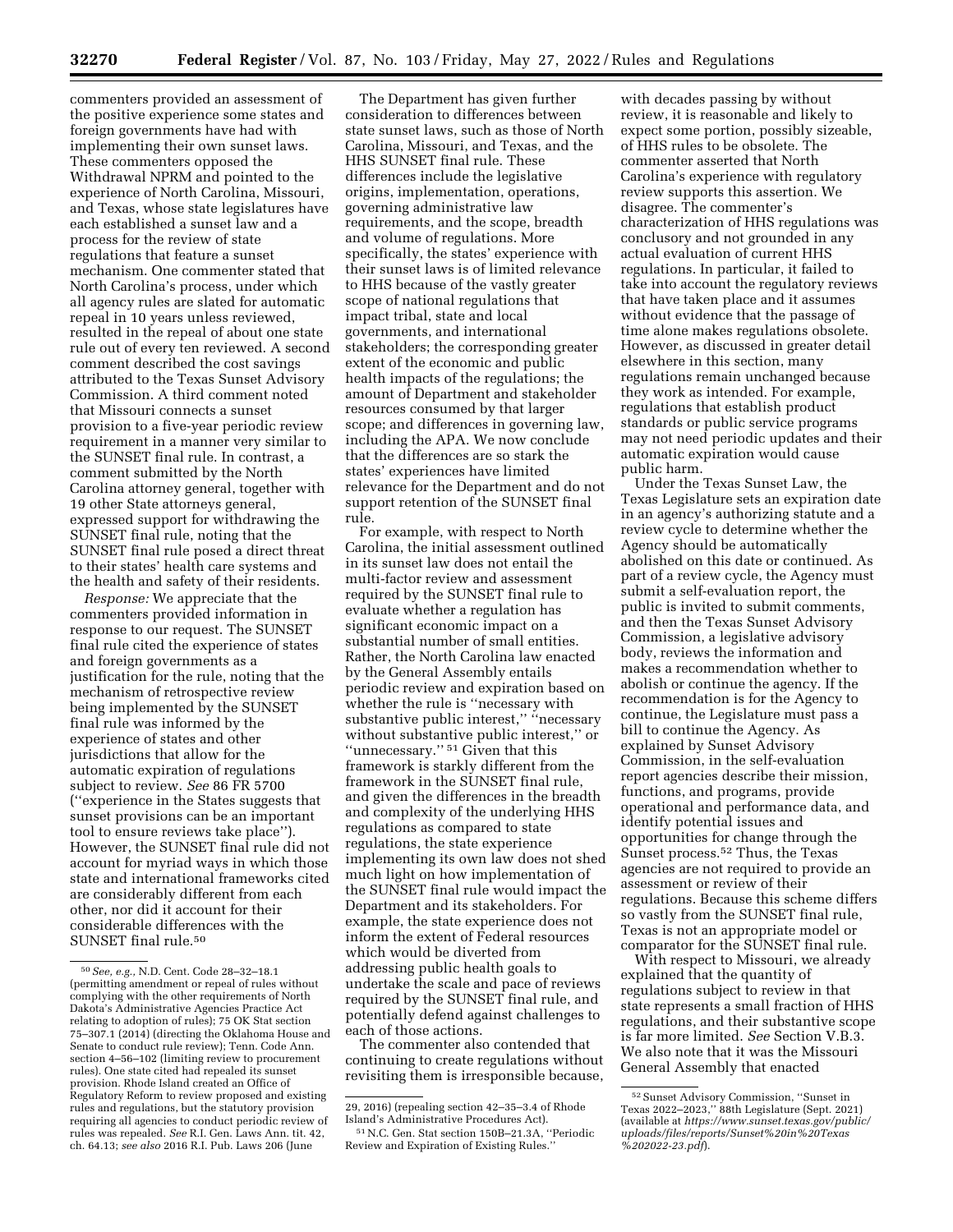commenters provided an assessment of the positive experience some states and foreign governments have had with implementing their own sunset laws. These commenters opposed the Withdrawal NPRM and pointed to the experience of North Carolina, Missouri, and Texas, whose state legislatures have each established a sunset law and a process for the review of state regulations that feature a sunset mechanism. One commenter stated that North Carolina's process, under which all agency rules are slated for automatic repeal in 10 years unless reviewed, resulted in the repeal of about one state rule out of every ten reviewed. A second comment described the cost savings attributed to the Texas Sunset Advisory Commission. A third comment noted that Missouri connects a sunset provision to a five-year periodic review requirement in a manner very similar to the SUNSET final rule. In contrast, a comment submitted by the North Carolina attorney general, together with 19 other State attorneys general, expressed support for withdrawing the SUNSET final rule, noting that the SUNSET final rule posed a direct threat to their states' health care systems and the health and safety of their residents.

*Response:* We appreciate that the commenters provided information in response to our request. The SUNSET final rule cited the experience of states and foreign governments as a justification for the rule, noting that the mechanism of retrospective review being implemented by the SUNSET final rule was informed by the experience of states and other jurisdictions that allow for the automatic expiration of regulations subject to review. *See* 86 FR 5700 (''experience in the States suggests that sunset provisions can be an important tool to ensure reviews take place''). However, the SUNSET final rule did not account for myriad ways in which those state and international frameworks cited are considerably different from each other, nor did it account for their considerable differences with the SUNSET final rule.[50]

The Department has given further consideration to differences between state sunset laws, such as those of North Carolina, Missouri, and Texas, and the HHS SUNSET final rule. These differences include the legislative origins, implementation, operations, governing administrative law requirements, and the scope, breadth and volume of regulations. More specifically, the states' experience with their sunset laws is of limited relevance to HHS because of the vastly greater scope of national regulations that impact tribal, state and local governments, and international stakeholders; the corresponding greater extent of the economic and public health impacts of the regulations; the amount of Department and stakeholder resources consumed by that larger scope; and differences in governing law, including the APA. We now conclude that the differences are so stark the states' experiences have limited relevance for the Department and do not support retention of the SUNSET final rule.

For example, with respect to North Carolina, the initial assessment outlined in its sunset law does not entail the multi-factor review and assessment required by the SUNSET final rule to evaluate whether a regulation has significant economic impact on a substantial number of small entities. Rather, the North Carolina law enacted by the General Assembly entails periodic review and expiration based on whether the rule is ''necessary with substantive public interest,'' ''necessary without substantive public interest,'' or ''unnecessary.''[51] Given that this framework is starkly different from the framework in the SUNSET final rule, and given the differences in the breadth and complexity of the underlying HHS regulations as compared to state regulations, the state experience implementing its own law does not shed much light on how implementation of the SUNSET final rule would impact the Department and its stakeholders. For example, the state experience does not inform the extent of Federal resources which would be diverted from addressing public health goals to undertake the scale and pace of reviews required by the SUNSET final rule, and potentially defend against challenges to each of those actions.

The commenter also contended that continuing to create regulations without revisiting them is irresponsible because, with decades passing by without review, it is reasonable and likely to expect some portion, possibly sizeable, of HHS rules to be obsolete. The commenter asserted that North Carolina's experience with regulatory review supports this assertion. We disagree. The commenter's characterization of HHS regulations was conclusory and not grounded in any actual evaluation of current HHS regulations. In particular, it failed to take into account the regulatory reviews that have taken place and it assumes without evidence that the passage of time alone makes regulations obsolete. However, as discussed in greater detail elsewhere in this section, many regulations remain unchanged because they work as intended. For example, regulations that establish product standards or public service programs may not need periodic updates and their automatic expiration would cause public harm.

Under the Texas Sunset Law, the Texas Legislature sets an expiration date in an agency's authorizing statute and a review cycle to determine whether the Agency should be automatically abolished on this date or continued. As part of a review cycle, the Agency must submit a self-evaluation report, the public is invited to submit comments, and then the Texas Sunset Advisory Commission, a legislative advisory body, reviews the information and makes a recommendation whether to abolish or continue the agency. If the recommendation is for the Agency to continue, the Legislature must pass a bill to continue the Agency. As explained by Sunset Advisory Commission, in the self-evaluation report agencies describe their mission, functions, and programs, provide operational and performance data, and identify potential issues and opportunities for change through the Sunset process.[52] Thus, the Texas agencies are not required to provide an assessment or review of their regulations. Because this scheme differs so vastly from the SUNSET final rule, Texas is not an appropriate model or comparator for the SUNSET final rule.

With respect to Missouri, we already explained that the quantity of regulations subject to review in that state represents a small fraction of HHS regulations, and their substantive scope is far more limited. *See* Section V.B.3. We also note that it was the Missouri General Assembly that enacted

---

[50] *See, e.g.,* N.D. Cent. Code 28–32–18.1 (permitting amendment or repeal of rules without complying with the other requirements of North Dakota's Administrative Agencies Practice Act relating to adoption of rules); 75 OK Stat section 75–307.1 (2014) (directing the Oklahoma House and Senate to conduct rule review); Tenn. Code Ann. section 4–56–102 (limiting review to procurement rules). One state cited had repealed its sunset provision. Rhode Island created an Office of Regulatory Reform to review proposed and existing rules and regulations, but the statutory provision requiring all agencies to conduct periodic review of rules was repealed. *See* R.I. Gen. Laws Ann. tit. 42, ch. 64.13; *see also* 2016 R.I. Pub. Laws 206 (June 29, 2016) (repealing section 42–35–3.4 of Rhode Island's Administrative Procedures Act).

[51] N.C. Gen. Stat section 150B–21.3A, ''Periodic Review and Expiration of Existing Rules.''

[52] Sunset Advisory Commission, ''Sunset in Texas 2022–2023,'' 88th Legislature (Sept. 2021) (available at *https://www.sunset.texas.gov/public/uploads/files/reports/Sunset%20in%20Texas%202022-23.pdf*).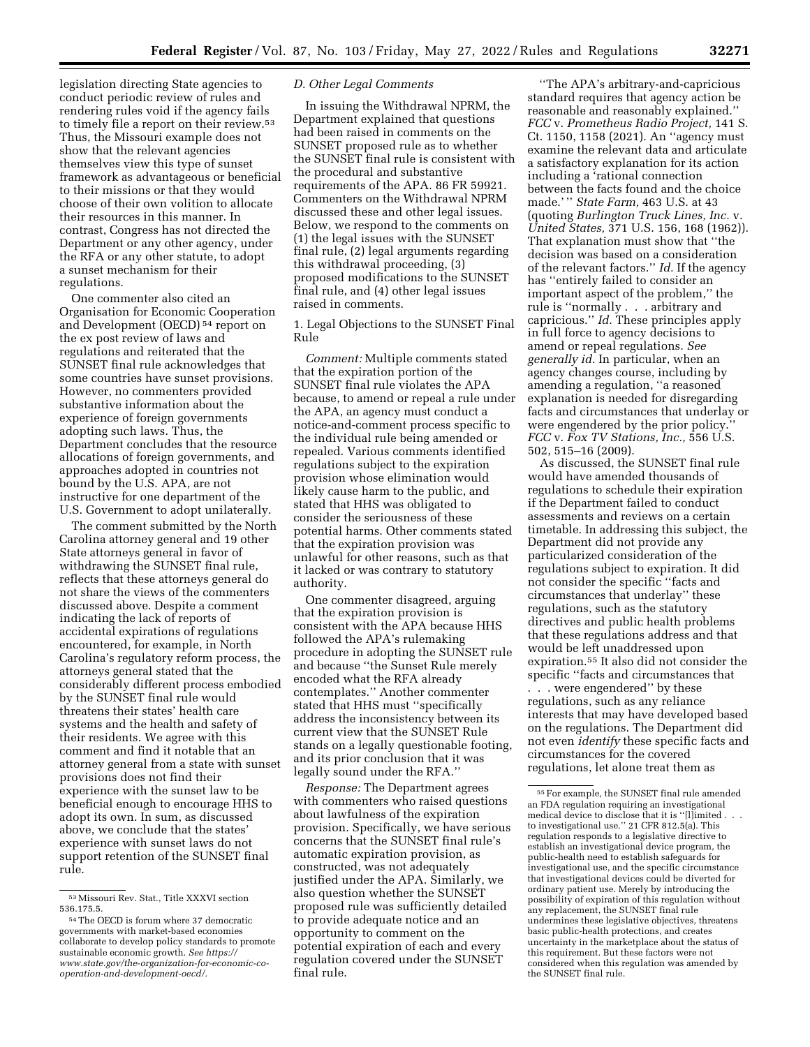legislation directing State agencies to conduct periodic review of rules and rendering rules void if the agency fails to timely file a report on their review.[53] Thus, the Missouri example does not show that the relevant agencies themselves view this type of sunset framework as advantageous or beneficial to their missions or that they would choose of their own volition to allocate their resources in this manner. In contrast, Congress has not directed the Department or any other agency, under the RFA or any other statute, to adopt a sunset mechanism for their regulations.

One commenter also cited an Organisation for Economic Cooperation and Development (OECD)[54] report on the ex post review of laws and regulations and reiterated that the SUNSET final rule acknowledges that some countries have sunset provisions. However, no commenters provided substantive information about the experience of foreign governments adopting such laws. Thus, the Department concludes that the resource allocations of foreign governments, and approaches adopted in countries not bound by the U.S. APA, are not instructive for one department of the U.S. Government to adopt unilaterally.

The comment submitted by the North Carolina attorney general and 19 other State attorneys general in favor of withdrawing the SUNSET final rule, reflects that these attorneys general do not share the views of the commenters discussed above. Despite a comment indicating the lack of reports of accidental expirations of regulations encountered, for example, in North Carolina's regulatory reform process, the attorneys general stated that the considerably different process embodied by the SUNSET final rule would threatens their states' health care systems and the health and safety of their residents. We agree with this comment and find it notable that an attorney general from a state with sunset provisions does not find their experience with the sunset law to be beneficial enough to encourage HHS to adopt its own. In sum, as discussed above, we conclude that the states' experience with sunset laws do not support retention of the SUNSET final rule.

[53] Missouri Rev. Stat., Title XXXVI section 536.175.5.

[54] The OECD is forum where 37 democratic governments with market-based economies collaborate to develop policy standards to promote sustainable economic growth. *See https://www.oecd.org/about/the-organization-for-economic-co-operation-and-development-oecd/.*

### D. Other Legal Comments

In issuing the Withdrawal NPRM, the Department explained that questions had been raised in comments on the SUNSET proposed rule as to whether the SUNSET final rule is consistent with the procedural and substantive requirements of the APA. 86 FR 59921. Commenters on the Withdrawal NPRM discussed these and other legal issues. Below, we respond to the comments on (1) the legal issues with the SUNSET final rule, (2) legal arguments regarding this withdrawal proceeding, (3) proposed modifications to the SUNSET final rule, and (4) other legal issues raised in comments.

#### 1. Legal Objections to the SUNSET Final Rule

*Comment:* Multiple comments stated that the expiration portion of the SUNSET final rule violates the APA because, to amend or repeal a rule under the APA, an agency must conduct a notice-and-comment process specific to the individual rule being amended or repealed. Various comments identified regulations subject to the expiration provision whose elimination would likely cause harm to the public, and stated that HHS was obligated to consider the seriousness of these potential harms. Other comments stated that the expiration provision was unlawful for other reasons, such as that it lacked or was contrary to statutory authority.

One commenter disagreed, arguing that the expiration provision is consistent with the APA because HHS followed the APA's rulemaking procedure in adopting the SUNSET rule and because "the Sunset Rule merely encoded what the RFA already contemplates." Another commenter stated that HHS must "specifically address the inconsistency between its current view that the SUNSET Rule stands on a legally questionable footing, and its prior conclusion that it was legally sound under the RFA."

*Response:* The Department agrees with commenters who raised questions about lawfulness of the expiration provision. Specifically, we have serious concerns that the SUNSET final rule's automatic expiration provision, as constructed, was not adequately justified under the APA. Similarly, we also question whether the SUNSET proposed rule was sufficiently detailed to provide adequate notice and an opportunity to comment on the potential expiration of each and every regulation covered under the SUNSET final rule.

"The APA's arbitrary-and-capricious standard requires that agency action be reasonable and reasonably explained." *FCC* v. *Prometheus Radio Project,* 141 S. Ct. 1150, 1158 (2021). An "agency must examine the relevant data and articulate a satisfactory explanation for its action including a 'rational connection between the facts found and the choice made.'" *State Farm,* 463 U.S. at 43 (quoting *Burlington Truck Lines, Inc.* v. *United States,* 371 U.S. 156, 168 (1962)). That explanation must show that "the decision was based on a consideration of the relevant factors." *Id.* If the agency has "entirely failed to consider an important aspect of the problem," the rule is "normally . . . arbitrary and capricious." *Id.* These principles apply in full force to agency decisions to amend or repeal regulations. *See generally id.* In particular, when an agency changes course, including by amending a regulation, "a reasoned explanation is needed for disregarding facts and circumstances that underlay or were engendered by the prior policy." *FCC* v. *Fox TV Stations, Inc.,* 556 U.S. 502, 515–16 (2009).

As discussed, the SUNSET final rule would have amended thousands of regulations to schedule their expiration if the Department failed to conduct assessments and reviews on a certain timetable. In addressing this subject, the Department did not provide any particularized consideration of the regulations subject to expiration. It did not consider the specific "facts and circumstances that underlay" these regulations, such as the statutory directives and public health problems that these regulations address and that would be left unaddressed upon expiration.[55] It also did not consider the specific "facts and circumstances that . . . were engendered" by these regulations, such as any reliance interests that may have developed based on the regulations. The Department did not even *identify* these specific facts and circumstances for the covered regulations, let alone treat them as

[55] For example, the SUNSET final rule amended an FDA regulation requiring an investigational medical device to disclose that it is "[l]imited . . . to investigational use." 21 CFR 812.5(a). This regulation responds to a legislative directive to establish an investigational device program, the public-health need to establish safeguards for investigational use, and the specific circumstance that investigational devices could be diverted for ordinary patient use. Merely by introducing the possibility of expiration of this regulation without any replacement, the SUNSET final rule undermines these legislative objectives, threatens basic public-health protections, and creates uncertainty in the marketplace about the status of this requirement. But these factors were not considered when this regulation was amended by the SUNSET final rule.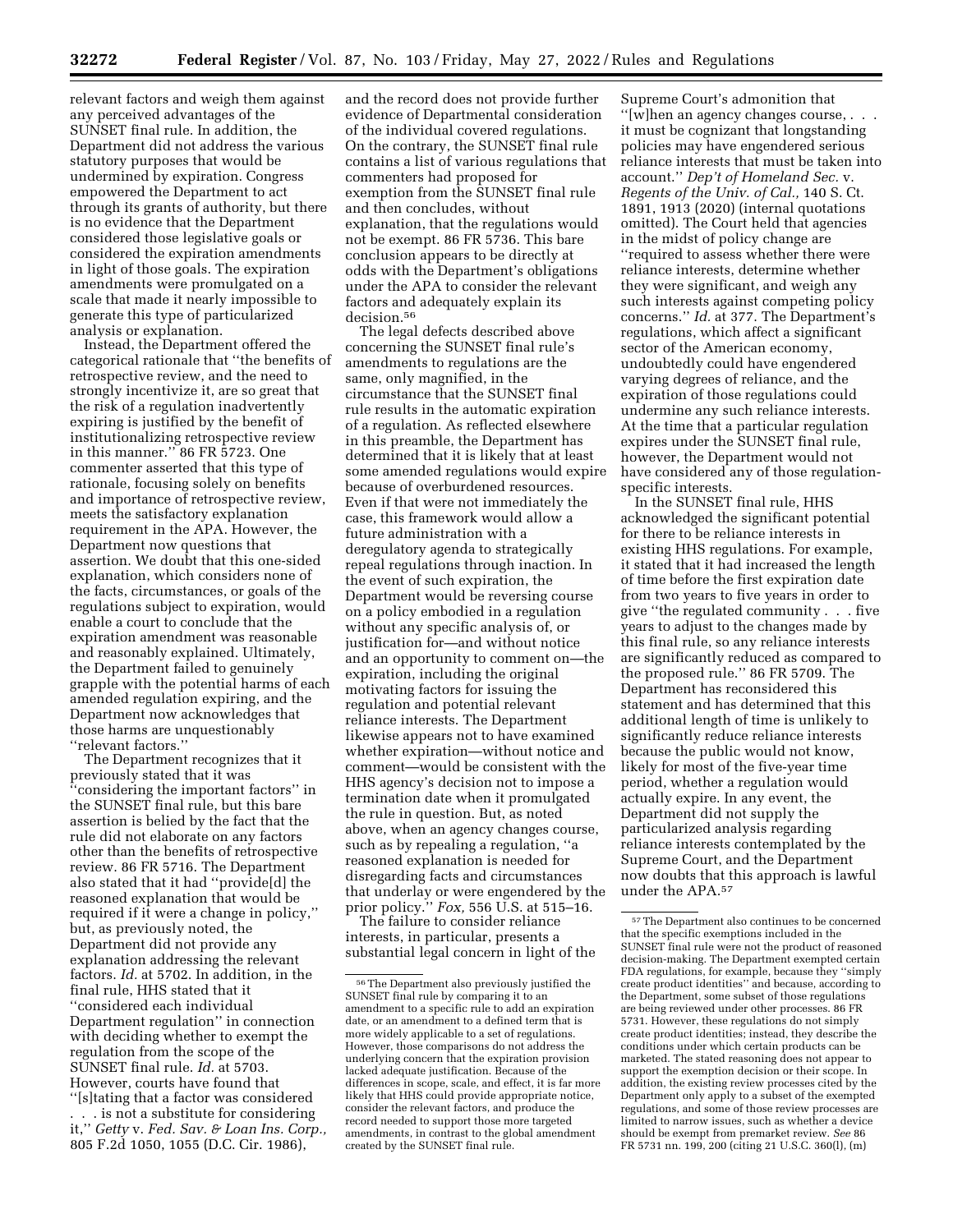relevant factors and weigh them against any perceived advantages of the SUNSET final rule. In addition, the Department did not address the various statutory purposes that would be undermined by expiration. Congress empowered the Department to act through its grants of authority, but there is no evidence that the Department considered those legislative goals or considered the expiration amendments in light of those goals. The expiration amendments were promulgated on a scale that made it nearly impossible to generate this type of particularized analysis or explanation.

Instead, the Department offered the categorical rationale that ''the benefits of retrospective review, and the need to strongly incentivize it, are so great that the risk of a regulation inadvertently expiring is justified by the benefit of institutionalizing retrospective review in this manner.'' 86 FR 5723. One commenter asserted that this type of rationale, focusing solely on benefits and importance of retrospective review, meets the satisfactory explanation requirement in the APA. However, the Department now questions that assertion. We doubt that this one-sided explanation, which considers none of the facts, circumstances, or goals of the regulations subject to expiration, would enable a court to conclude that the expiration amendment was reasonable and reasonably explained. Ultimately, the Department failed to genuinely grapple with the potential harms of each amended regulation expiring, and the Department now acknowledges that those harms are unquestionably ''relevant factors.''

The Department recognizes that it previously stated that it was ''considering the important factors'' in the SUNSET final rule, but this bare assertion is belied by the fact that the rule did not elaborate on any factors other than the benefits of retrospective review. 86 FR 5716. The Department also stated that it had ''provide[d] the reasoned explanation that would be required if it were a change in policy,'' but, as previously noted, the Department did not provide any explanation addressing the relevant factors. *Id.* at 5702. In addition, in the final rule, HHS stated that it ''considered each individual Department regulation'' in connection with deciding whether to exempt the regulation from the scope of the SUNSET final rule. *Id.* at 5703. However, courts have found that ''[s]tating that a factor was considered . . . is not a substitute for considering it,'' *Getty* v. *Fed. Sav. & Loan Ins. Corp.,* 805 F.2d 1050, 1055 (D.C. Cir. 1986), and the record does not provide further evidence of Departmental consideration of the individual covered regulations. On the contrary, the SUNSET final rule contains a list of various regulations that commenters had proposed for exemption from the SUNSET final rule and then concludes, without explanation, that the regulations would not be exempt. 86 FR 5736. This bare conclusion appears to be directly at odds with the Department's obligations under the APA to consider the relevant factors and adequately explain its decision.[56]

The legal defects described above concerning the SUNSET final rule's amendments to regulations are the same, only magnified, in the circumstance that the SUNSET final rule results in the automatic expiration of a regulation. As reflected elsewhere in this preamble, the Department has determined that it is likely that at least some amended regulations would expire because of overburdened resources. Even if that were not immediately the case, this framework would allow a future administration with a deregulatory agenda to strategically repeal regulations through inaction. In the event of such expiration, the Department would be reversing course on a policy embodied in a regulation without any specific analysis of, or justification for—and without notice and an opportunity to comment on—the expiration, including the original motivating factors for issuing the regulation and potential relevant reliance interests. The Department likewise appears not to have examined whether expiration—without notice and comment—would be consistent with the HHS agency's decision not to impose a termination date when it promulgated the rule in question. But, as noted above, when an agency changes course, such as by repealing a regulation, ''a reasoned explanation is needed for disregarding facts and circumstances that underlay or were engendered by the prior policy.'' *Fox,* 556 U.S. at 515–16.

The failure to consider reliance interests, in particular, presents a substantial legal concern in light of the Supreme Court's admonition that ''[w]hen an agency changes course, . . . it must be cognizant that longstanding policies may have engendered serious reliance interests that must be taken into account.'' *Dep't of Homeland Sec.* v. *Regents of the Univ. of Cal.,* 140 S. Ct. 1891, 1913 (2020) (internal quotations omitted). The Court held that agencies in the midst of policy change are ''required to assess whether there were reliance interests, determine whether they were significant, and weigh any such interests against competing policy concerns.'' *Id.* at 377. The Department's regulations, which affect a significant sector of the American economy, undoubtedly could have engendered varying degrees of reliance, and the expiration of those regulations could undermine any such reliance interests. At the time that a particular regulation expires under the SUNSET final rule, however, the Department would not have considered any of those regulation-specific interests.

In the SUNSET final rule, HHS acknowledged the significant potential for there to be reliance interests in existing HHS regulations. For example, it stated that it had increased the length of time before the first expiration date from two years to five years in order to give ''the regulated community . . . five years to adjust to the changes made by this final rule, so any reliance interests are significantly reduced as compared to the proposed rule.'' 86 FR 5709. The Department has reconsidered this statement and has determined that this additional length of time is unlikely to significantly reduce reliance interests because the public would not know, likely for most of the five-year time period, whether a regulation would actually expire. In any event, the Department did not supply the particularized analysis regarding reliance interests contemplated by the Supreme Court, and the Department now doubts that this approach is lawful under the APA.[57]

---

[56] The Department also previously justified the SUNSET final rule by comparing it to an amendment to a specific rule to add an expiration date, or an amendment to a defined term that is more widely applicable to a set of regulations. However, those comparisons do not address the underlying concern that the expiration provision lacked adequate justification. Because of the differences in scope, scale, and effect, it is far more likely that HHS could provide appropriate notice, consider the relevant factors, and produce the record needed to support those more targeted amendments, in contrast to the global amendment created by the SUNSET final rule.

[57] The Department also continues to be concerned that the specific exemptions included in the SUNSET final rule were not the product of reasoned decision-making. The Department exempted certain FDA regulations, for example, because they ''simply create product identities'' and because, according to the Department, some subset of those regulations are being reviewed under other processes. 86 FR 5731. However, these regulations do not simply create product identities; instead, they describe the conditions under which certain products can be marketed. The stated reasoning does not appear to support the exemption decision or their scope. In addition, the existing review processes cited by the Department only apply to a subset of the exempted regulations, and some of those review processes are limited to narrow issues, such as whether a device should be exempt from premarket review. *See* 86 FR 5731 nn. 199, 200 (citing 21 U.S.C. 360(l), (m)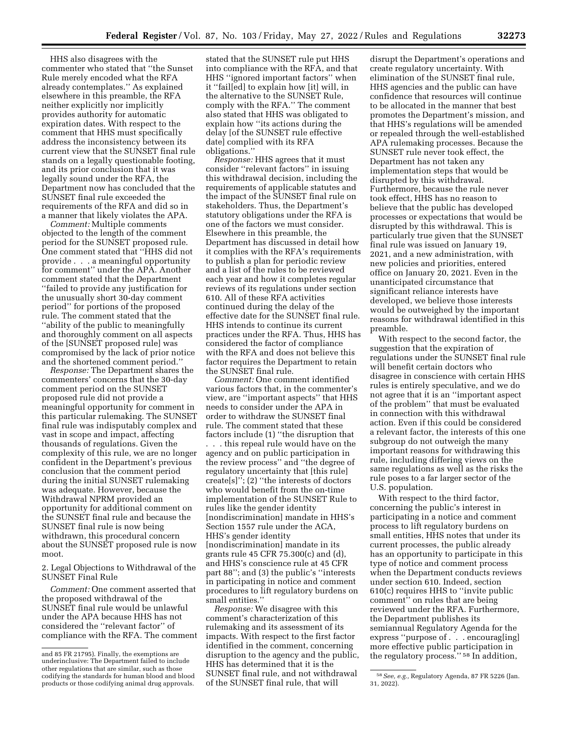HHS also disagrees with the commenter who stated that ''the Sunset Rule merely encoded what the RFA already contemplates.'' As explained elsewhere in this preamble, the RFA neither explicitly nor implicitly provides authority for automatic expiration dates. With respect to the comment that HHS must specifically address the inconsistency between its current view that the SUNSET final rule stands on a legally questionable footing, and its prior conclusion that it was legally sound under the RFA, the Department now has concluded that the SUNSET final rule exceeded the requirements of the RFA and did so in a manner that likely violates the APA.

*Comment:* Multiple comments objected to the length of the comment period for the SUNSET proposed rule. One comment stated that ''HHS did not provide . . . a meaningful opportunity for comment'' under the APA. Another comment stated that the Department ''failed to provide any justification for the unusually short 30-day comment period'' for portions of the proposed rule. The comment stated that the ''ability of the public to meaningfully and thoroughly comment on all aspects of the [SUNSET proposed rule] was compromised by the lack of prior notice and the shortened comment period.''

*Response:* The Department shares the commenters' concerns that the 30-day comment period on the SUNSET proposed rule did not provide a meaningful opportunity for comment in this particular rulemaking. The SUNSET final rule was indisputably complex and vast in scope and impact, affecting thousands of regulations. Given the complexity of this rule, we are no longer confident in the Department's previous conclusion that the comment period during the initial SUNSET rulemaking was adequate. However, because the Withdrawal NPRM provided an opportunity for additional comment on the SUNSET final rule and because the SUNSET final rule is now being withdrawn, this procedural concern about the SUNSET proposed rule is now moot.

2. Legal Objections to Withdrawal of the SUNSET Final Rule

*Comment:* One comment asserted that the proposed withdrawal of the SUNSET final rule would be unlawful under the APA because HHS has not considered the ''relevant factor'' of compliance with the RFA. The comment stated that the SUNSET rule put HHS into compliance with the RFA, and that HHS ''ignored important factors'' when it ''fail[ed] to explain how [it] will, in the alternative to the SUNSET Rule, comply with the RFA.'' The comment also stated that HHS was obligated to explain how ''its actions during the delay [of the SUNSET rule effective date] complied with its RFA obligations.''

*Response:* HHS agrees that it must consider ''relevant factors'' in issuing this withdrawal decision, including the requirements of applicable statutes and the impact of the SUNSET final rule on stakeholders. Thus, the Department's statutory obligations under the RFA is one of the factors we must consider. Elsewhere in this preamble, the Department has discussed in detail how it complies with the RFA's requirements to publish a plan for periodic review and a list of the rules to be reviewed each year and how it completes regular reviews of its regulations under section 610. All of these RFA activities continued during the delay of the effective date for the SUNSET final rule. HHS intends to continue its current practices under the RFA. Thus, HHS has considered the factor of compliance with the RFA and does not believe this factor requires the Department to retain the SUNSET final rule.

*Comment:* One comment identified various factors that, in the commenter's view, are ''important aspects'' that HHS needs to consider under the APA in order to withdraw the SUNSET final rule. The comment stated that these factors include (1) ''the disruption that . . . this repeal rule would have on the agency and on public participation in the review process'' and ''the degree of regulatory uncertainty that [this rule] create[s]''; (2) ''the interests of doctors who would benefit from the on-time implementation of the SUNSET Rule to rules like the gender identity [nondiscrimination] mandate in HHS's Section 1557 rule under the ACA, HHS's gender identity [nondiscrimination] mandate in its grants rule 45 CFR 75.300(c) and (d), and HHS's conscience rule at 45 CFR part 88''; and (3) the public's ''interests in participating in notice and comment procedures to lift regulatory burdens on small entities.''

*Response:* We disagree with this comment's characterization of this rulemaking and its assessment of its impacts. With respect to the first factor identified in the comment, concerning disruption to the agency and the public, HHS has determined that it is the SUNSET final rule, and not withdrawal of the SUNSET final rule, that will disrupt the Department's operations and create regulatory uncertainty. With elimination of the SUNSET final rule, HHS agencies and the public can have confidence that resources will continue to be allocated in the manner that best promotes the Department's mission, and that HHS's regulations will be amended or repealed through the well-established APA rulemaking processes. Because the SUNSET rule never took effect, the Department has not taken any implementation steps that would be disrupted by this withdrawal. Furthermore, because the rule never took effect, HHS has no reason to believe that the public has developed processes or expectations that would be disrupted by this withdrawal. This is particularly true given that the SUNSET final rule was issued on January 19, 2021, and a new administration, with new policies and priorities, entered office on January 20, 2021. Even in the unanticipated circumstance that significant reliance interests have developed, we believe those interests would be outweighed by the important reasons for withdrawal identified in this preamble.

With respect to the second factor, the suggestion that the expiration of regulations under the SUNSET final rule will benefit certain doctors who disagree in conscience with certain HHS rules is entirely speculative, and we do not agree that it is an ''important aspect of the problem'' that must be evaluated in connection with this withdrawal action. Even if this could be considered a relevant factor, the interests of this one subgroup do not outweigh the many important reasons for withdrawing this rule, including differing views on the same regulations as well as the risks the rule poses to a far larger sector of the U.S. population.

With respect to the third factor, concerning the public's interest in participating in a notice and comment process to lift regulatory burdens on small entities, HHS notes that under its current processes, the public already has an opportunity to participate in this type of notice and comment process when the Department conducts reviews under section 610. Indeed, section 610(c) requires HHS to ''invite public comment'' on rules that are being reviewed under the RFA. Furthermore, the Department publishes its semiannual Regulatory Agenda for the express ''purpose of . . . encourag[ing] more effective public participation in the regulatory process.'' [58] In addition,

and 85 FR 21795). Finally, the exemptions are underinclusive: The Department failed to include other regulations that are similar, such as those codifying the standards for human blood and blood products or those codifying animal drug approvals.

[58] *See, e.g.,* Regulatory Agenda, 87 FR 5226 (Jan. 31, 2022).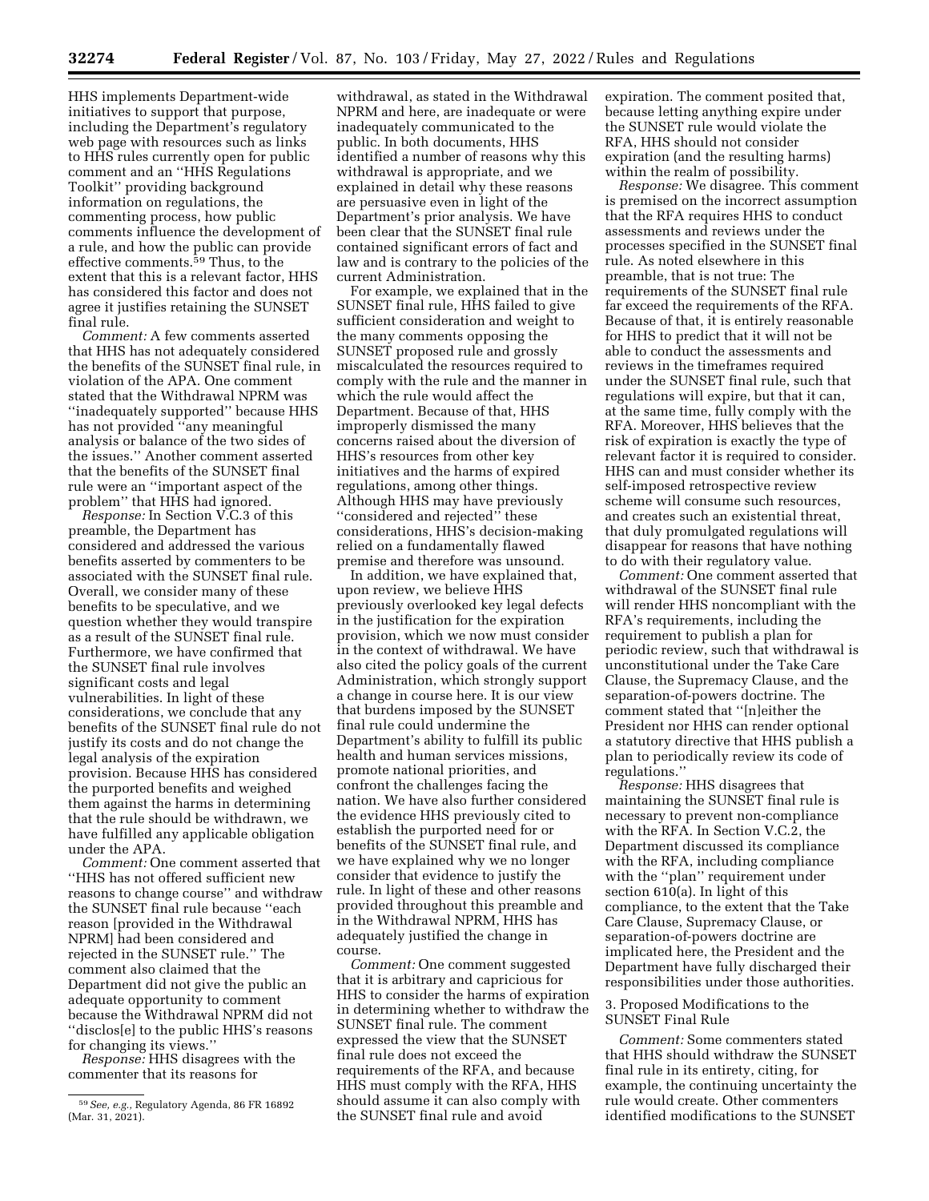HHS implements Department-wide initiatives to support that purpose, including the Department's regulatory web page with resources such as links to HHS rules currently open for public comment and an ''HHS Regulations Toolkit'' providing background information on regulations, the commenting process, how public comments influence the development of a rule, and how the public can provide effective comments.[59] Thus, to the extent that this is a relevant factor, HHS has considered this factor and does not agree it justifies retaining the SUNSET final rule.

*Comment:* A few comments asserted that HHS has not adequately considered the benefits of the SUNSET final rule, in violation of the APA. One comment stated that the Withdrawal NPRM was ''inadequately supported'' because HHS has not provided ''any meaningful analysis or balance of the two sides of the issues.'' Another comment asserted that the benefits of the SUNSET final rule were an ''important aspect of the problem'' that HHS had ignored.

*Response:* In Section V.C.3 of this preamble, the Department has considered and addressed the various benefits asserted by commenters to be associated with the SUNSET final rule. Overall, we consider many of these benefits to be speculative, and we question whether they would transpire as a result of the SUNSET final rule. Furthermore, we have confirmed that the SUNSET final rule involves significant costs and legal vulnerabilities. In light of these considerations, we conclude that any benefits of the SUNSET final rule do not justify its costs and do not change the legal analysis of the expiration provision. Because HHS has considered the purported benefits and weighed them against the harms in determining that the rule should be withdrawn, we have fulfilled any applicable obligation under the APA.

*Comment:* One comment asserted that ''HHS has not offered sufficient new reasons to change course'' and withdraw the SUNSET final rule because ''each reason [provided in the Withdrawal NPRM] had been considered and rejected in the SUNSET rule.'' The comment also claimed that the Department did not give the public an adequate opportunity to comment because the Withdrawal NPRM did not ''disclos[e] to the public HHS's reasons for changing its views.''

*Response:* HHS disagrees with the commenter that its reasons for withdrawal, as stated in the Withdrawal NPRM and here, are inadequate or were inadequately communicated to the public. In both documents, HHS identified a number of reasons why this withdrawal is appropriate, and we explained in detail why these reasons are persuasive even in light of the Department's prior analysis. We have been clear that the SUNSET final rule contained significant errors of fact and law and is contrary to the policies of the current Administration.

For example, we explained that in the SUNSET final rule, HHS failed to give sufficient consideration and weight to the many comments opposing the SUNSET proposed rule and grossly miscalculated the resources required to comply with the rule and the manner in which the rule would affect the Department. Because of that, HHS improperly dismissed the many concerns raised about the diversion of HHS's resources from other key initiatives and the harms of expired regulations, among other things. Although HHS may have previously ''considered and rejected'' these considerations, HHS's decision-making relied on a fundamentally flawed premise and therefore was unsound.

In addition, we have explained that, upon review, we believe HHS previously overlooked key legal defects in the justification for the expiration provision, which we now must consider in the context of withdrawal. We have also cited the policy goals of the current Administration, which strongly support a change in course here. It is our view that burdens imposed by the SUNSET final rule could undermine the Department's ability to fulfill its public health and human services missions, promote national priorities, and confront the challenges facing the nation. We have also further considered the evidence HHS previously cited to establish the purported need for or benefits of the SUNSET final rule, and we have explained why we no longer consider that evidence to justify the rule. In light of these and other reasons provided throughout this preamble and in the Withdrawal NPRM, HHS has adequately justified the change in course.

*Comment:* One comment suggested that it is arbitrary and capricious for HHS to consider the harms of expiration in determining whether to withdraw the SUNSET final rule. The comment expressed the view that the SUNSET final rule does not exceed the requirements of the RFA, and because HHS must comply with the RFA, HHS should assume it can also comply with the SUNSET final rule and avoid expiration. The comment posited that, because letting anything expire under the SUNSET rule would violate the RFA, HHS should not consider expiration (and the resulting harms) within the realm of possibility.

*Response:* We disagree. This comment is premised on the incorrect assumption that the RFA requires HHS to conduct assessments and reviews under the processes specified in the SUNSET final rule. As noted elsewhere in this preamble, that is not true: The requirements of the SUNSET final rule far exceed the requirements of the RFA. Because of that, it is entirely reasonable for HHS to predict that it will not be able to conduct the assessments and reviews in the timeframes required under the SUNSET final rule, such that regulations will expire, but that it can, at the same time, fully comply with the RFA. Moreover, HHS believes that the risk of expiration is exactly the type of relevant factor it is required to consider. HHS can and must consider whether its self-imposed retrospective review scheme will consume such resources, and creates such an existential threat, that duly promulgated regulations will disappear for reasons that have nothing to do with their regulatory value.

*Comment:* One comment asserted that withdrawal of the SUNSET final rule will render HHS noncompliant with the RFA's requirements, including the requirement to publish a plan for periodic review, such that withdrawal is unconstitutional under the Take Care Clause, the Supremacy Clause, and the separation-of-powers doctrine. The comment stated that ''[n]either the President nor HHS can render optional a statutory directive that HHS publish a plan to periodically review its code of regulations.''

*Response:* HHS disagrees that maintaining the SUNSET final rule is necessary to prevent non-compliance with the RFA. In Section V.C.2, the Department discussed its compliance with the RFA, including compliance with the ''plan'' requirement under section 610(a). In light of this compliance, to the extent that the Take Care Clause, Supremacy Clause, or separation-of-powers doctrine are implicated here, the President and the Department have fully discharged their responsibilities under those authorities.

3. Proposed Modifications to the SUNSET Final Rule

*Comment:* Some commenters stated that HHS should withdraw the SUNSET final rule in its entirety, citing, for example, the continuing uncertainty the rule would create. Other commenters identified modifications to the SUNSET

[59] *See, e.g.,* Regulatory Agenda, 86 FR 16892 (Mar. 31, 2021).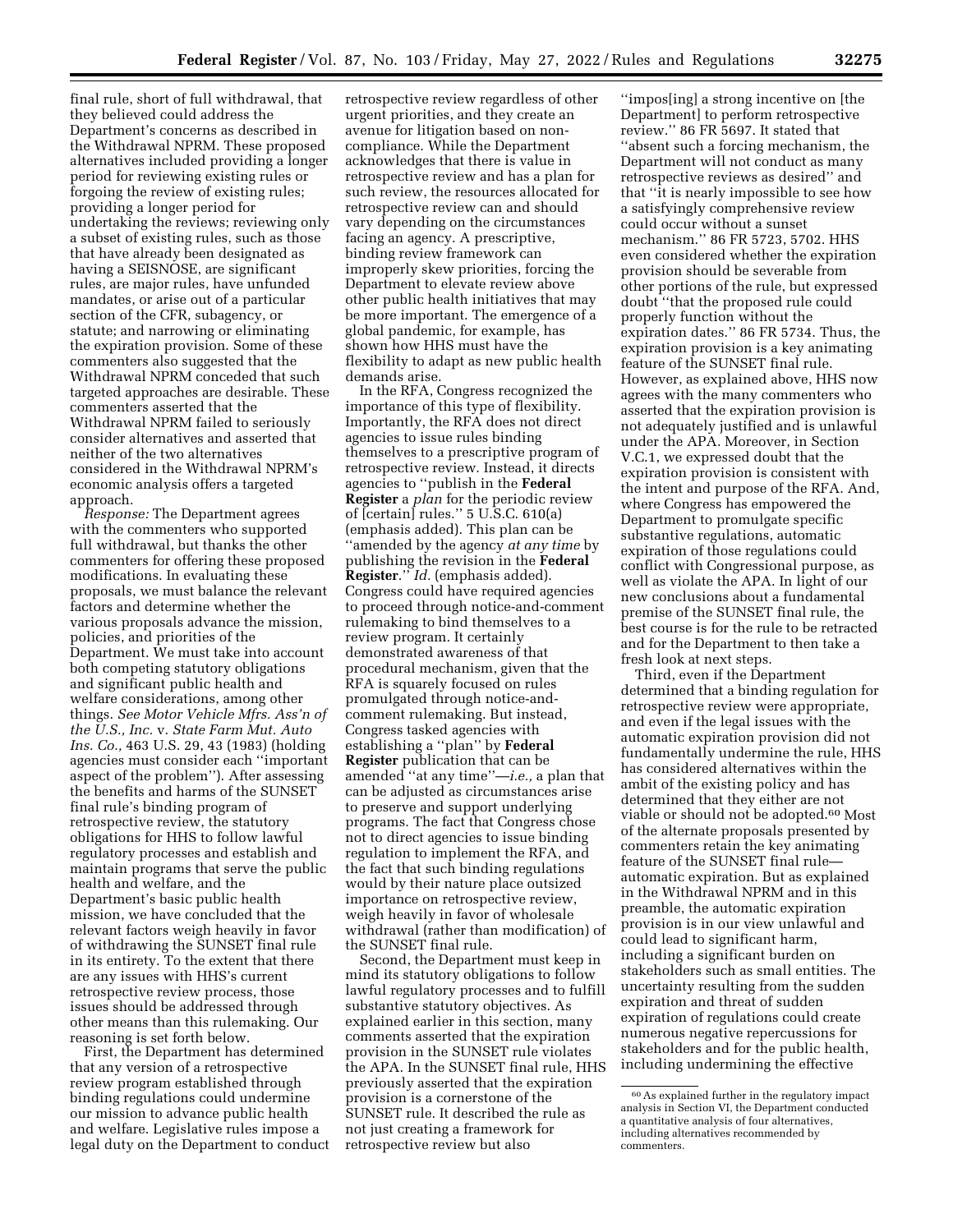final rule, short of full withdrawal, that they believed could address the Department's concerns as described in the Withdrawal NPRM. These proposed alternatives included providing a longer period for reviewing existing rules or forgoing the review of existing rules; providing a longer period for undertaking the reviews; reviewing only a subset of existing rules, such as those that have already been designated as having a SEISNOSE, are significant rules, are major rules, have unfunded mandates, or arise out of a particular section of the CFR, subagency, or statute; and narrowing or eliminating the expiration provision. Some of these commenters also suggested that the Withdrawal NPRM conceded that such targeted approaches are desirable. These commenters asserted that the Withdrawal NPRM failed to seriously consider alternatives and asserted that neither of the two alternatives considered in the Withdrawal NPRM's economic analysis offers a targeted approach.

*Response:* The Department agrees with the commenters who supported full withdrawal, but thanks the other commenters for offering these proposed modifications. In evaluating these proposals, we must balance the relevant factors and determine whether the various proposals advance the mission, policies, and priorities of the Department. We must take into account both competing statutory obligations and significant public health and welfare considerations, among other things. *See Motor Vehicle Mfrs. Ass'n of the U.S., Inc.* v. *State Farm Mut. Auto Ins. Co.,* 463 U.S. 29, 43 (1983) (holding agencies must consider each ''important aspect of the problem''). After assessing the benefits and harms of the SUNSET final rule's binding program of retrospective review, the statutory obligations for HHS to follow lawful regulatory processes and establish and maintain programs that serve the public health and welfare, and the Department's basic public health mission, we have concluded that the relevant factors weigh heavily in favor of withdrawing the SUNSET final rule in its entirety. To the extent that there are any issues with HHS's current retrospective review process, those issues should be addressed through other means than this rulemaking. Our reasoning is set forth below.

First, the Department has determined that any version of a retrospective review program established through binding regulations could undermine our mission to advance public health and welfare. Legislative rules impose a legal duty on the Department to conduct retrospective review regardless of other urgent priorities, and they create an avenue for litigation based on non-compliance. While the Department acknowledges that there is value in retrospective review and has a plan for such review, the resources allocated for retrospective review can and should vary depending on the circumstances facing an agency. A prescriptive, binding review framework can improperly skew priorities, forcing the Department to elevate review above other public health initiatives that may be more important. The emergence of a global pandemic, for example, has shown how HHS must have the flexibility to adapt as new public health demands arise.

In the RFA, Congress recognized the importance of this type of flexibility. Importantly, the RFA does not direct agencies to issue rules binding themselves to a prescriptive program of retrospective review. Instead, it directs agencies to ''publish in the **Federal Register** a *plan* for the periodic review of [certain] rules.'' 5 U.S.C. 610(a) (emphasis added). This plan can be ''amended by the agency *at any time* by publishing the revision in the **Federal Register**.'' *Id.* (emphasis added). Congress could have required agencies to proceed through notice-and-comment rulemaking to bind themselves to a review program. It certainly demonstrated awareness of that procedural mechanism, given that the RFA is squarely focused on rules promulgated through notice-and-comment rulemaking. But instead, Congress tasked agencies with establishing a ''plan'' by **Federal Register** publication that can be amended ''at any time''—*i.e.,* a plan that can be adjusted as circumstances arise to preserve and support underlying programs. The fact that Congress chose not to direct agencies to issue binding regulation to implement the RFA, and the fact that such binding regulations would by their nature place outsized importance on retrospective review, weigh heavily in favor of wholesale withdrawal (rather than modification) of the SUNSET final rule.

Second, the Department must keep in mind its statutory obligations to follow lawful regulatory processes and to fulfill substantive statutory objectives. As explained earlier in this section, many comments asserted that the expiration provision in the SUNSET rule violates the APA. In the SUNSET final rule, HHS previously asserted that the expiration provision is a cornerstone of the SUNSET rule. It described the rule as not just creating a framework for retrospective review but also ''impos[ing] a strong incentive on [the Department] to perform retrospective review.'' 86 FR 5697. It stated that ''absent such a forcing mechanism, the Department will not conduct as many retrospective reviews as desired'' and that ''it is nearly impossible to see how a satisfyingly comprehensive review could occur without a sunset mechanism.'' 86 FR 5723, 5702. HHS even considered whether the expiration provision should be severable from other portions of the rule, but expressed doubt ''that the proposed rule could properly function without the expiration dates.'' 86 FR 5734. Thus, the expiration provision is a key animating feature of the SUNSET final rule. However, as explained above, HHS now agrees with the many commenters who asserted that the expiration provision is not adequately justified and is unlawful under the APA. Moreover, in Section V.C.1, we expressed doubt that the expiration provision is consistent with the intent and purpose of the RFA. And, where Congress has empowered the Department to promulgate specific substantive regulations, automatic expiration of those regulations could conflict with Congressional purpose, as well as violate the APA. In light of our new conclusions about a fundamental premise of the SUNSET final rule, the best course is for the rule to be retracted and for the Department to then take a fresh look at next steps.

Third, even if the Department determined that a binding regulation for retrospective review were appropriate, and even if the legal issues with the automatic expiration provision did not fundamentally undermine the rule, HHS has considered alternatives within the ambit of the existing policy and has determined that they either are not viable or should not be adopted.[60] Most of the alternate proposals presented by commenters retain the key animating feature of the SUNSET final rule—automatic expiration. But as explained in the Withdrawal NPRM and in this preamble, the automatic expiration provision is in our view unlawful and could lead to significant harm, including a significant burden on stakeholders such as small entities. The uncertainty resulting from the sudden expiration and threat of sudden expiration of regulations could create numerous negative repercussions for stakeholders and for the public health, including undermining the effective

[60] As explained further in the regulatory impact analysis in Section VI, the Department conducted a quantitative analysis of four alternatives, including alternatives recommended by commenters.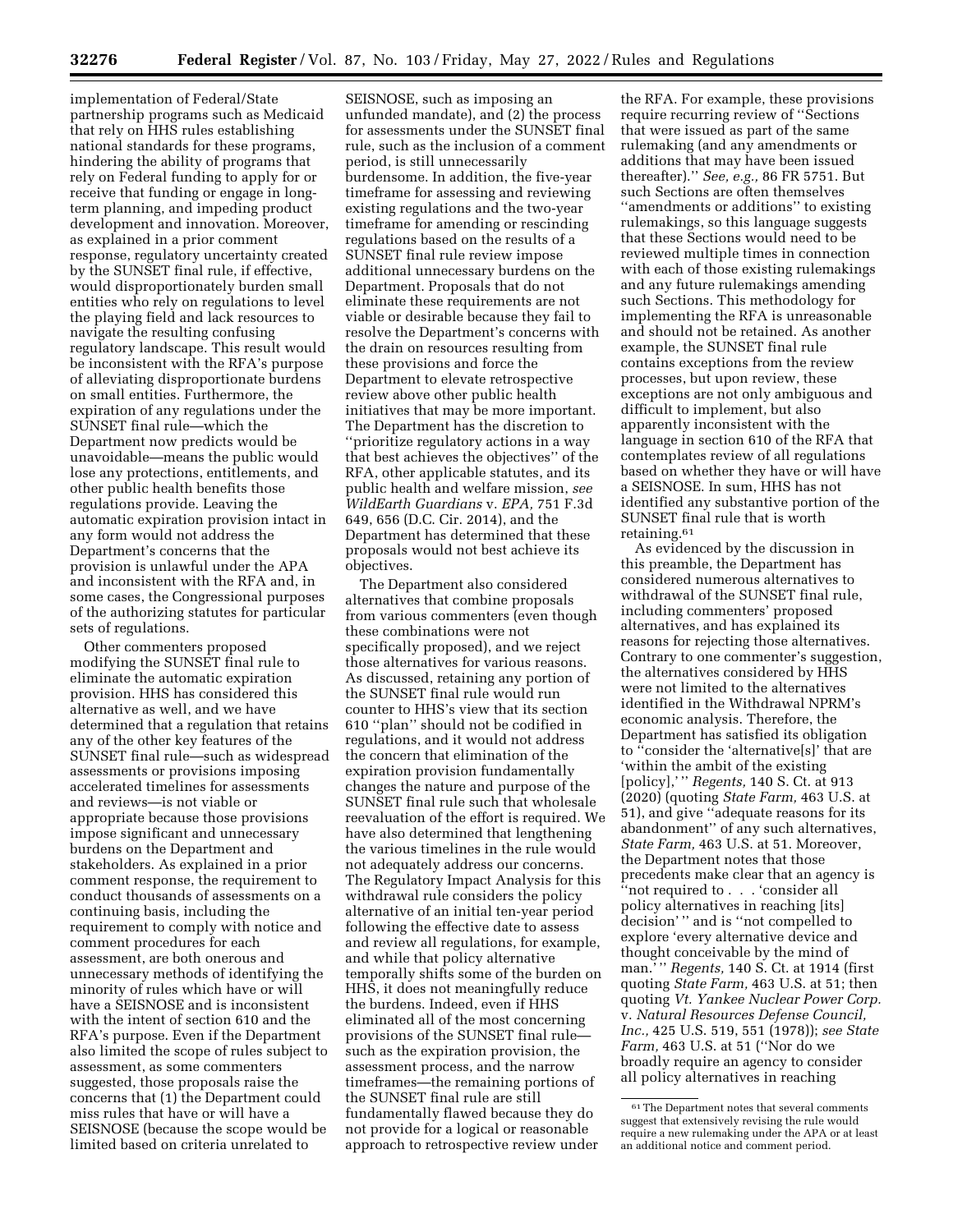implementation of Federal/State partnership programs such as Medicaid that rely on HHS rules establishing national standards for these programs, hindering the ability of programs that rely on Federal funding to apply for or receive that funding or engage in long-term planning, and impeding product development and innovation. Moreover, as explained in a prior comment response, regulatory uncertainty created by the SUNSET final rule, if effective, would disproportionately burden small entities who rely on regulations to level the playing field and lack resources to navigate the resulting confusing regulatory landscape. This result would be inconsistent with the RFA's purpose of alleviating disproportionate burdens on small entities. Furthermore, the expiration of any regulations under the SUNSET final rule—which the Department now predicts would be unavoidable—means the public would lose any protections, entitlements, and other public health benefits those regulations provide. Leaving the automatic expiration provision intact in any form would not address the Department's concerns that the provision is unlawful under the APA and inconsistent with the RFA and, in some cases, the Congressional purposes of the authorizing statutes for particular sets of regulations.

Other commenters proposed modifying the SUNSET final rule to eliminate the automatic expiration provision. HHS has considered this alternative as well, and we have determined that a regulation that retains any of the other key features of the SUNSET final rule—such as widespread assessments or provisions imposing accelerated timelines for assessments and reviews—is not viable or appropriate because those provisions impose significant and unnecessary burdens on the Department and stakeholders. As explained in a prior comment response, the requirement to conduct thousands of assessments on a continuing basis, including the requirement to comply with notice and comment procedures for each assessment, are both onerous and unnecessary methods of identifying the minority of rules which have or will have a SEISNOSE and is inconsistent with the intent of section 610 and the RFA's purpose. Even if the Department also limited the scope of rules subject to assessment, as some commenters suggested, those proposals raise the concerns that (1) the Department could miss rules that have or will have a SEISNOSE (because the scope would be limited based on criteria unrelated to SEISNOSE, such as imposing an unfunded mandate), and (2) the process for assessments under the SUNSET final rule, such as the inclusion of a comment period, is still unnecessarily burdensome. In addition, the five-year timeframe for assessing and reviewing existing regulations and the two-year timeframe for amending or rescinding regulations based on the results of a SUNSET final rule review impose additional unnecessary burdens on the Department. Proposals that do not eliminate these requirements are not viable or desirable because they fail to resolve the Department's concerns with the drain on resources resulting from these provisions and force the Department to elevate retrospective review above other public health initiatives that may be more important. The Department has the discretion to ''prioritize regulatory actions in a way that best achieves the objectives'' of the RFA, other applicable statutes, and its public health and welfare mission, *see WildEarth Guardians* v. *EPA,* 751 F.3d 649, 656 (D.C. Cir. 2014), and the Department has determined that these proposals would not best achieve its objectives.

The Department also considered alternatives that combine proposals from various commenters (even though these combinations were not specifically proposed), and we reject those alternatives for various reasons. As discussed, retaining any portion of the SUNSET final rule would run counter to HHS's view that its section 610 ''plan'' should not be codified in regulations, and it would not address the concern that elimination of the expiration provision fundamentally changes the nature and purpose of the SUNSET final rule such that wholesale reevaluation of the effort is required. We have also determined that lengthening the various timelines in the rule would not adequately address our concerns. The Regulatory Impact Analysis for this withdrawal rule considers the policy alternative of an initial ten-year period following the effective date to assess and review all regulations, for example, and while that policy alternative temporally shifts some of the burden on HHS, it does not meaningfully reduce the burdens. Indeed, even if HHS eliminated all of the most concerning provisions of the SUNSET final rule—such as the expiration provision, the assessment process, and the narrow timeframes—the remaining portions of the SUNSET final rule are still fundamentally flawed because they do not provide for a logical or reasonable approach to retrospective review under the RFA. For example, these provisions require recurring review of ''Sections that were issued as part of the same rulemaking (and any amendments or additions that may have been issued thereafter).'' *See, e.g.,* 86 FR 5751. But such Sections are often themselves ''amendments or additions'' to existing rulemakings, so this language suggests that these Sections would need to be reviewed multiple times in connection with each of those existing rulemakings and any future rulemakings amending such Sections. This methodology for implementing the RFA is unreasonable and should not be retained. As another example, the SUNSET final rule contains exceptions from the review processes, but upon review, these exceptions are not only ambiguous and difficult to implement, but also apparently inconsistent with the language in section 610 of the RFA that contemplates review of all regulations based on whether they have or will have a SEISNOSE. In sum, HHS has not identified any substantive portion of the SUNSET final rule that is worth retaining.[61]

As evidenced by the discussion in this preamble, the Department has considered numerous alternatives to withdrawal of the SUNSET final rule, including commenters' proposed alternatives, and has explained its reasons for rejecting those alternatives. Contrary to one commenter's suggestion, the alternatives considered by HHS were not limited to the alternatives identified in the Withdrawal NPRM's economic analysis. Therefore, the Department has satisfied its obligation to ''consider the 'alternative[s]' that are 'within the ambit of the existing [policy],' '' *Regents,* 140 S. Ct. at 913 (2020) (quoting *State Farm,* 463 U.S. at 51), and give ''adequate reasons for its abandonment'' of any such alternatives, *State Farm,* 463 U.S. at 51. Moreover, the Department notes that those precedents make clear that an agency is ''not required to . . . 'consider all policy alternatives in reaching [its] decision' '' and is ''not compelled to explore 'every alternative device and thought conceivable by the mind of man.' '' *Regents,* 140 S. Ct. at 1914 (first quoting *State Farm,* 463 U.S. at 51; then quoting *Vt. Yankee Nuclear Power Corp.* v. *Natural Resources Defense Council, Inc.,* 425 U.S. 519, 551 (1978)); *see State Farm,* 463 U.S. at 51 (''Nor do we broadly require an agency to consider all policy alternatives in reaching

[61] The Department notes that several comments suggest that extensively revising the rule would require a new rulemaking under the APA or at least an additional notice and comment period.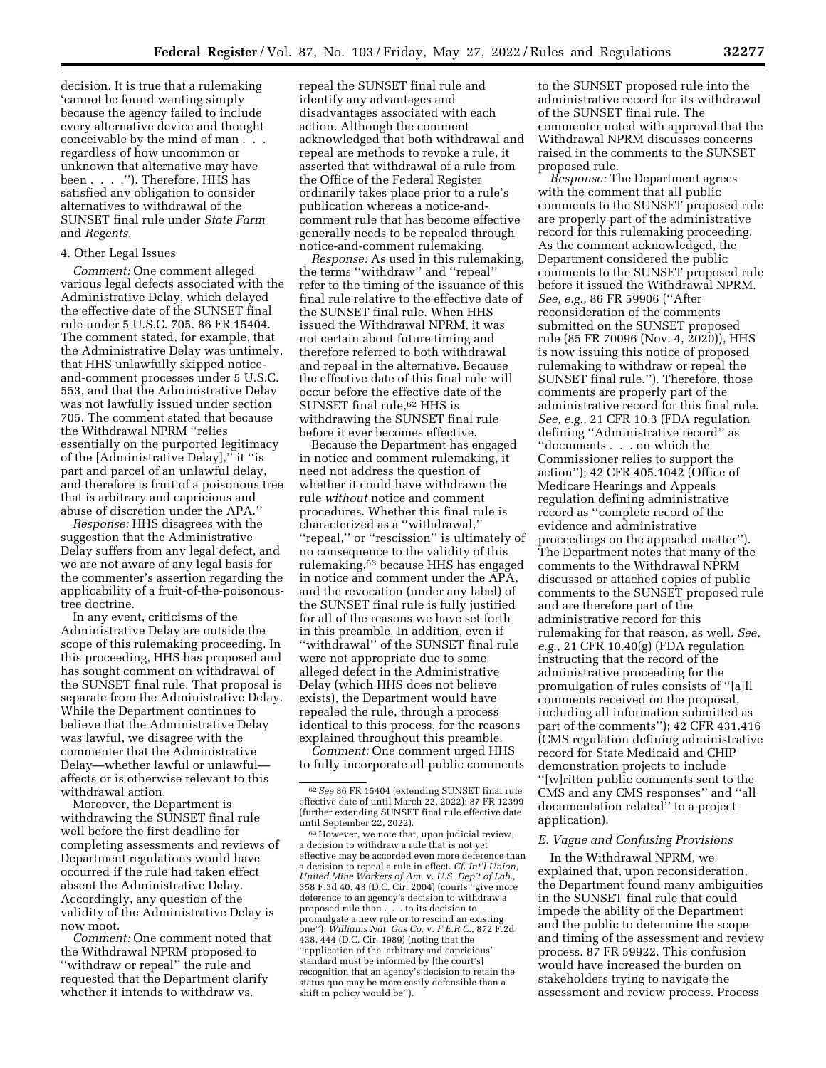decision. It is true that a rulemaking 'cannot be found wanting simply because the agency failed to include every alternative device and thought conceivable by the mind of man . . . regardless of how uncommon or unknown that alternative may have been . . . .''). Therefore, HHS has satisfied any obligation to consider alternatives to withdrawal of the SUNSET final rule under *State Farm* and *Regents.*

#### 4. Other Legal Issues

*Comment:* One comment alleged various legal defects associated with the Administrative Delay, which delayed the effective date of the SUNSET final rule under 5 U.S.C. 705. 86 FR 15404. The comment stated, for example, that the Administrative Delay was untimely, that HHS unlawfully skipped notice-and-comment processes under 5 U.S.C. 553, and that the Administrative Delay was not lawfully issued under section 705. The comment stated that because the Withdrawal NPRM ''relies essentially on the purported legitimacy of the [Administrative Delay],'' it ''is part and parcel of an unlawful delay, and therefore is fruit of a poisonous tree that is arbitrary and capricious and abuse of discretion under the APA.''

*Response:* HHS disagrees with the suggestion that the Administrative Delay suffers from any legal defect, and we are not aware of any legal basis for the commenter's assertion regarding the applicability of a fruit-of-the-poisonous-tree doctrine.

In any event, criticisms of the Administrative Delay are outside the scope of this rulemaking proceeding. In this proceeding, HHS has proposed and has sought comment on withdrawal of the SUNSET final rule. That proposal is separate from the Administrative Delay. While the Department continues to believe that the Administrative Delay was lawful, we disagree with the commenter that the Administrative Delay—whether lawful or unlawful—affects or is otherwise relevant to this withdrawal action.

Moreover, the Department is withdrawing the SUNSET final rule well before the first deadline for completing assessments and reviews of Department regulations would have occurred if the rule had taken effect absent the Administrative Delay. Accordingly, any question of the validity of the Administrative Delay is now moot.

*Comment:* One comment noted that the Withdrawal NPRM proposed to ''withdraw or repeal'' the rule and requested that the Department clarify whether it intends to withdraw vs. repeal the SUNSET final rule and identify any advantages and disadvantages associated with each action. Although the comment acknowledged that both withdrawal and repeal are methods to revoke a rule, it asserted that withdrawal of a rule from the Office of the Federal Register ordinarily takes place prior to a rule's publication whereas a notice-and-comment rule that has become effective generally needs to be repealed through notice-and-comment rulemaking.

*Response:* As used in this rulemaking, the terms ''withdraw'' and ''repeal'' refer to the timing of the issuance of this final rule relative to the effective date of the SUNSET final rule. When HHS issued the Withdrawal NPRM, it was not certain about future timing and therefore referred to both withdrawal and repeal in the alternative. Because the effective date of this final rule will occur before the effective date of the SUNSET final rule,[62] HHS is withdrawing the SUNSET final rule before it ever becomes effective.

Because the Department has engaged in notice and comment rulemaking, it need not address the question of whether it could have withdrawn the rule *without* notice and comment procedures. Whether this final rule is characterized as a ''withdrawal,'' ''repeal,'' or ''rescission'' is ultimately of no consequence to the validity of this rulemaking,[63] because HHS has engaged in notice and comment under the APA, and the revocation (under any label) of the SUNSET final rule is fully justified for all of the reasons we have set forth in this preamble. In addition, even if ''withdrawal'' of the SUNSET final rule were not appropriate due to some alleged defect in the Administrative Delay (which HHS does not believe exists), the Department would have repealed the rule, through a process identical to this process, for the reasons explained throughout this preamble.

*Comment:* One comment urged HHS to fully incorporate all public comments to the SUNSET proposed rule into the administrative record for its withdrawal of the SUNSET final rule. The commenter noted with approval that the Withdrawal NPRM discusses concerns raised in the comments to the SUNSET proposed rule.

*Response:* The Department agrees with the comment that all public comments to the SUNSET proposed rule are properly part of the administrative record for this rulemaking proceeding. As the comment acknowledged, the Department considered the public comments to the SUNSET proposed rule before it issued the Withdrawal NPRM. *See, e.g.,* 86 FR 59906 (''After reconsideration of the comments submitted on the SUNSET proposed rule (85 FR 70096 (Nov. 4, 2020)), HHS is now issuing this notice of proposed rulemaking to withdraw or repeal the SUNSET final rule.''). Therefore, those comments are properly part of the administrative record for this final rule. *See, e.g.,* 21 CFR 10.3 (FDA regulation defining ''Administrative record'' as ''documents . . . on which the Commissioner relies to support the action''); 42 CFR 405.1042 (Office of Medicare Hearings and Appeals regulation defining administrative record as ''complete record of the evidence and administrative proceedings on the appealed matter''). The Department notes that many of the comments to the Withdrawal NPRM discussed or attached copies of public comments to the SUNSET proposed rule and are therefore part of the administrative record for this rulemaking for that reason, as well. *See, e.g.,* 21 CFR 10.40(g) (FDA regulation instructing that the record of the administrative proceeding for the promulgation of rules consists of ''[a]ll comments received on the proposal, including all information submitted as part of the comments''); 42 CFR 431.416 (CMS regulation defining administrative record for State Medicaid and CHIP demonstration projects to include ''[w]ritten public comments sent to the CMS and any CMS responses'' and ''all documentation related'' to a project application).

### *E. Vague and Confusing Provisions*

In the Withdrawal NPRM, we explained that, upon reconsideration, the Department found many ambiguities in the SUNSET final rule that could impede the ability of the Department and the public to determine the scope and timing of the assessment and review process. 87 FR 59922. This confusion would have increased the burden on stakeholders trying to navigate the assessment and review process. Process

---

[62] *See* 86 FR 15404 (extending SUNSET final rule effective date of until March 22, 2022); 87 FR 12399 (further extending SUNSET final rule effective date until September 22, 2022).

[63] However, we note that, upon judicial review, a decision to withdraw a rule that is not yet effective may be accorded even more deference than a decision to repeal a rule in effect. *Cf. Int'l Union, United Mine Workers of Am.* v. *U.S. Dep't of Lab.,* 358 F.3d 40, 43 (D.C. Cir. 2004) (courts ''give more deference to an agency's decision to withdraw a proposed rule than . . . to its decision to promulgate a new rule or to rescind an existing one''); *Williams Nat. Gas Co.* v. *F.E.R.C.,* 872 F.2d 438, 444 (D.C. Cir. 1989) (noting that the ''application of the 'arbitrary and capricious' standard must be informed by [the court's] recognition that an agency's decision to retain the status quo may be more easily defensible than a shift in policy would be'').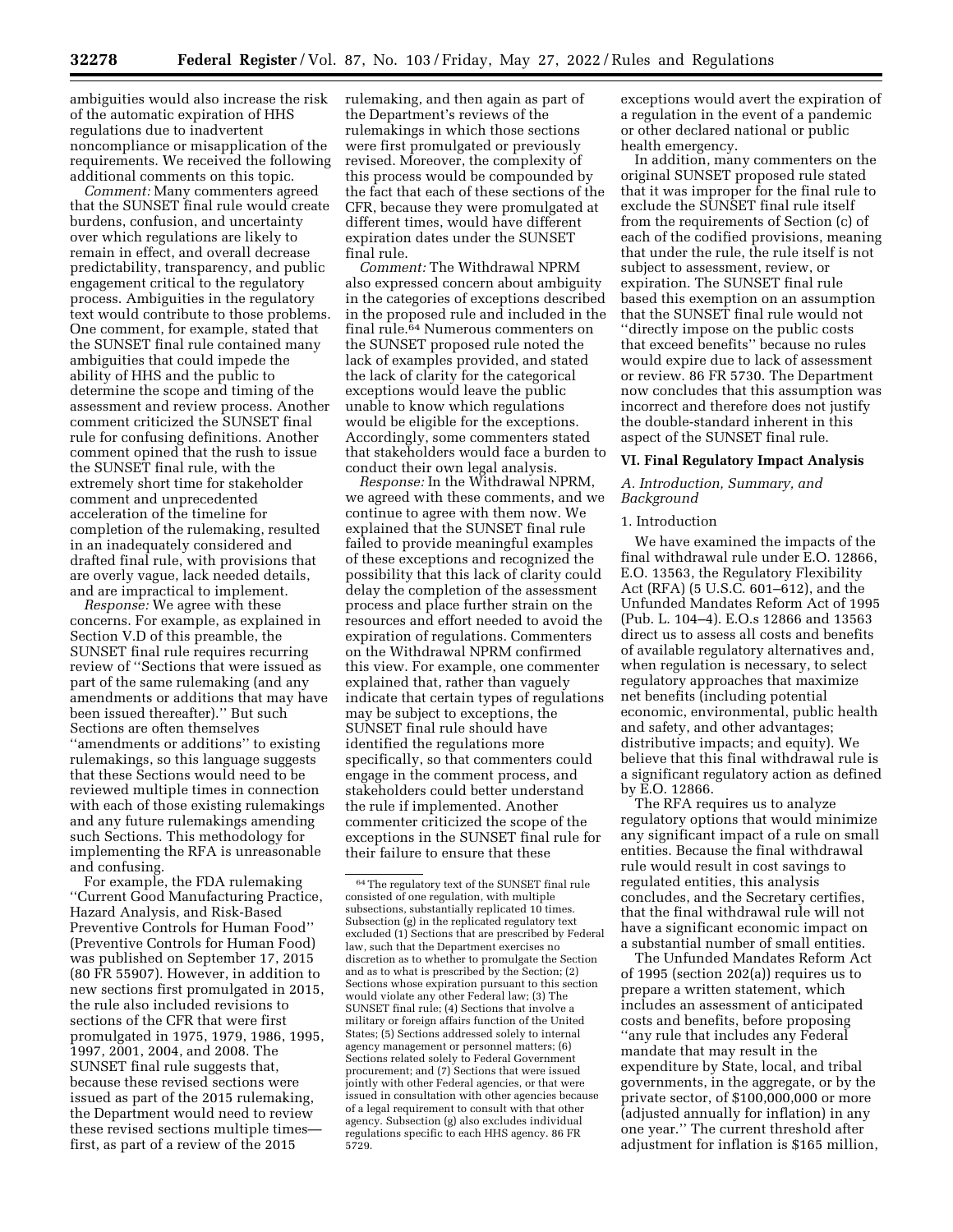ambiguities would also increase the risk of the automatic expiration of HHS regulations due to inadvertent noncompliance or misapplication of the requirements. We received the following additional comments on this topic.

*Comment:* Many commenters agreed that the SUNSET final rule would create burdens, confusion, and uncertainty over which regulations are likely to remain in effect, and overall decrease predictability, transparency, and public engagement critical to the regulatory process. Ambiguities in the regulatory text would contribute to those problems. One comment, for example, stated that the SUNSET final rule contained many ambiguities that could impede the ability of HHS and the public to determine the scope and timing of the assessment and review process. Another comment criticized the SUNSET final rule for confusing definitions. Another comment opined that the rush to issue the SUNSET final rule, with the extremely short time for stakeholder comment and unprecedented acceleration of the timeline for completion of the rulemaking, resulted in an inadequately considered and drafted final rule, with provisions that are overly vague, lack needed details, and are impractical to implement.

*Response:* We agree with these concerns. For example, as explained in Section V.D of this preamble, the SUNSET final rule requires recurring review of ''Sections that were issued as part of the same rulemaking (and any amendments or additions that may have been issued thereafter).'' But such Sections are often themselves ''amendments or additions'' to existing rulemakings, so this language suggests that these Sections would need to be reviewed multiple times in connection with each of those existing rulemakings and any future rulemakings amending such Sections. This methodology for implementing the RFA is unreasonable and confusing.

For example, the FDA rulemaking ''Current Good Manufacturing Practice, Hazard Analysis, and Risk-Based Preventive Controls for Human Food'' (Preventive Controls for Human Food) was published on September 17, 2015 (80 FR 55907). However, in addition to new sections first promulgated in 2015, the rule also included revisions to sections of the CFR that were first promulgated in 1975, 1979, 1986, 1995, 1997, 2001, 2004, and 2008. The SUNSET final rule suggests that, because these revised sections were issued as part of the 2015 rulemaking, the Department would need to review these revised sections multiple times—first, as part of a review of the 2015 rulemaking, and then again as part of the Department's reviews of the rulemakings in which those sections were first promulgated or previously revised. Moreover, the complexity of this process would be compounded by the fact that each of these sections of the CFR, because they were promulgated at different times, would have different expiration dates under the SUNSET final rule.

*Comment:* The Withdrawal NPRM also expressed concern about ambiguity in the categories of exceptions described in the proposed rule and included in the final rule.[64] Numerous commenters on the SUNSET proposed rule noted the lack of examples provided, and stated the lack of clarity for the categorical exceptions would leave the public unable to know which regulations would be eligible for the exceptions. Accordingly, some commenters stated that stakeholders would face a burden to conduct their own legal analysis.

*Response:* In the Withdrawal NPRM, we agreed with these comments, and we continue to agree with them now. We explained that the SUNSET final rule failed to provide meaningful examples of these exceptions and recognized the possibility that this lack of clarity could delay the completion of the assessment process and place further strain on the resources and effort needed to avoid the expiration of regulations. Commenters on the Withdrawal NPRM confirmed this view. For example, one commenter explained that, rather than vaguely indicate that certain types of regulations may be subject to exceptions, the SUNSET final rule should have identified the regulations more specifically, so that commenters could engage in the comment process, and stakeholders could better understand the rule if implemented. Another commenter criticized the scope of the exceptions in the SUNSET final rule for their failure to ensure that these exceptions would avert the expiration of a regulation in the event of a pandemic or other declared national or public health emergency.

In addition, many commenters on the original SUNSET proposed rule stated that it was improper for the final rule to exclude the SUNSET final rule itself from the requirements of Section (c) of each of the codified provisions, meaning that under the rule, the rule itself is not subject to assessment, review, or expiration. The SUNSET final rule based this exemption on an assumption that the SUNSET final rule would not ''directly impose on the public costs that exceed benefits'' because no rules would expire due to lack of assessment or review. 86 FR 5730. The Department now concludes that this assumption was incorrect and therefore does not justify the double-standard inherent in this aspect of the SUNSET final rule.

[64] The regulatory text of the SUNSET final rule consisted of one regulation, with multiple subsections, substantially replicated 10 times. Subsection (g) in the replicated regulatory text excluded (1) Sections that are prescribed by Federal law, such that the Department exercises no discretion as to whether to promulgate the Section and as to what is prescribed by the Section; (2) Sections whose expiration pursuant to this section would violate any other Federal law; (3) The SUNSET final rule; (4) Sections that involve a military or foreign affairs function of the United States; (5) Sections addressed solely to internal agency management or personnel matters; (6) Sections related solely to Federal Government procurement; and (7) Sections that were issued jointly with other Federal agencies, or that were issued in consultation with other agencies because of a legal requirement to consult with that other agency. Subsection (g) also excludes individual regulations specific to each HHS agency. 86 FR 5729.

## VI. Final Regulatory Impact Analysis

### A. Introduction, Summary, and Background

#### 1. Introduction

We have examined the impacts of the final withdrawal rule under E.O. 12866, E.O. 13563, the Regulatory Flexibility Act (RFA) (5 U.S.C. 601–612), and the Unfunded Mandates Reform Act of 1995 (Pub. L. 104–4). E.O.s 12866 and 13563 direct us to assess all costs and benefits of available regulatory alternatives and, when regulation is necessary, to select regulatory approaches that maximize net benefits (including potential economic, environmental, public health and safety, and other advantages; distributive impacts; and equity). We believe that this final withdrawal rule is a significant regulatory action as defined by E.O. 12866.

The RFA requires us to analyze regulatory options that would minimize any significant impact of a rule on small entities. Because the final withdrawal rule would result in cost savings to regulated entities, this analysis concludes, and the Secretary certifies, that the final withdrawal rule will not have a significant economic impact on a substantial number of small entities.

The Unfunded Mandates Reform Act of 1995 (section 202(a)) requires us to prepare a written statement, which includes an assessment of anticipated costs and benefits, before proposing ''any rule that includes any Federal mandate that may result in the expenditure by State, local, and tribal governments, in the aggregate, or by the private sector, of $100,000,000 or more (adjusted annually for inflation) in any one year.'' The current threshold after adjustment for inflation is $165 million,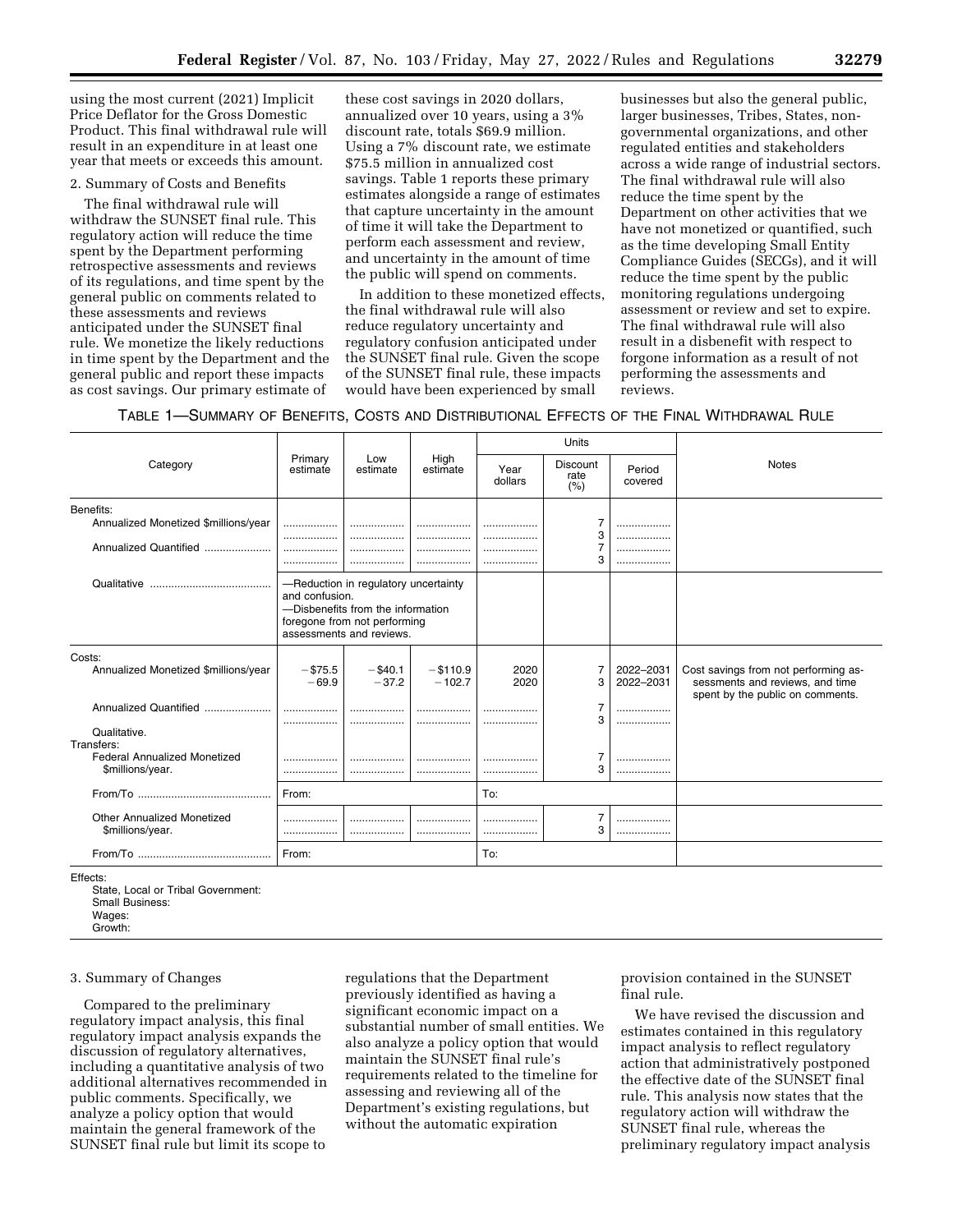using the most current (2021) Implicit Price Deflator for the Gross Domestic Product. This final withdrawal rule will result in an expenditure in at least one year that meets or exceeds this amount.

2. Summary of Costs and Benefits

The final withdrawal rule will withdraw the SUNSET final rule. This regulatory action will reduce the time spent by the Department performing retrospective assessments and reviews of its regulations, and time spent by the general public on comments related to these assessments and reviews anticipated under the SUNSET final rule. We monetize the likely reductions in time spent by the Department and the general public and report these impacts as cost savings. Our primary estimate of these cost savings in 2020 dollars, annualized over 10 years, using a 3% discount rate, totals $69.9 million. Using a 7% discount rate, we estimate $75.5 million in annualized cost savings. Table 1 reports these primary estimates alongside a range of estimates that capture uncertainty in the amount of time it will take the Department to perform each assessment and review, and uncertainty in the amount of time the public will spend on comments.

In addition to these monetized effects, the final withdrawal rule will also reduce regulatory uncertainty and regulatory confusion anticipated under the SUNSET final rule. Given the scope of the SUNSET final rule, these impacts would have been experienced by small businesses but also the general public, larger businesses, Tribes, States, non-governmental organizations, and other regulated entities and stakeholders across a wide range of industrial sectors. The final withdrawal rule will also reduce the time spent by the Department on other activities that we have not monetized or quantified, such as the time developing Small Entity Compliance Guides (SECGs), and it will reduce the time spent by the public monitoring regulations undergoing assessment or review and set to expire. The final withdrawal rule will also result in a disbenefit with respect to forgone information as a result of not performing the assessments and reviews.

TABLE 1—SUMMARY OF BENEFITS, COSTS AND DISTRIBUTIONAL EFFECTS OF THE FINAL WITHDRAWAL RULE

| Category | Primary estimate | Low estimate | High estimate | Units | | | Notes |
|---|---|---|---|---|---|---|---|
| | | | | Year dollars | Discount rate (%) | Period covered | |
| Benefits: | | | | | | | |
| Annualized Monetized $millions/year | .................. | .................. | .................. | .................. | 7 | .................. | |
| | .................. | .................. | .................. | .................. | 3 | .................. | |
| Annualized Quantified | .................. | .................. | .................. | .................. | 7 | .................. | |
| | .................. | .................. | .................. | .................. | 3 | .................. | |
| Qualitative | —Reduction in regulatory uncertainty and confusion. —Disbenefits from the information foregone from not performing assessments and reviews. | | | | | | |
| Costs: | | | | | | | |
| Annualized Monetized $millions/year | −$75.5 | −$40.1 | −$110.9 | 2020 | 7 | 2022–2031 | Cost savings from not performing assessments and reviews, and time spent by the public on comments. |
| | −69.9 | −37.2 | −102.7 | 2020 | 3 | 2022–2031 | |
| Annualized Quantified | .................. | .................. | .................. | .................. | 7 | .................. | |
| | .................. | .................. | .................. | .................. | 3 | .................. | |
| Qualitative. | | | | | | | |
| Transfers: | | | | | | | |
| Federal Annualized Monetized $millions/year. | .................. | .................. | .................. | .................. | 7 | .................. | |
| | .................. | .................. | .................. | .................. | 3 | .................. | |
| From/To | From: | | | To: | | | |
| Other Annualized Monetized $millions/year. | .................. | .................. | .................. | .................. | 7 | .................. | |
| | .................. | .................. | .................. | .................. | 3 | .................. | |
| From/To | From: | | | To: | | | |
| Effects: | | | | | | | |
| State, Local or Tribal Government: | | | | | | | |
| Small Business: | | | | | | | |
| Wages: | | | | | | | |
| Growth: | | | | | | | |

3. Summary of Changes

Compared to the preliminary regulatory impact analysis, this final regulatory impact analysis expands the discussion of regulatory alternatives, including a quantitative analysis of two additional alternatives recommended in public comments. Specifically, we analyze a policy option that would maintain the general framework of the SUNSET final rule but limit its scope to regulations that the Department previously identified as having a significant economic impact on a substantial number of small entities. We also analyze a policy option that would maintain the SUNSET final rule's requirements related to the timeline for assessing and reviewing all of the Department's existing regulations, but without the automatic expiration provision contained in the SUNSET final rule.

We have revised the discussion and estimates contained in this regulatory impact analysis to reflect regulatory action that administratively postponed the effective date of the SUNSET final rule. This analysis now states that the regulatory action will withdraw the SUNSET final rule, whereas the preliminary regulatory impact analysis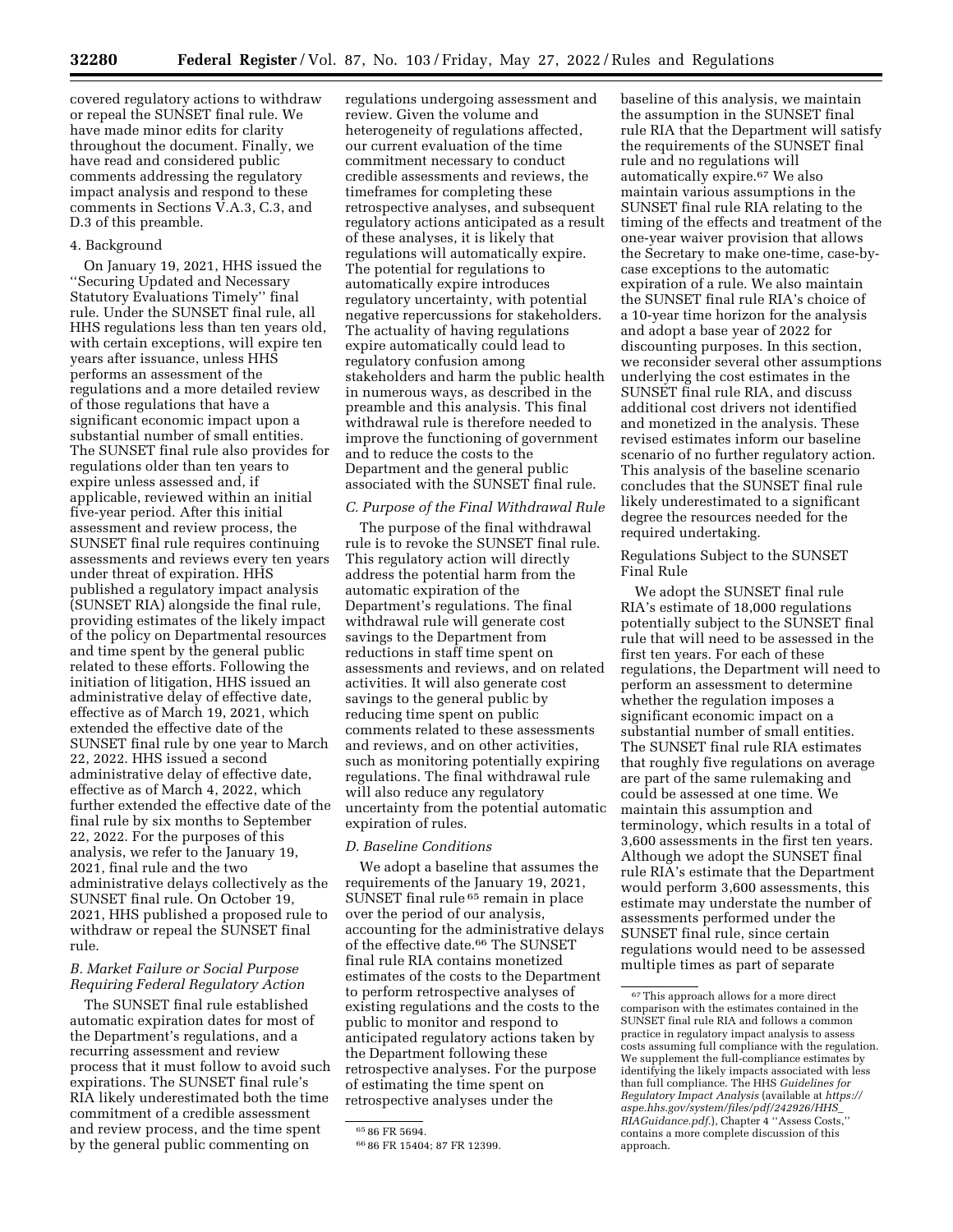covered regulatory actions to withdraw or repeal the SUNSET final rule. We have made minor edits for clarity throughout the document. Finally, we have read and considered public comments addressing the regulatory impact analysis and respond to these comments in Sections V.A.3, C.3, and D.3 of this preamble.

4. Background

On January 19, 2021, HHS issued the ''Securing Updated and Necessary Statutory Evaluations Timely'' final rule. Under the SUNSET final rule, all HHS regulations less than ten years old, with certain exceptions, will expire ten years after issuance, unless HHS performs an assessment of the regulations and a more detailed review of those regulations that have a significant economic impact upon a substantial number of small entities. The SUNSET final rule also provides for regulations older than ten years to expire unless assessed and, if applicable, reviewed within an initial five-year period. After this initial assessment and review process, the SUNSET final rule requires continuing assessments and reviews every ten years under threat of expiration. HHS published a regulatory impact analysis (SUNSET RIA) alongside the final rule, providing estimates of the likely impact of the policy on Departmental resources and time spent by the general public related to these efforts. Following the initiation of litigation, HHS issued an administrative delay of effective date, effective as of March 19, 2021, which extended the effective date of the SUNSET final rule by one year to March 22, 2022. HHS issued a second administrative delay of effective date, effective as of March 4, 2022, which further extended the effective date of the final rule by six months to September 22, 2022. For the purposes of this analysis, we refer to the January 19, 2021, final rule and the two administrative delays collectively as the SUNSET final rule. On October 19, 2021, HHS published a proposed rule to withdraw or repeal the SUNSET final rule.

### *B. Market Failure or Social Purpose Requiring Federal Regulatory Action*

The SUNSET final rule established automatic expiration dates for most of the Department's regulations, and a recurring assessment and review process that it must follow to avoid such expirations. The SUNSET final rule's RIA likely underestimated both the time commitment of a credible assessment and review process, and the time spent by the general public commenting on regulations undergoing assessment and review. Given the volume and heterogeneity of regulations affected, our current evaluation of the time commitment necessary to conduct credible assessments and reviews, the timeframes for completing these retrospective analyses, and subsequent regulatory actions anticipated as a result of these analyses, it is likely that regulations will automatically expire. The potential for regulations to automatically expire introduces regulatory uncertainty, with potential negative repercussions for stakeholders. The actuality of having regulations expire automatically could lead to regulatory confusion among stakeholders and harm the public health in numerous ways, as described in the preamble and this analysis. This final withdrawal rule is therefore needed to improve the functioning of government and to reduce the costs to the Department and the general public associated with the SUNSET final rule.

### *C. Purpose of the Final Withdrawal Rule*

The purpose of the final withdrawal rule is to revoke the SUNSET final rule. This regulatory action will directly address the potential harm from the automatic expiration of the Department's regulations. The final withdrawal rule will generate cost savings to the Department from reductions in staff time spent on assessments and reviews, and on related activities. It will also generate cost savings to the general public by reducing time spent on public comments related to these assessments and reviews, and on other activities, such as monitoring potentially expiring regulations. The final withdrawal rule will also reduce any regulatory uncertainty from the potential automatic expiration of rules.

### *D. Baseline Conditions*

We adopt a baseline that assumes the requirements of the January 19, 2021, SUNSET final rule [65] remain in place over the period of our analysis, accounting for the administrative delays of the effective date.[66] The SUNSET final rule RIA contains monetized estimates of the costs to the Department to perform retrospective analyses of existing regulations and the costs to the public to monitor and respond to anticipated regulatory actions taken by the Department following these retrospective analyses. For the purpose of estimating the time spent on retrospective analyses under the baseline of this analysis, we maintain the assumption in the SUNSET final rule RIA that the Department will satisfy the requirements of the SUNSET final rule and no regulations will automatically expire.[67] We also maintain various assumptions in the SUNSET final rule RIA relating to the timing of the effects and treatment of the one-year waiver provision that allows the Secretary to make one-time, case-by-case exceptions to the automatic expiration of a rule. We also maintain the SUNSET final rule RIA's choice of a 10-year time horizon for the analysis and adopt a base year of 2022 for discounting purposes. In this section, we reconsider several other assumptions underlying the cost estimates in the SUNSET final rule RIA, and discuss additional cost drivers not identified and monetized in the analysis. These revised estimates inform our baseline scenario of no further regulatory action. This analysis of the baseline scenario concludes that the SUNSET final rule likely underestimated to a significant degree the resources needed for the required undertaking.

Regulations Subject to the SUNSET Final Rule

We adopt the SUNSET final rule RIA's estimate of 18,000 regulations potentially subject to the SUNSET final rule that will need to be assessed in the first ten years. For each of these regulations, the Department will need to perform an assessment to determine whether the regulation imposes a significant economic impact on a substantial number of small entities. The SUNSET final rule RIA estimates that roughly five regulations on average are part of the same rulemaking and could be assessed at one time. We maintain this assumption and terminology, which results in a total of 3,600 assessments in the first ten years. Although we adopt the SUNSET final rule RIA's estimate that the Department would perform 3,600 assessments, this estimate may understate the number of assessments performed under the SUNSET final rule, since certain regulations would need to be assessed multiple times as part of separate

---

[65] 86 FR 5694.

[66] 86 FR 15404; 87 FR 12399.

[67] This approach allows for a more direct comparison with the estimates contained in the SUNSET final rule RIA and follows a common practice in regulatory impact analysis to assess costs assuming full compliance with the regulation. We supplement the full-compliance estimates by identifying the likely impacts associated with less than full compliance. The HHS *Guidelines for Regulatory Impact Analysis* (available at *https://aspe.hhs.gov/system/files/pdf/242926/HHS_RIAGuidance.pdf*.), Chapter 4 ''Assess Costs,'' contains a more complete discussion of this approach.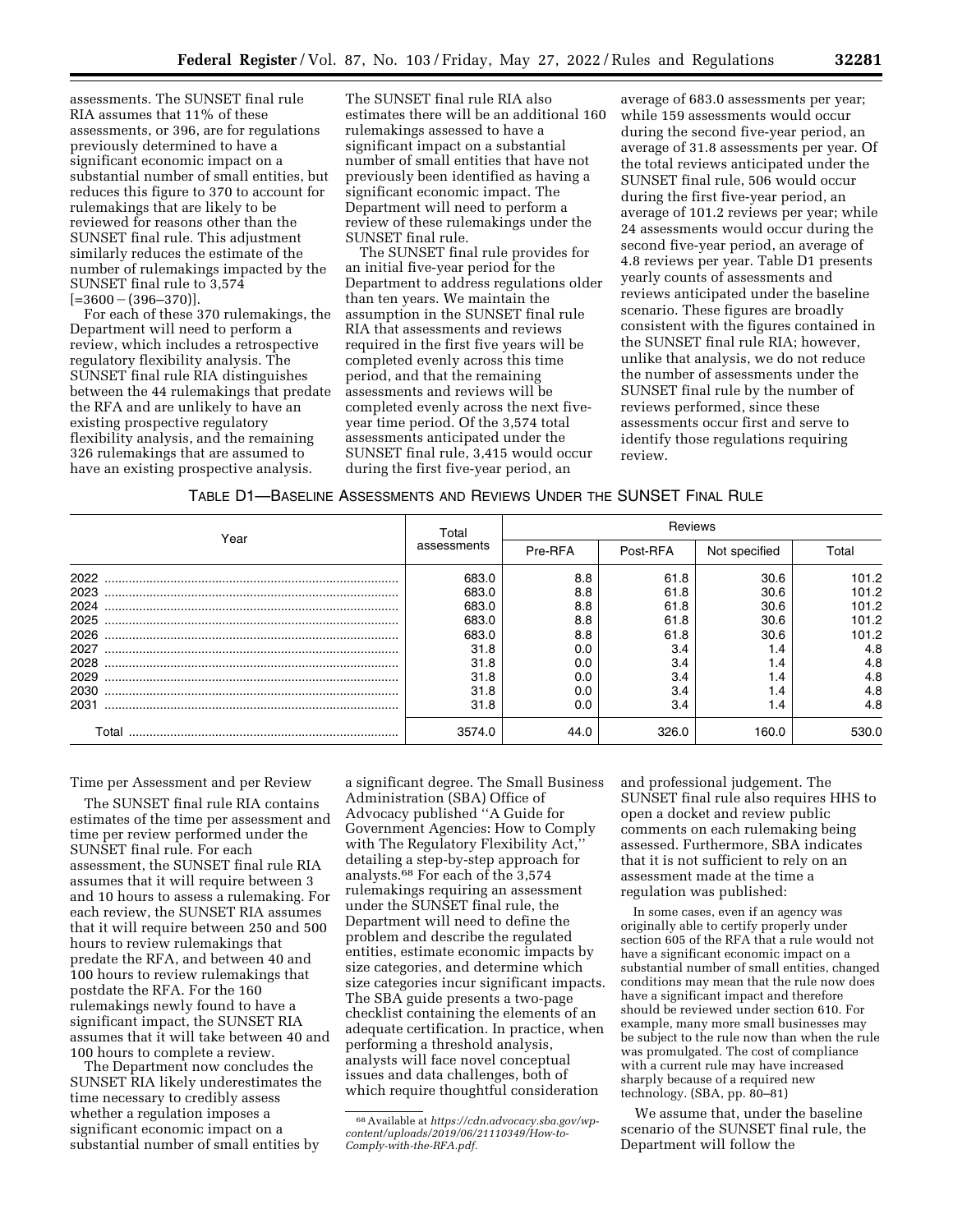assessments. The SUNSET final rule RIA assumes that 11% of these assessments, or 396, are for regulations previously determined to have a significant economic impact on a substantial number of small entities, but reduces this figure to 370 to account for rulemakings that are likely to be reviewed for reasons other than the SUNSET final rule. This adjustment similarly reduces the estimate of the number of rulemakings impacted by the SUNSET final rule to 3,574 [=3600 − (396–370)].

For each of these 370 rulemakings, the Department will need to perform a review, which includes a retrospective regulatory flexibility analysis. The SUNSET final rule RIA distinguishes between the 44 rulemakings that predate the RFA and are unlikely to have an existing prospective regulatory flexibility analysis, and the remaining 326 rulemakings that are assumed to have an existing prospective analysis.

The SUNSET final rule RIA also estimates there will be an additional 160 rulemakings assessed to have a significant impact on a substantial number of small entities that have not previously been identified as having a significant economic impact. The Department will need to perform a review of these rulemakings under the SUNSET final rule.

The SUNSET final rule provides for an initial five-year period for the Department to address regulations older than ten years. We maintain the assumption in the SUNSET final rule RIA that assessments and reviews required in the first five years will be completed evenly across this time period, and that the remaining assessments and reviews will be completed evenly across the next five-year time period. Of the 3,574 total assessments anticipated under the SUNSET final rule, 3,415 would occur during the first five-year period, an average of 683.0 assessments per year; while 159 assessments would occur during the second five-year period, an average of 31.8 assessments per year. Of the total reviews anticipated under the SUNSET final rule, 506 would occur during the first five-year period, an average of 101.2 reviews per year; while 24 assessments would occur during the second five-year period, an average of 4.8 reviews per year. Table D1 presents yearly counts of assessments and reviews anticipated under the baseline scenario. These figures are broadly consistent with the figures contained in the SUNSET final rule RIA; however, unlike that analysis, we do not reduce the number of assessments under the SUNSET final rule by the number of reviews performed, since these assessments occur first and serve to identify those regulations requiring review.

TABLE D1—BASELINE ASSESSMENTS AND REVIEWS UNDER THE SUNSET FINAL RULE

| Year | Total assessments | Reviews | | | |
|---|---|---|---|---|---|
| | | Pre-RFA | Post-RFA | Not specified | Total |
| 2022 | 683.0 | 8.8 | 61.8 | 30.6 | 101.2 |
| 2023 | 683.0 | 8.8 | 61.8 | 30.6 | 101.2 |
| 2024 | 683.0 | 8.8 | 61.8 | 30.6 | 101.2 |
| 2025 | 683.0 | 8.8 | 61.8 | 30.6 | 101.2 |
| 2026 | 683.0 | 8.8 | 61.8 | 30.6 | 101.2 |
| 2027 | 31.8 | 0.0 | 3.4 | 1.4 | 4.8 |
| 2028 | 31.8 | 0.0 | 3.4 | 1.4 | 4.8 |
| 2029 | 31.8 | 0.0 | 3.4 | 1.4 | 4.8 |
| 2030 | 31.8 | 0.0 | 3.4 | 1.4 | 4.8 |
| 2031 | 31.8 | 0.0 | 3.4 | 1.4 | 4.8 |
| Total | 3574.0 | 44.0 | 326.0 | 160.0 | 530.0 |

Time per Assessment and per Review

The SUNSET final rule RIA contains estimates of the time per assessment and time per review performed under the SUNSET final rule. For each assessment, the SUNSET final rule RIA assumes that it will require between 3 and 10 hours to assess a rulemaking. For each review, the SUNSET RIA assumes that it will require between 250 and 500 hours to review rulemakings that predate the RFA, and between 40 and 100 hours to review rulemakings that postdate the RFA. For the 160 rulemakings newly found to have a significant impact, the SUNSET RIA assumes that it will take between 40 and 100 hours to complete a review.

The Department now concludes the SUNSET RIA likely underestimates the time necessary to credibly assess whether a regulation imposes a significant economic impact on a substantial number of small entities by a significant degree. The Small Business Administration (SBA) Office of Advocacy published "A Guide for Government Agencies: How to Comply with The Regulatory Flexibility Act," detailing a step-by-step approach for analysts.[68] For each of the 3,574 rulemakings requiring an assessment under the SUNSET final rule, the Department will need to define the problem and describe the regulated entities, estimate economic impacts by size categories, and determine which size categories incur significant impacts. The SBA guide presents a two-page checklist containing the elements of an adequate certification. In practice, when performing a threshold analysis, analysts will face novel conceptual issues and data challenges, both of which require thoughtful consideration and professional judgement. The SUNSET final rule also requires HHS to open a docket and review public comments on each rulemaking being assessed. Furthermore, SBA indicates that it is not sufficient to rely on an assessment made at the time a regulation was published:

> In some cases, even if an agency was originally able to certify properly under section 605 of the RFA that a rule would not have a significant economic impact on a substantial number of small entities, changed conditions may mean that the rule now does have a significant impact and therefore should be reviewed under section 610. For example, many more small businesses may be subject to the rule now than when the rule was promulgated. The cost of compliance with a current rule may have increased sharply because of a required new technology. (SBA, pp. 80–81)

We assume that, under the baseline scenario of the SUNSET final rule, the Department will follow the

[68] Available at *https://cdn.advocacy.sba.gov/wp-content/uploads/2019/06/21110349/How-to-Comply-with-the-RFA.pdf.*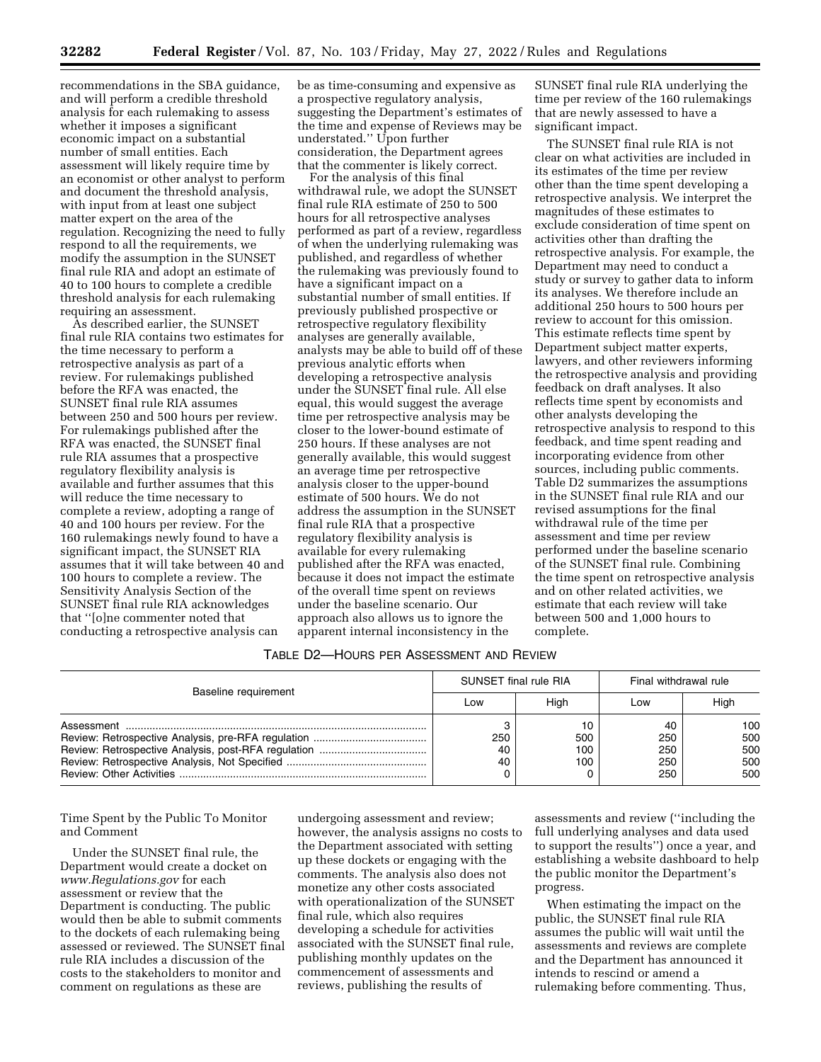recommendations in the SBA guidance, and will perform a credible threshold analysis for each rulemaking to assess whether it imposes a significant economic impact on a substantial number of small entities. Each assessment will likely require time by an economist or other analyst to perform and document the threshold analysis, with input from at least one subject matter expert on the area of the regulation. Recognizing the need to fully respond to all the requirements, we modify the assumption in the SUNSET final rule RIA and adopt an estimate of 40 to 100 hours to complete a credible threshold analysis for each rulemaking requiring an assessment.

As described earlier, the SUNSET final rule RIA contains two estimates for the time necessary to perform a retrospective analysis as part of a review. For rulemakings published before the RFA was enacted, the SUNSET final rule RIA assumes between 250 and 500 hours per review. For rulemakings published after the RFA was enacted, the SUNSET final rule RIA assumes that a prospective regulatory flexibility analysis is available and further assumes that this will reduce the time necessary to complete a review, adopting a range of 40 and 100 hours per review. For the 160 rulemakings newly found to have a significant impact, the SUNSET RIA assumes that it will take between 40 and 100 hours to complete a review. The Sensitivity Analysis Section of the SUNSET final rule RIA acknowledges that ''[o]ne commenter noted that conducting a retrospective analysis can be as time-consuming and expensive as a prospective regulatory analysis, suggesting the Department's estimates of the time and expense of Reviews may be understated.'' Upon further consideration, the Department agrees that the commenter is likely correct.

For the analysis of this final withdrawal rule, we adopt the SUNSET final rule RIA estimate of 250 to 500 hours for all retrospective analyses performed as part of a review, regardless of when the underlying rulemaking was published, and regardless of whether the rulemaking was previously found to have a significant impact on a substantial number of small entities. If previously published prospective or retrospective regulatory flexibility analyses are generally available, analysts may be able to build off of these previous analytic efforts when developing a retrospective analysis under the SUNSET final rule. All else equal, this would suggest the average time per retrospective analysis may be closer to the lower-bound estimate of 250 hours. If these analyses are not generally available, this would suggest an average time per retrospective analysis closer to the upper-bound estimate of 500 hours. We do not address the assumption in the SUNSET final rule RIA that a prospective regulatory flexibility analysis is available for every rulemaking published after the RFA was enacted, because it does not impact the estimate of the overall time spent on reviews under the baseline scenario. Our approach also allows us to ignore the apparent internal inconsistency in the SUNSET final rule RIA underlying the time per review of the 160 rulemakings that are newly assessed to have a significant impact.

The SUNSET final rule RIA is not clear on what activities are included in its estimates of the time per review other than the time spent developing a retrospective analysis. We interpret the magnitudes of these estimates to exclude consideration of time spent on activities other than drafting the retrospective analysis. For example, the Department may need to conduct a study or survey to gather data to inform its analyses. We therefore include an additional 250 hours to 500 hours per review to account for this omission. This estimate reflects time spent by Department subject matter experts, lawyers, and other reviewers informing the retrospective analysis and providing feedback on draft analyses. It also reflects time spent by economists and other analysts developing the retrospective analysis to respond to this feedback, and time spent reading and incorporating evidence from other sources, including public comments. Table D2 summarizes the assumptions in the SUNSET final rule RIA and our revised assumptions for the final withdrawal rule of the time per assessment and time per review performed under the baseline scenario of the SUNSET final rule. Combining the time spent on retrospective analysis and on other related activities, we estimate that each review will take between 500 and 1,000 hours to complete.

TABLE D2—HOURS PER ASSESSMENT AND REVIEW

| Baseline requirement | SUNSET final rule RIA | | Final withdrawal rule | |
|---|---|---|---|---|
| | Low | High | Low | High |
| Assessment | 3 | 10 | 40 | 100 |
| Review: Retrospective Analysis, pre-RFA regulation | 250 | 500 | 250 | 500 |
| Review: Retrospective Analysis, post-RFA regulation | 40 | 100 | 250 | 500 |
| Review: Retrospective Analysis, Not Specified | 40 | 100 | 250 | 500 |
| Review: Other Activities | 0 | 0 | 250 | 500 |

Time Spent by the Public To Monitor and Comment

Under the SUNSET final rule, the Department would create a docket on *www.Regulations.gov* for each assessment or review that the Department is conducting. The public would then be able to submit comments to the dockets of each rulemaking being assessed or reviewed. The SUNSET final rule RIA includes a discussion of the costs to the stakeholders to monitor and comment on regulations as these are undergoing assessment and review; however, the analysis assigns no costs to the Department associated with setting up these dockets or engaging with the comments. The analysis also does not monetize any other costs associated with operationalization of the SUNSET final rule, which also requires developing a schedule for activities associated with the SUNSET final rule, publishing monthly updates on the commencement of assessments and reviews, publishing the results of assessments and review (''including the full underlying analyses and data used to support the results'') once a year, and establishing a website dashboard to help the public monitor the Department's progress.

When estimating the impact on the public, the SUNSET final rule RIA assumes the public will wait until the assessments and reviews are complete and the Department has announced it intends to rescind or amend a rulemaking before commenting. Thus,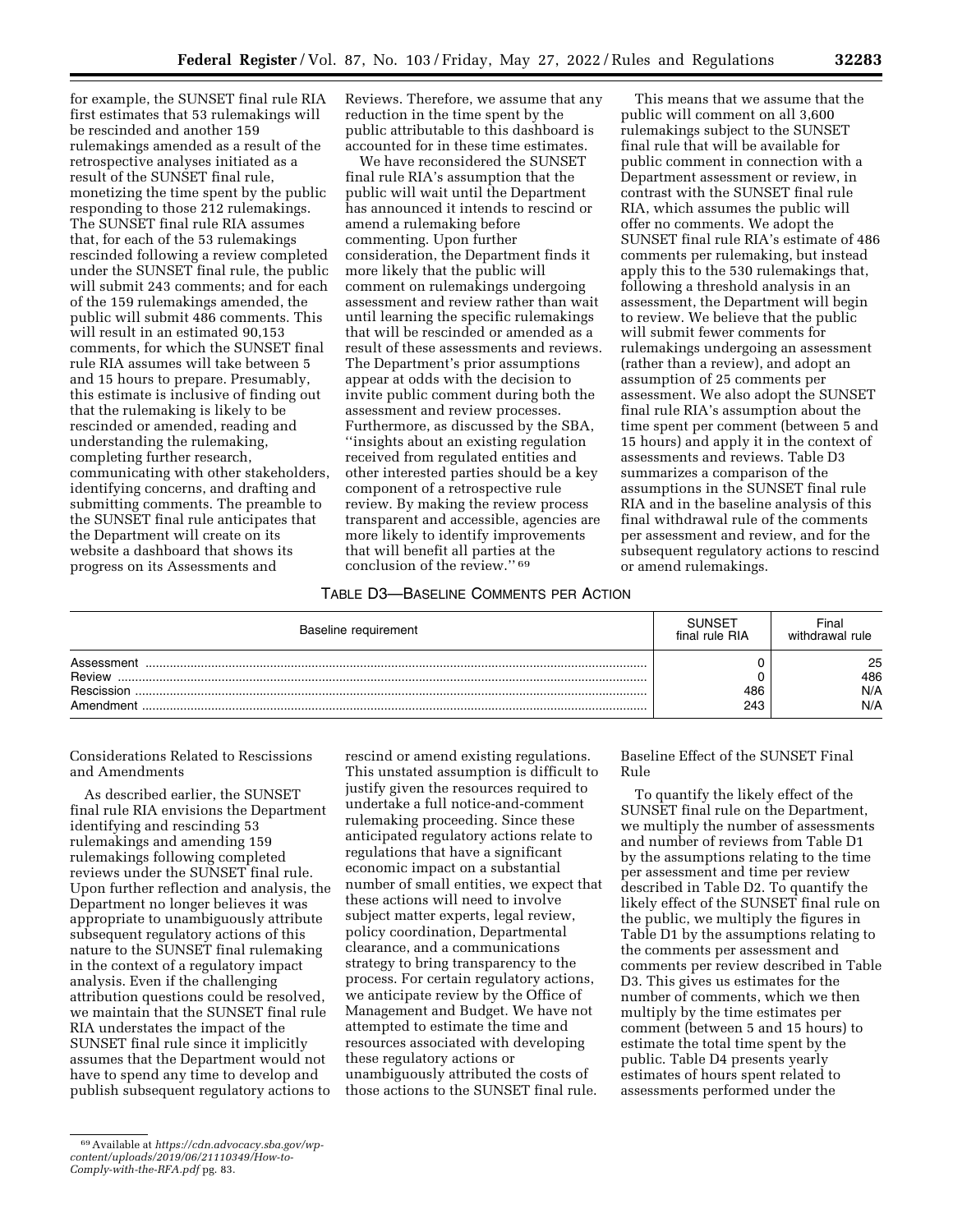for example, the SUNSET final rule RIA first estimates that 53 rulemakings will be rescinded and another 159 rulemakings amended as a result of the retrospective analyses initiated as a result of the SUNSET final rule, monetizing the time spent by the public responding to those 212 rulemakings. The SUNSET final rule RIA assumes that, for each of the 53 rulemakings rescinded following a review completed under the SUNSET final rule, the public will submit 243 comments; and for each of the 159 rulemakings amended, the public will submit 486 comments. This will result in an estimated 90,153 comments, for which the SUNSET final rule RIA assumes will take between 5 and 15 hours to prepare. Presumably, this estimate is inclusive of finding out that the rulemaking is likely to be rescinded or amended, reading and understanding the rulemaking, completing further research, communicating with other stakeholders, identifying concerns, and drafting and submitting comments. The preamble to the SUNSET final rule anticipates that the Department will create on its website a dashboard that shows its progress on its Assessments and Reviews. Therefore, we assume that any reduction in the time spent by the public attributable to this dashboard is accounted for in these time estimates.

We have reconsidered the SUNSET final rule RIA's assumption that the public will wait until the Department has announced it intends to rescind or amend a rulemaking before commenting. Upon further consideration, the Department finds it more likely that the public will comment on rulemakings undergoing assessment and review rather than wait until learning the specific rulemakings that will be rescinded or amended as a result of these assessments and reviews. The Department's prior assumptions appear at odds with the decision to invite public comment during both the assessment and review processes. Furthermore, as discussed by the SBA, ''insights about an existing regulation received from regulated entities and other interested parties should be a key component of a retrospective rule review. By making the review process transparent and accessible, agencies are more likely to identify improvements that will benefit all parties at the conclusion of the review.''[69]

This means that we assume that the public will comment on all 3,600 rulemakings subject to the SUNSET final rule that will be available for public comment in connection with a Department assessment or review, in contrast with the SUNSET final rule RIA, which assumes the public will offer no comments. We adopt the SUNSET final rule RIA's estimate of 486 comments per rulemaking, but instead apply this to the 530 rulemakings that, following a threshold analysis in an assessment, the Department will begin to review. We believe that the public will submit fewer comments for rulemakings undergoing an assessment (rather than a review), and adopt an assumption of 25 comments per assessment. We also adopt the SUNSET final rule RIA's assumption about the time spent per comment (between 5 and 15 hours) and apply it in the context of assessments and reviews. Table D3 summarizes a comparison of the assumptions in the SUNSET final rule RIA and in the baseline analysis of this final withdrawal rule of the comments per assessment and review, and for the subsequent regulatory actions to rescind or amend rulemakings.

TABLE D3—BASELINE COMMENTS PER ACTION

| Baseline requirement | SUNSET final rule RIA | Final withdrawal rule |
|---|---|---|
| Assessment | 0 | 25 |
| Review | 0 | 486 |
| Rescission | 486 | N/A |
| Amendment | 243 | N/A |

Considerations Related to Rescissions and Amendments

As described earlier, the SUNSET final rule RIA envisions the Department identifying and rescinding 53 rulemakings and amending 159 rulemakings following completed reviews under the SUNSET final rule. Upon further reflection and analysis, the Department no longer believes it was appropriate to unambiguously attribute subsequent regulatory actions of this nature to the SUNSET final rulemaking in the context of a regulatory impact analysis. Even if the challenging attribution questions could be resolved, we maintain that the SUNSET final rule RIA understates the impact of the SUNSET final rule since it implicitly assumes that the Department would not have to spend any time to develop and publish subsequent regulatory actions to rescind or amend existing regulations. This unstated assumption is difficult to justify given the resources required to undertake a full notice-and-comment rulemaking proceeding. Since these anticipated regulatory actions relate to regulations that have a significant economic impact on a substantial number of small entities, we expect that these actions will need to involve subject matter experts, legal review, policy coordination, Departmental clearance, and a communications strategy to bring transparency to the process. For certain regulatory actions, we anticipate review by the Office of Management and Budget. We have not attempted to estimate the time and resources associated with developing these regulatory actions or unambiguously attributed the costs of those actions to the SUNSET final rule.

Baseline Effect of the SUNSET Final Rule

To quantify the likely effect of the SUNSET final rule on the Department, we multiply the number of assessments and number of reviews from Table D1 by the assumptions relating to the time per assessment and time per review described in Table D2. To quantify the likely effect of the SUNSET final rule on the public, we multiply the figures in Table D1 by the assumptions relating to the comments per assessment and comments per review described in Table D3. This gives us estimates for the number of comments, which we then multiply by the time estimates per comment (between 5 and 15 hours) to estimate the total time spent by the public. Table D4 presents yearly estimates of hours spent related to assessments performed under the

[69] Available at *https://cdn.advocacy.sba.gov/wp-content/uploads/2019/06/21110349/How-to-Comply-with-the-RFA.pdf* pg. 83.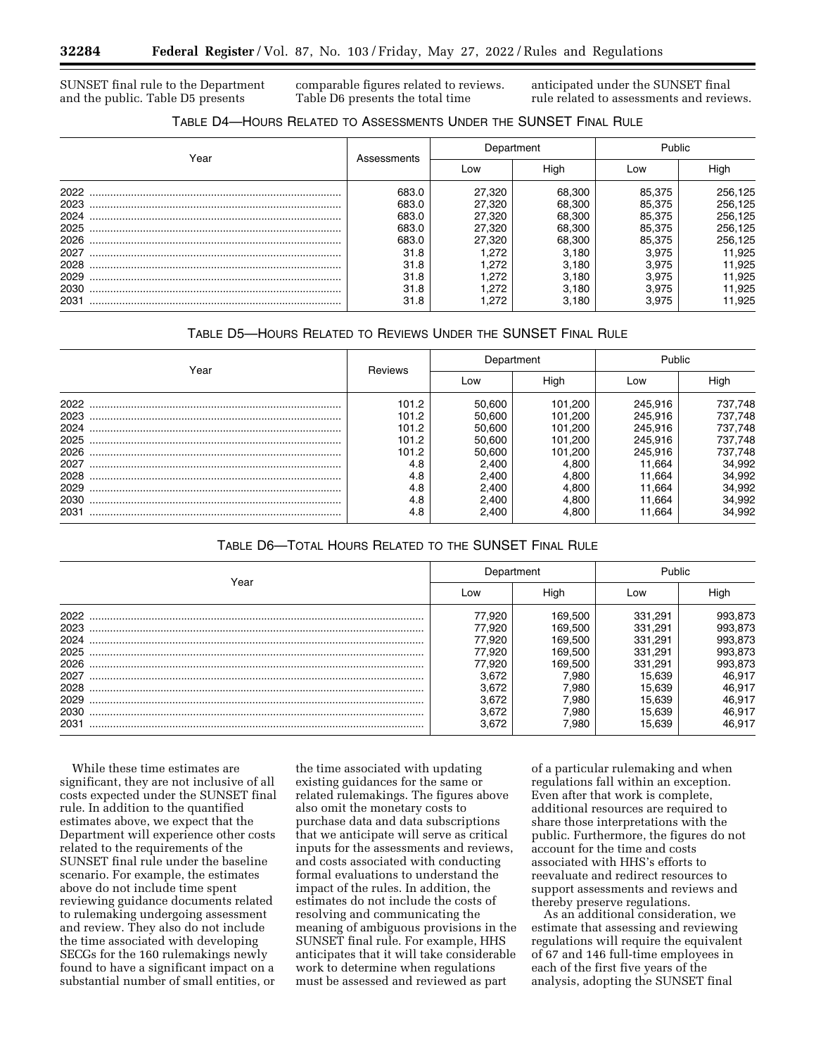SUNSET final rule to the Department and the public. Table D5 presents comparable figures related to reviews. Table D6 presents the total time anticipated under the SUNSET final rule related to assessments and reviews.

TABLE D4—HOURS RELATED TO ASSESSMENTS UNDER THE SUNSET FINAL RULE

| Year | Assessments | Department | | Public | |
|---|---|---|---|---|---|
| | | Low | High | Low | High |
| 2022 | 683.0 | 27,320 | 68,300 | 85,375 | 256,125 |
| 2023 | 683.0 | 27,320 | 68,300 | 85,375 | 256,125 |
| 2024 | 683.0 | 27,320 | 68,300 | 85,375 | 256,125 |
| 2025 | 683.0 | 27,320 | 68,300 | 85,375 | 256,125 |
| 2026 | 683.0 | 27,320 | 68,300 | 85,375 | 256,125 |
| 2027 | 31.8 | 1,272 | 3,180 | 3,975 | 11,925 |
| 2028 | 31.8 | 1,272 | 3,180 | 3,975 | 11,925 |
| 2029 | 31.8 | 1,272 | 3,180 | 3,975 | 11,925 |
| 2030 | 31.8 | 1,272 | 3,180 | 3,975 | 11,925 |
| 2031 | 31.8 | 1,272 | 3,180 | 3,975 | 11,925 |

TABLE D5—HOURS RELATED TO REVIEWS UNDER THE SUNSET FINAL RULE

| Year | Reviews | Department | | Public | |
|---|---|---|---|---|---|
| | | Low | High | Low | High |
| 2022 | 101.2 | 50,600 | 101,200 | 245,916 | 737,748 |
| 2023 | 101.2 | 50,600 | 101,200 | 245,916 | 737,748 |
| 2024 | 101.2 | 50,600 | 101,200 | 245,916 | 737,748 |
| 2025 | 101.2 | 50,600 | 101,200 | 245,916 | 737,748 |
| 2026 | 101.2 | 50,600 | 101,200 | 245,916 | 737,748 |
| 2027 | 4.8 | 2,400 | 4,800 | 11,664 | 34,992 |
| 2028 | 4.8 | 2,400 | 4,800 | 11,664 | 34,992 |
| 2029 | 4.8 | 2,400 | 4,800 | 11,664 | 34,992 |
| 2030 | 4.8 | 2,400 | 4,800 | 11,664 | 34,992 |
| 2031 | 4.8 | 2,400 | 4,800 | 11,664 | 34,992 |

TABLE D6—TOTAL HOURS RELATED TO THE SUNSET FINAL RULE

| Year | Department | | Public | |
|---|---|---|---|---|
| | Low | High | Low | High |
| 2022 | 77,920 | 169,500 | 331,291 | 993,873 |
| 2023 | 77,920 | 169,500 | 331,291 | 993,873 |
| 2024 | 77,920 | 169,500 | 331,291 | 993,873 |
| 2025 | 77,920 | 169,500 | 331,291 | 993,873 |
| 2026 | 77,920 | 169,500 | 331,291 | 993,873 |
| 2027 | 3,672 | 7,980 | 15,639 | 46,917 |
| 2028 | 3,672 | 7,980 | 15,639 | 46,917 |
| 2029 | 3,672 | 7,980 | 15,639 | 46,917 |
| 2030 | 3,672 | 7,980 | 15,639 | 46,917 |
| 2031 | 3,672 | 7,980 | 15,639 | 46,917 |

While these time estimates are significant, they are not inclusive of all costs expected under the SUNSET final rule. In addition to the quantified estimates above, we expect that the Department will experience other costs related to the requirements of the SUNSET final rule under the baseline scenario. For example, the estimates above do not include time spent reviewing guidance documents related to rulemaking undergoing assessment and review. They also do not include the time associated with developing SECGs for the 160 rulemakings newly found to have a significant impact on a substantial number of small entities, or the time associated with updating existing guidances for the same or related rulemakings. The figures above also omit the monetary costs to purchase data and data subscriptions that we anticipate will serve as critical inputs for the assessments and reviews, and costs associated with conducting formal evaluations to understand the impact of the rules. In addition, the estimates do not include the costs of resolving and communicating the meaning of ambiguous provisions in the SUNSET final rule. For example, HHS anticipates that it will take considerable work to determine when regulations must be assessed and reviewed as part of a particular rulemaking and when regulations fall within an exception. Even after that work is complete, additional resources are required to share those interpretations with the public. Furthermore, the figures do not account for the time and costs associated with HHS's efforts to reevaluate and redirect resources to support assessments and reviews and thereby preserve regulations.

As an additional consideration, we estimate that assessing and reviewing regulations will require the equivalent of 67 and 146 full-time employees in each of the first five years of the analysis, adopting the SUNSET final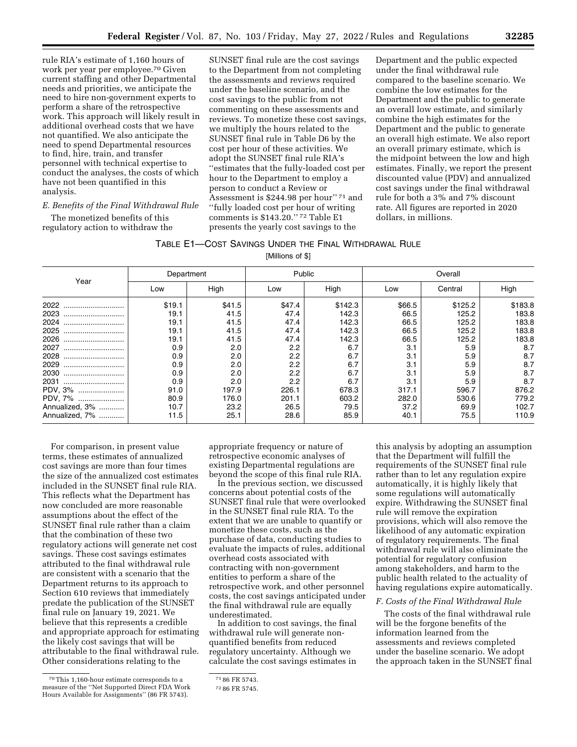rule RIA's estimate of 1,160 hours of work per year per employee.[70] Given current staffing and other Departmental needs and priorities, we anticipate the need to hire non-government experts to perform a share of the retrospective work. This approach will likely result in additional overhead costs that we have not quantified. We also anticipate the need to spend Departmental resources to find, hire, train, and transfer personnel with technical expertise to conduct the analyses, the costs of which have not been quantified in this analysis.

*E. Benefits of the Final Withdrawal Rule*

The monetized benefits of this regulatory action to withdraw the SUNSET final rule are the cost savings to the Department from not completing the assessments and reviews required under the baseline scenario, and the cost savings to the public from not commenting on these assessments and reviews. To monetize these cost savings, we multiply the hours related to the SUNSET final rule in Table D6 by the cost per hour of these activities. We adopt the SUNSET final rule RIA's "estimates that the fully-loaded cost per hour to the Department to employ a person to conduct a Review or Assessment is $244.98 per hour"[71] and "fully loaded cost per hour of writing comments is $143.20."[72] Table E1 presents the yearly cost savings to the Department and the public expected under the final withdrawal rule compared to the baseline scenario. We combine the low estimates for the Department and the public to generate an overall low estimate, and similarly combine the high estimates for the Department and the public to generate an overall high estimate. We also report an overall primary estimate, which is the midpoint between the low and high estimates. Finally, we report the present discounted value (PDV) and annualized cost savings under the final withdrawal rule for both a 3% and 7% discount rate. All figures are reported in 2020 dollars, in millions.

TABLE E1—COST SAVINGS UNDER THE FINAL WITHDRAWAL RULE

[Millions of $]

| Year | Department | | Public | | Overall | | |
|---|---|---|---|---|---|---|---|
| | Low | High | Low | High | Low | Central | High |
| 2022 | $19.1 | $41.5 | $47.4 | $142.3 | $66.5 | $125.2 | $183.8 |
| 2023 | 19.1 | 41.5 | 47.4 | 142.3 | 66.5 | 125.2 | 183.8 |
| 2024 | 19.1 | 41.5 | 47.4 | 142.3 | 66.5 | 125.2 | 183.8 |
| 2025 | 19.1 | 41.5 | 47.4 | 142.3 | 66.5 | 125.2 | 183.8 |
| 2026 | 19.1 | 41.5 | 47.4 | 142.3 | 66.5 | 125.2 | 183.8 |
| 2027 | 0.9 | 2.0 | 2.2 | 6.7 | 3.1 | 5.9 | 8.7 |
| 2028 | 0.9 | 2.0 | 2.2 | 6.7 | 3.1 | 5.9 | 8.7 |
| 2029 | 0.9 | 2.0 | 2.2 | 6.7 | 3.1 | 5.9 | 8.7 |
| 2030 | 0.9 | 2.0 | 2.2 | 6.7 | 3.1 | 5.9 | 8.7 |
| 2031 | 0.9 | 2.0 | 2.2 | 6.7 | 3.1 | 5.9 | 8.7 |
| PDV, 3% | 91.0 | 197.9 | 226.1 | 678.3 | 317.1 | 596.7 | 876.2 |
| PDV, 7% | 80.9 | 176.0 | 201.1 | 603.2 | 282.0 | 530.6 | 779.2 |
| Annualized, 3% | 10.7 | 23.2 | 26.5 | 79.5 | 37.2 | 69.9 | 102.7 |
| Annualized, 7% | 11.5 | 25.1 | 28.6 | 85.9 | 40.1 | 75.5 | 110.9 |

For comparison, in present value terms, these estimates of annualized cost savings are more than four times the size of the annualized cost estimates included in the SUNSET final rule RIA. This reflects what the Department has now concluded are more reasonable assumptions about the effect of the SUNSET final rule rather than a claim that the combination of these two regulatory actions will generate net cost savings. These cost savings estimates attributed to the final withdrawal rule are consistent with a scenario that the Department returns to its approach to Section 610 reviews that immediately predate the publication of the SUNSET final rule on January 19, 2021. We believe that this represents a credible and appropriate approach for estimating the likely cost savings that will be attributable to the final withdrawal rule. Other considerations relating to the appropriate frequency or nature of retrospective economic analyses of existing Departmental regulations are beyond the scope of this final rule RIA.

In the previous section, we discussed concerns about potential costs of the SUNSET final rule that were overlooked in the SUNSET final rule RIA. To the extent that we are unable to quantify or monetize these costs, such as the purchase of data, conducting studies to evaluate the impacts of rules, additional overhead costs associated with contracting with non-government entities to perform a share of the retrospective work, and other personnel costs, the cost savings anticipated under the final withdrawal rule are equally underestimated.

In addition to cost savings, the final withdrawal rule will generate non-quantified benefits from reduced regulatory uncertainty. Although we calculate the cost savings estimates in this analysis by adopting an assumption that the Department will fulfill the requirements of the SUNSET final rule rather than to let any regulation expire automatically, it is highly likely that some regulations will automatically expire. Withdrawing the SUNSET final rule will remove the expiration provisions, which will also remove the likelihood of any automatic expiration of regulatory requirements. The final withdrawal rule will also eliminate the potential for regulatory confusion among stakeholders, and harm to the public health related to the actuality of having regulations expire automatically.

*F. Costs of the Final Withdrawal Rule*

The costs of the final withdrawal rule will be the forgone benefits of the information learned from the assessments and reviews completed under the baseline scenario. We adopt the approach taken in the SUNSET final

---

[70] This 1,160-hour estimate corresponds to a measure of the "Net Supported Direct FDA Work Hours Available for Assignments" (86 FR 5743).

[71] 86 FR 5743.

[72] 86 FR 5745.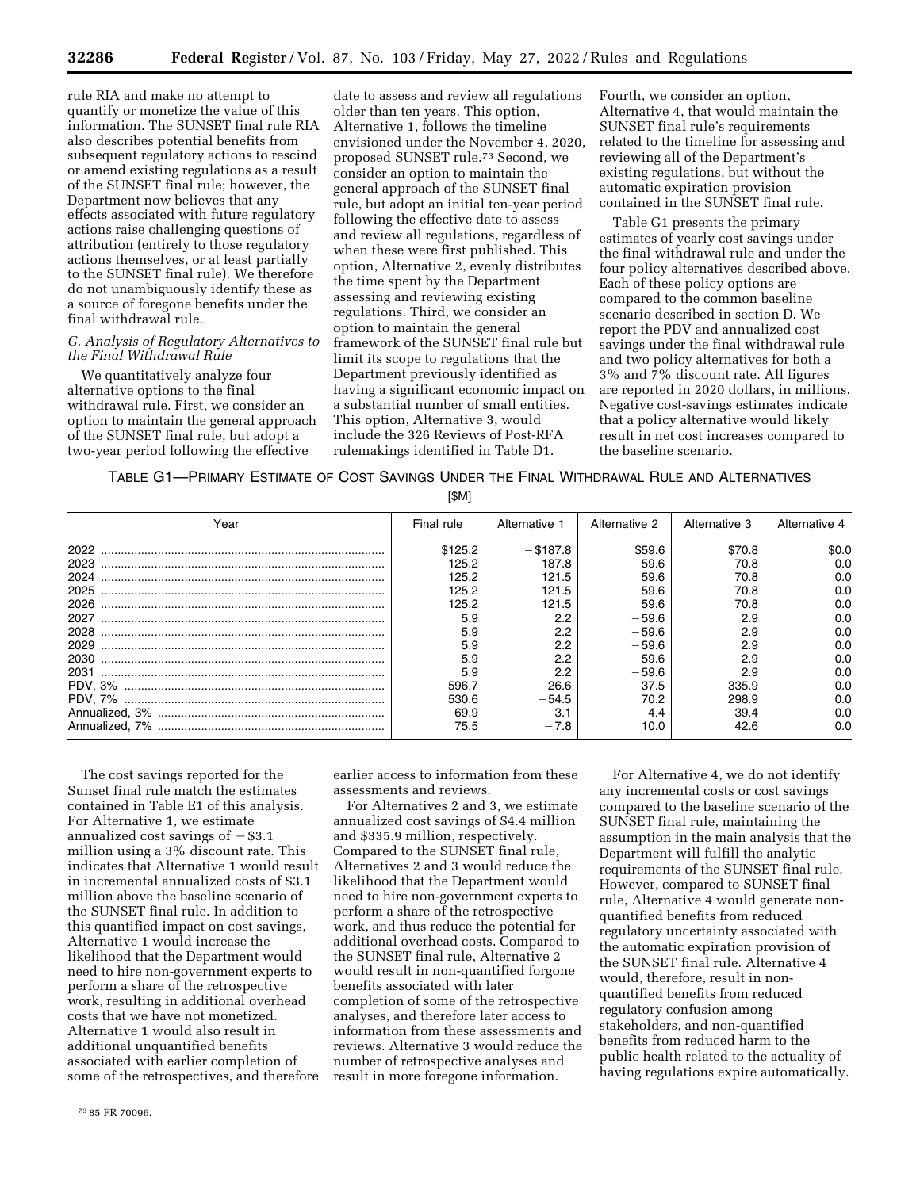rule RIA and make no attempt to quantify or monetize the value of this information. The SUNSET final rule RIA also describes potential benefits from subsequent regulatory actions to rescind or amend existing regulations as a result of the SUNSET final rule; however, the Department now believes that any effects associated with future regulatory actions raise challenging questions of attribution (entirely to those regulatory actions themselves, or at least partially to the SUNSET final rule). We therefore do not unambiguously identify these as a source of foregone benefits under the final withdrawal rule.

### *G. Analysis of Regulatory Alternatives to the Final Withdrawal Rule*

We quantitatively analyze four alternative options to the final withdrawal rule. First, we consider an option to maintain the general approach of the SUNSET final rule, but adopt a two-year period following the effective date to assess and review all regulations older than ten years. This option, Alternative 1, follows the timeline envisioned under the November 4, 2020, proposed SUNSET rule.[73] Second, we consider an option to maintain the general approach of the SUNSET final rule, but adopt an initial ten-year period following the effective date to assess and review all regulations, regardless of when these were first published. This option, Alternative 2, evenly distributes the time spent by the Department assessing and reviewing existing regulations. Third, we consider an option to maintain the general framework of the SUNSET final rule but limit its scope to regulations that the Department previously identified as having a significant economic impact on a substantial number of small entities. This option, Alternative 3, would include the 326 Reviews of Post-RFA rulemakings identified in Table D1. Fourth, we consider an option, Alternative 4, that would maintain the SUNSET final rule's requirements related to the timeline for assessing and reviewing all of the Department's existing regulations, but without the automatic expiration provision contained in the SUNSET final rule.

Table G1 presents the primary estimates of yearly cost savings under the final withdrawal rule and under the four policy alternatives described above. Each of these policy options are compared to the common baseline scenario described in section D. We report the PDV and annualized cost savings under the final withdrawal rule and two policy alternatives for both a 3% and 7% discount rate. All figures are reported in 2020 dollars, in millions. Negative cost-savings estimates indicate that a policy alternative would likely result in net cost increases compared to the baseline scenario.

TABLE G1—PRIMARY ESTIMATE OF COST SAVINGS UNDER THE FINAL WITHDRAWAL RULE AND ALTERNATIVES

[$M]

| Year | Final rule | Alternative 1 | Alternative 2 | Alternative 3 | Alternative 4 |
|---|---|---|---|---|---|
| 2022 | $125.2 | −$187.8 | $59.6 | $70.8 | $0.0 |
| 2023 | 125.2 | −187.8 | 59.6 | 70.8 | 0.0 |
| 2024 | 125.2 | 121.5 | 59.6 | 70.8 | 0.0 |
| 2025 | 125.2 | 121.5 | 59.6 | 70.8 | 0.0 |
| 2026 | 125.2 | 121.5 | 59.6 | 70.8 | 0.0 |
| 2027 | 5.9 | 2.2 | −59.6 | 2.9 | 0.0 |
| 2028 | 5.9 | 2.2 | −59.6 | 2.9 | 0.0 |
| 2029 | 5.9 | 2.2 | −59.6 | 2.9 | 0.0 |
| 2030 | 5.9 | 2.2 | −59.6 | 2.9 | 0.0 |
| 2031 | 5.9 | 2.2 | −59.6 | 2.9 | 0.0 |
| PDV, 3% | 596.7 | −26.6 | 37.5 | 335.9 | 0.0 |
| PDV, 7% | 530.6 | −54.5 | 70.2 | 298.9 | 0.0 |
| Annualized, 3% | 69.9 | −3.1 | 4.4 | 39.4 | 0.0 |
| Annualized, 7% | 75.5 | −7.8 | 10.0 | 42.6 | 0.0 |

The cost savings reported for the Sunset final rule match the estimates contained in Table E1 of this analysis. For Alternative 1, we estimate annualized cost savings of −$3.1 million using a 3% discount rate. This indicates that Alternative 1 would result in incremental annualized costs of $3.1 million above the baseline scenario of the SUNSET final rule. In addition to this quantified impact on cost savings, Alternative 1 would increase the likelihood that the Department would need to hire non-government experts to perform a share of the retrospective work, resulting in additional overhead costs that we have not monetized. Alternative 1 would also result in additional unquantified benefits associated with earlier completion of some of the retrospectives, and therefore earlier access to information from these assessments and reviews.

For Alternatives 2 and 3, we estimate annualized cost savings of $4.4 million and $335.9 million, respectively. Compared to the SUNSET final rule, Alternatives 2 and 3 would reduce the likelihood that the Department would need to hire non-government experts to perform a share of the retrospective work, and thus reduce the potential for additional overhead costs. Compared to the SUNSET final rule, Alternative 2 would result in non-quantified forgone benefits associated with later completion of some of the retrospective analyses, and therefore later access to information from these assessments and reviews. Alternative 3 would reduce the number of retrospective analyses and result in more foregone information.

For Alternative 4, we do not identify any incremental costs or cost savings compared to the baseline scenario of the SUNSET final rule, maintaining the assumption in the main analysis that the Department will fulfill the analytic requirements of the SUNSET final rule. However, compared to SUNSET final rule, Alternative 4 would generate non-quantified benefits from reduced regulatory uncertainty associated with the automatic expiration provision of the SUNSET final rule. Alternative 4 would, therefore, result in non-quantified benefits from reduced regulatory confusion among stakeholders, and non-quantified benefits from reduced harm to the public health related to the actuality of having regulations expire automatically.

[73] 85 FR 70096.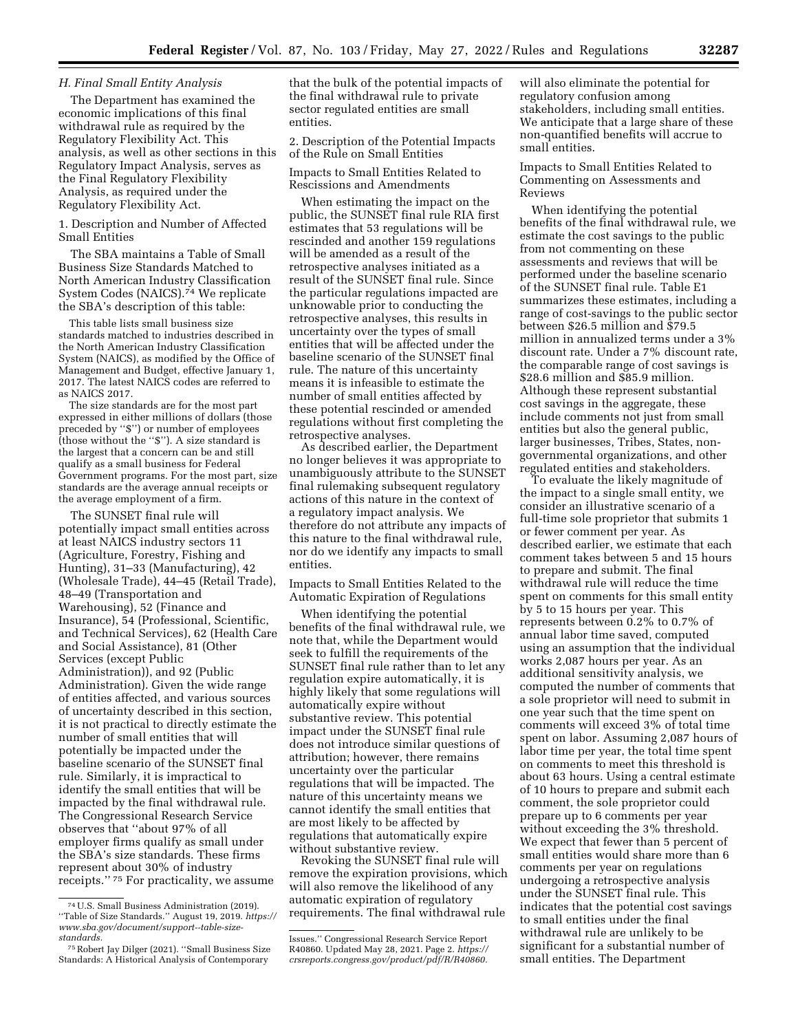### *H. Final Small Entity Analysis*

The Department has examined the economic implications of this final withdrawal rule as required by the Regulatory Flexibility Act. This analysis, as well as other sections in this Regulatory Impact Analysis, serves as the Final Regulatory Flexibility Analysis, as required under the Regulatory Flexibility Act.

1. Description and Number of Affected Small Entities

The SBA maintains a Table of Small Business Size Standards Matched to North American Industry Classification System Codes (NAICS).[74] We replicate the SBA's description of this table:

> This table lists small business size standards matched to industries described in the North American Industry Classification System (NAICS), as modified by the Office of Management and Budget, effective January 1, 2017. The latest NAICS codes are referred to as NAICS 2017.
>
> The size standards are for the most part expressed in either millions of dollars (those preceded by "$") or number of employees (those without the "$"). A size standard is the largest that a concern can be and still qualify as a small business for Federal Government programs. For the most part, size standards are the average annual receipts or the average employment of a firm.

The SUNSET final rule will potentially impact small entities across at least NAICS industry sectors 11 (Agriculture, Forestry, Fishing and Hunting), 31–33 (Manufacturing), 42 (Wholesale Trade), 44–45 (Retail Trade), 48–49 (Transportation and Warehousing), 52 (Finance and Insurance), 54 (Professional, Scientific, and Technical Services), 62 (Health Care and Social Assistance), 81 (Other Services (except Public Administration)), and 92 (Public Administration). Given the wide range of entities affected, and various sources of uncertainty described in this section, it is not practical to directly estimate the number of small entities that will potentially be impacted under the baseline scenario of the SUNSET final rule. Similarly, it is impractical to identify the small entities that will be impacted by the final withdrawal rule. The Congressional Research Service observes that "about 97% of all employer firms qualify as small under the SBA's size standards. These firms represent about 30% of industry receipts." [75] For practicality, we assume that the bulk of the potential impacts of the final withdrawal rule to private sector regulated entities are small entities.

2. Description of the Potential Impacts of the Rule on Small Entities

Impacts to Small Entities Related to Rescissions and Amendments

When estimating the impact on the public, the SUNSET final rule RIA first estimates that 53 regulations will be rescinded and another 159 regulations will be amended as a result of the retrospective analyses initiated as a result of the SUNSET final rule. Since the particular regulations impacted are unknowable prior to conducting the retrospective analyses, this results in uncertainty over the types of small entities that will be affected under the baseline scenario of the SUNSET final rule. The nature of this uncertainty means it is infeasible to estimate the number of small entities affected by these potential rescinded or amended regulations without first completing the retrospective analyses.

As described earlier, the Department no longer believes it was appropriate to unambiguously attribute to the SUNSET final rulemaking subsequent regulatory actions of this nature in the context of a regulatory impact analysis. We therefore do not attribute any impacts of this nature to the final withdrawal rule, nor do we identify any impacts to small entities.

Impacts to Small Entities Related to the Automatic Expiration of Regulations

When identifying the potential benefits of the final withdrawal rule, we note that, while the Department would seek to fulfill the requirements of the SUNSET final rule rather than to let any regulation expire automatically, it is highly likely that some regulations will automatically expire without substantive review. This potential impact under the SUNSET final rule does not introduce similar questions of attribution; however, there remains uncertainty over the particular regulations that will be impacted. The nature of this uncertainty means we cannot identify the small entities that are most likely to be affected by regulations that automatically expire without substantive review.

Revoking the SUNSET final rule will remove the expiration provisions, which will also remove the likelihood of any automatic expiration of regulatory requirements. The final withdrawal rule will also eliminate the potential for regulatory confusion among stakeholders, including small entities. We anticipate that a large share of these non-quantified benefits will accrue to small entities.

Impacts to Small Entities Related to Commenting on Assessments and Reviews

When identifying the potential benefits of the final withdrawal rule, we estimate the cost savings to the public from not commenting on these assessments and reviews that will be performed under the baseline scenario of the SUNSET final rule. Table E1 summarizes these estimates, including a range of cost-savings to the public sector between $26.5 million and $79.5 million in annualized terms under a 3% discount rate. Under a 7% discount rate, the comparable range of cost savings is $28.6 million and $85.9 million. Although these represent substantial cost savings in the aggregate, these include comments not just from small entities but also the general public, larger businesses, Tribes, States, non-governmental organizations, and other regulated entities and stakeholders.

To evaluate the likely magnitude of the impact to a single small entity, we consider an illustrative scenario of a full-time sole proprietor that submits 1 or fewer comment per year. As described earlier, we estimate that each comment takes between 5 and 15 hours to prepare and submit. The final withdrawal rule will reduce the time spent on comments for this small entity by 5 to 15 hours per year. This represents between 0.2% to 0.7% of annual labor time saved, computed using an assumption that the individual works 2,087 hours per year. As an additional sensitivity analysis, we computed the number of comments that a sole proprietor will need to submit in one year such that the time spent on comments will exceed 3% of total time spent on labor. Assuming 2,087 hours of labor time per year, the total time spent on comments to meet this threshold is about 63 hours. Using a central estimate of 10 hours to prepare and submit each comment, the sole proprietor could prepare up to 6 comments per year without exceeding the 3% threshold. We expect that fewer than 5 percent of small entities would share more than 6 comments per year on regulations undergoing a retrospective analysis under the SUNSET final rule. This indicates that the potential cost savings to small entities under the final withdrawal rule are unlikely to be significant for a substantial number of small entities. The Department

---

[74] U.S. Small Business Administration (2019). "Table of Size Standards." August 19, 2019. *https://www.sba.gov/document/support--table-size-standards.*

[75] Robert Jay Dilger (2021). "Small Business Size Standards: A Historical Analysis of Contemporary Issues." Congressional Research Service Report R40860. Updated May 28, 2021. Page 2. *https://crsreports.congress.gov/product/pdf/R/R40860.*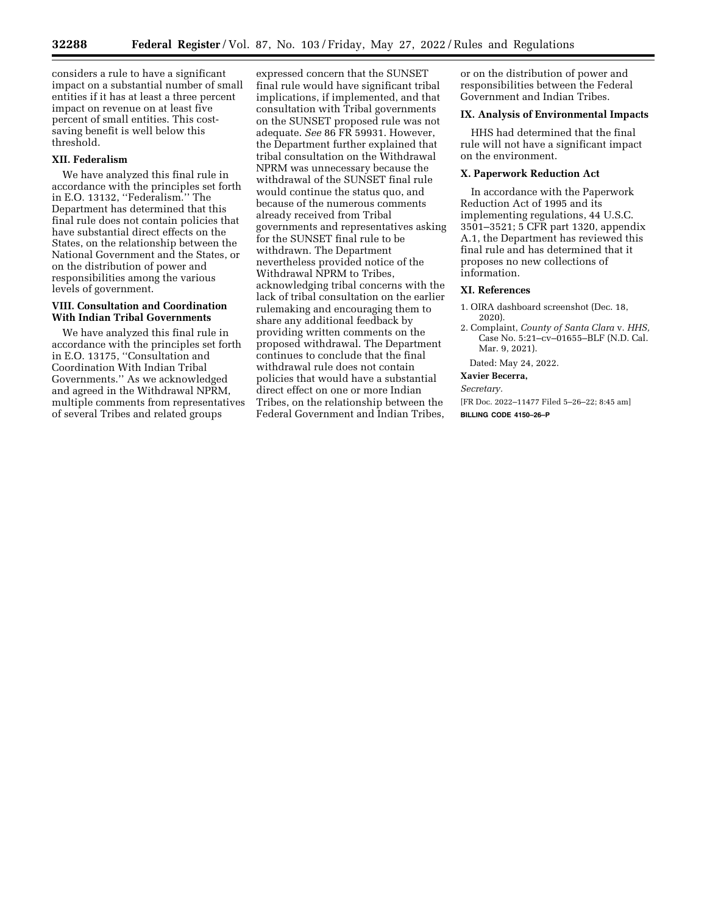considers a rule to have a significant impact on a substantial number of small entities if it has at least a three percent impact on revenue on at least five percent of small entities. This cost-saving benefit is well below this threshold.

### XII. Federalism

We have analyzed this final rule in accordance with the principles set forth in E.O. 13132, ''Federalism.'' The Department has determined that this final rule does not contain policies that have substantial direct effects on the States, on the relationship between the National Government and the States, or on the distribution of power and responsibilities among the various levels of government.

### VIII. Consultation and Coordination With Indian Tribal Governments

We have analyzed this final rule in accordance with the principles set forth in E.O. 13175, ''Consultation and Coordination With Indian Tribal Governments.'' As we acknowledged and agreed in the Withdrawal NPRM, multiple comments from representatives of several Tribes and related groups expressed concern that the SUNSET final rule would have significant tribal implications, if implemented, and that consultation with Tribal governments on the SUNSET proposed rule was not adequate. *See* 86 FR 59931. However, the Department further explained that tribal consultation on the Withdrawal NPRM was unnecessary because the withdrawal of the SUNSET final rule would continue the status quo, and because of the numerous comments already received from Tribal governments and representatives asking for the SUNSET final rule to be withdrawn. The Department nevertheless provided notice of the Withdrawal NPRM to Tribes, acknowledging tribal concerns with the lack of tribal consultation on the earlier rulemaking and encouraging them to share any additional feedback by providing written comments on the proposed withdrawal. The Department continues to conclude that the final withdrawal rule does not contain policies that would have a substantial direct effect on one or more Indian Tribes, on the relationship between the Federal Government and Indian Tribes, or on the distribution of power and responsibilities between the Federal Government and Indian Tribes.

### IX. Analysis of Environmental Impacts

HHS had determined that the final rule will not have a significant impact on the environment.

### X. Paperwork Reduction Act

In accordance with the Paperwork Reduction Act of 1995 and its implementing regulations, 44 U.S.C. 3501–3521; 5 CFR part 1320, appendix A.1, the Department has reviewed this final rule and has determined that it proposes no new collections of information.

### XI. References

1. OIRA dashboard screenshot (Dec. 18, 2020).
2. Complaint, *County of Santa Clara* v. *HHS,* Case No. 5:21–cv–01655–BLF (N.D. Cal. Mar. 9, 2021).

Dated: May 24, 2022.

**Xavier Becerra,**

*Secretary.*

[FR Doc. 2022–11477 Filed 5–26–22; 8:45 am]

**BILLING CODE 4150–26–P**